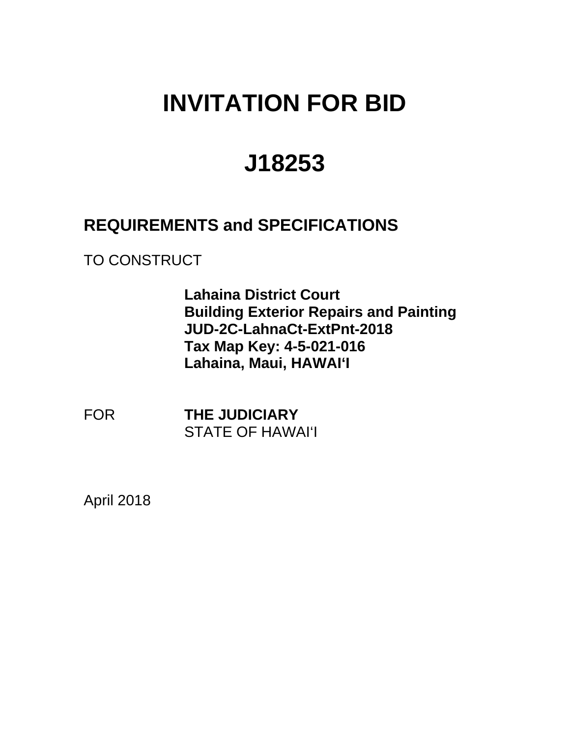# INVITATION FOR BID

# J18253

## REQUIREMENTS and SPECIFICATIONS

TO CONSTRUCT

**Lahaina District Court**
**Building Exterior Repairs and Painting**
**JUD-2C-LahnaCt-ExtPnt-2018**
**Tax Map Key: 4-5-021-016**
**Lahaina, Maui, HAWAI‘I**

FOR **THE JUDICIARY**
STATE OF HAWAI‘I

April 2018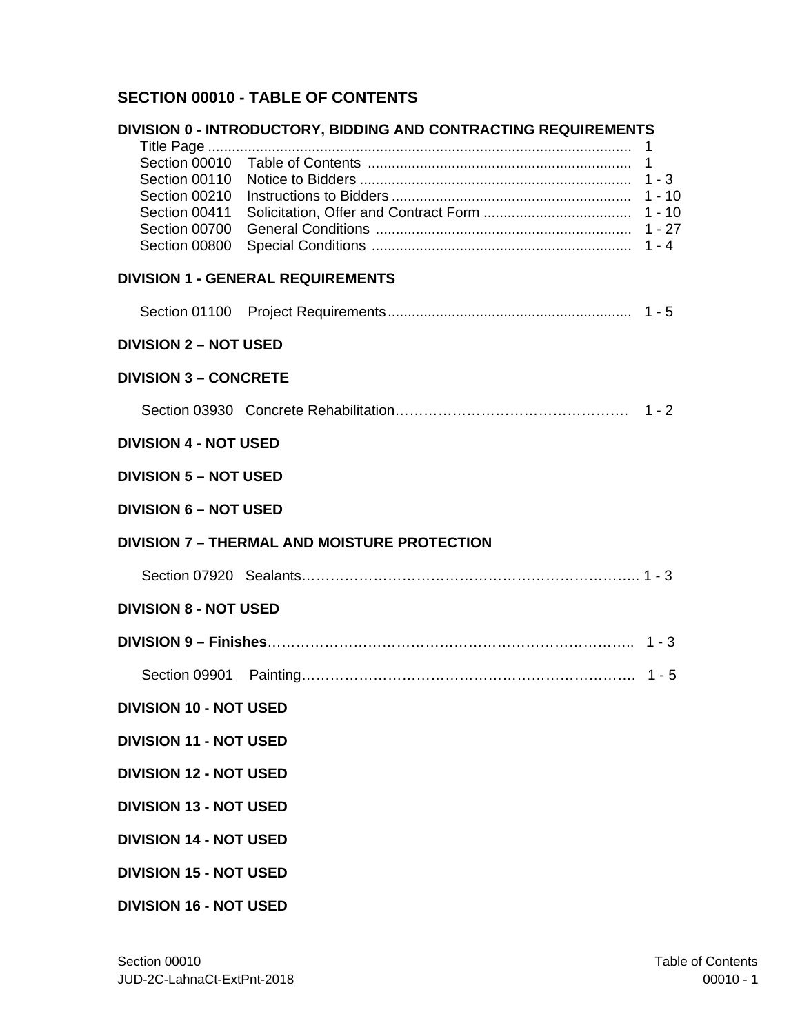# SECTION 00010 - TABLE OF CONTENTS

## DIVISION 0 - INTRODUCTORY, BIDDING AND CONTRACTING REQUIREMENTS

| | | |
|---|---|---|
| Title Page | | 1 |
| Section 00010 | Table of Contents | 1 |
| Section 00110 | Notice to Bidders | 1 - 3 |
| Section 00210 | Instructions to Bidders | 1 - 10 |
| Section 00411 | Solicitation, Offer and Contract Form | 1 - 10 |
| Section 00700 | General Conditions | 1 - 27 |
| Section 00800 | Special Conditions | 1 - 4 |

## DIVISION 1 - GENERAL REQUIREMENTS

| | | |
|---|---|---|
| Section 01100 | Project Requirements | 1 - 5 |

## DIVISION 2 – NOT USED

## DIVISION 3 – CONCRETE

| | | |
|---|---|---|
| Section 03930 | Concrete Rehabilitation | 1 - 2 |

## DIVISION 4 - NOT USED

## DIVISION 5 – NOT USED

## DIVISION 6 – NOT USED

## DIVISION 7 – THERMAL AND MOISTURE PROTECTION

| | | |
|---|---|---|
| Section 07920 | Sealants | 1 - 3 |

## DIVISION 8 - NOT USED

## DIVISION 9 – Finishes …… 1 - 3

| | | |
|---|---|---|
| Section 09901 | Painting | 1 - 5 |

## DIVISION 10 - NOT USED

## DIVISION 11 - NOT USED

## DIVISION 12 - NOT USED

## DIVISION 13 - NOT USED

## DIVISION 14 - NOT USED

## DIVISION 15 - NOT USED

## DIVISION 16 - NOT USED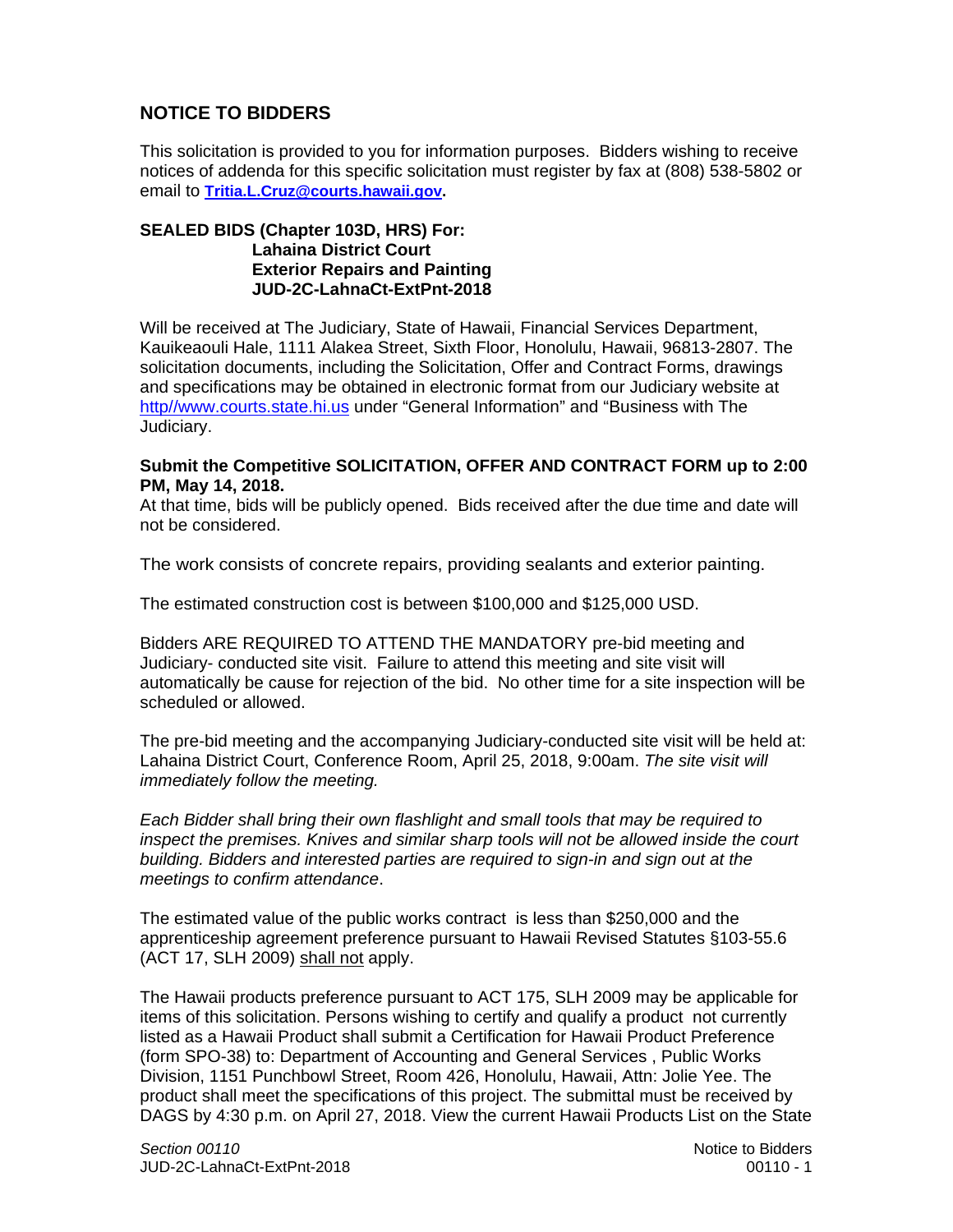## NOTICE TO BIDDERS

This solicitation is provided to you for information purposes. Bidders wishing to receive notices of addenda for this specific solicitation must register by fax at (808) 538-5802 or email to **Tritia.L.Cruz@courts.hawaii.gov.**

**SEALED BIDS (Chapter 103D, HRS) For:**
**Lahaina District Court**
**Exterior Repairs and Painting**
**JUD-2C-LahnaCt-ExtPnt-2018**

Will be received at The Judiciary, State of Hawaii, Financial Services Department, Kauikeaouli Hale, 1111 Alakea Street, Sixth Floor, Honolulu, Hawaii, 96813-2807. The solicitation documents, including the Solicitation, Offer and Contract Forms, drawings and specifications may be obtained in electronic format from our Judiciary website at http//www.courts.state.hi.us under "General Information" and "Business with The Judiciary.

**Submit the Competitive SOLICITATION, OFFER AND CONTRACT FORM up to 2:00 PM, May 14, 2018.**
At that time, bids will be publicly opened. Bids received after the due time and date will not be considered.

The work consists of concrete repairs, providing sealants and exterior painting.

The estimated construction cost is between $100,000 and $125,000 USD.

Bidders ARE REQUIRED TO ATTEND THE MANDATORY pre-bid meeting and Judiciary- conducted site visit. Failure to attend this meeting and site visit will automatically be cause for rejection of the bid. No other time for a site inspection will be scheduled or allowed.

The pre-bid meeting and the accompanying Judiciary-conducted site visit will be held at: Lahaina District Court, Conference Room, April 25, 2018, 9:00am. *The site visit will immediately follow the meeting.*

*Each Bidder shall bring their own flashlight and small tools that may be required to inspect the premises. Knives and similar sharp tools will not be allowed inside the court building. Bidders and interested parties are required to sign-in and sign out at the meetings to confirm attendance*.

The estimated value of the public works contract is less than $250,000 and the apprenticeship agreement preference pursuant to Hawaii Revised Statutes §103-55.6 (ACT 17, SLH 2009) <u>shall not</u> apply.

The Hawaii products preference pursuant to ACT 175, SLH 2009 may be applicable for items of this solicitation. Persons wishing to certify and qualify a product not currently listed as a Hawaii Product shall submit a Certification for Hawaii Product Preference (form SPO-38) to: Department of Accounting and General Services , Public Works Division, 1151 Punchbowl Street, Room 426, Honolulu, Hawaii, Attn: Jolie Yee. The product shall meet the specifications of this project. The submittal must be received by DAGS by 4:30 p.m. on April 27, 2018. View the current Hawaii Products List on the State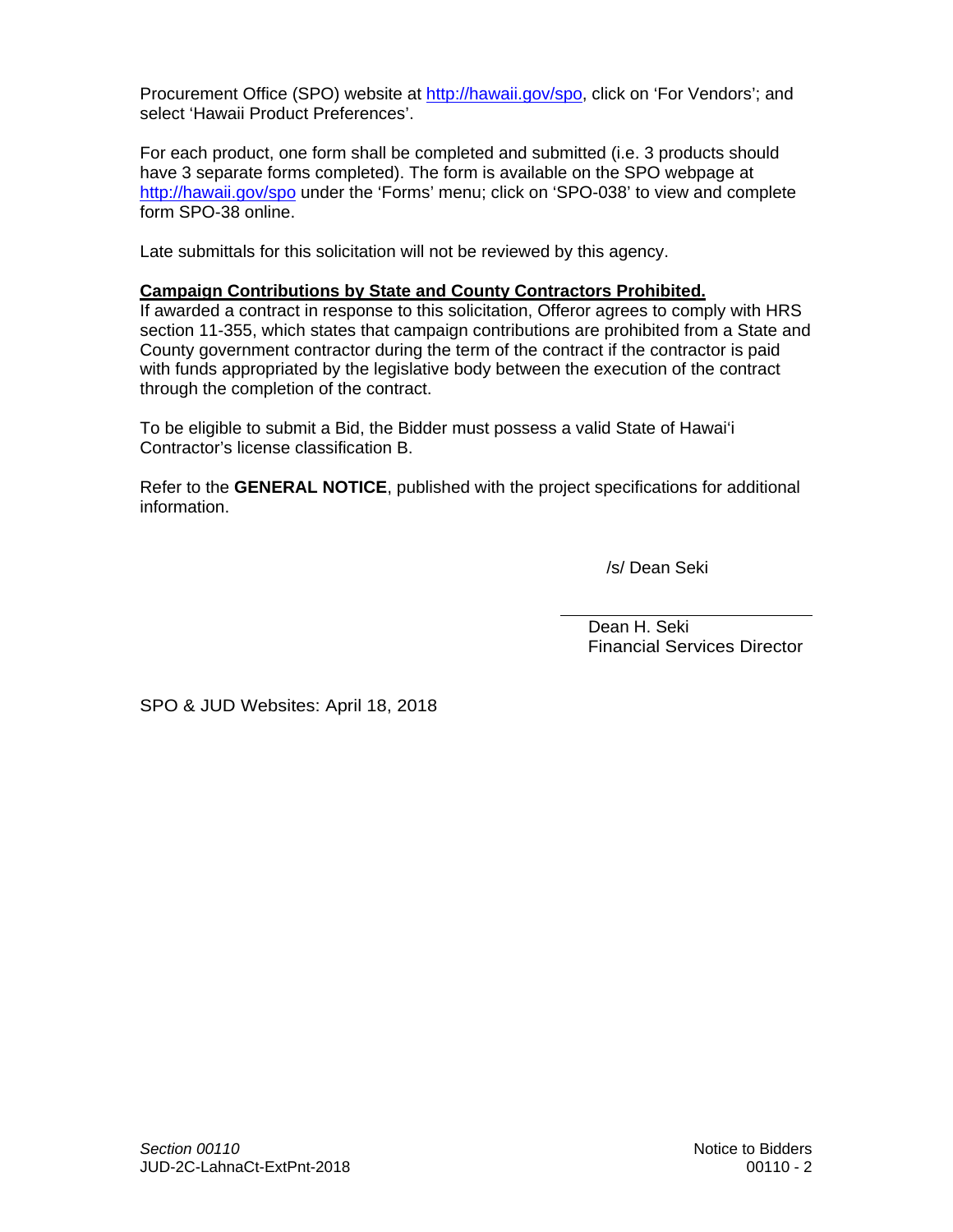Procurement Office (SPO) website at http://hawaii.gov/spo, click on 'For Vendors'; and select 'Hawaii Product Preferences'.

For each product, one form shall be completed and submitted (i.e. 3 products should have 3 separate forms completed). The form is available on the SPO webpage at http://hawaii.gov/spo under the 'Forms' menu; click on 'SPO-038' to view and complete form SPO-38 online.

Late submittals for this solicitation will not be reviewed by this agency.

**Campaign Contributions by State and County Contractors Prohibited.**
If awarded a contract in response to this solicitation, Offeror agrees to comply with HRS section 11-355, which states that campaign contributions are prohibited from a State and County government contractor during the term of the contract if the contractor is paid with funds appropriated by the legislative body between the execution of the contract through the completion of the contract.

To be eligible to submit a Bid, the Bidder must possess a valid State of Hawai'i Contractor's license classification B.

Refer to the **GENERAL NOTICE**, published with the project specifications for additional information.

/s/ Dean Seki

Dean H. Seki
Financial Services Director

SPO & JUD Websites: April 18, 2018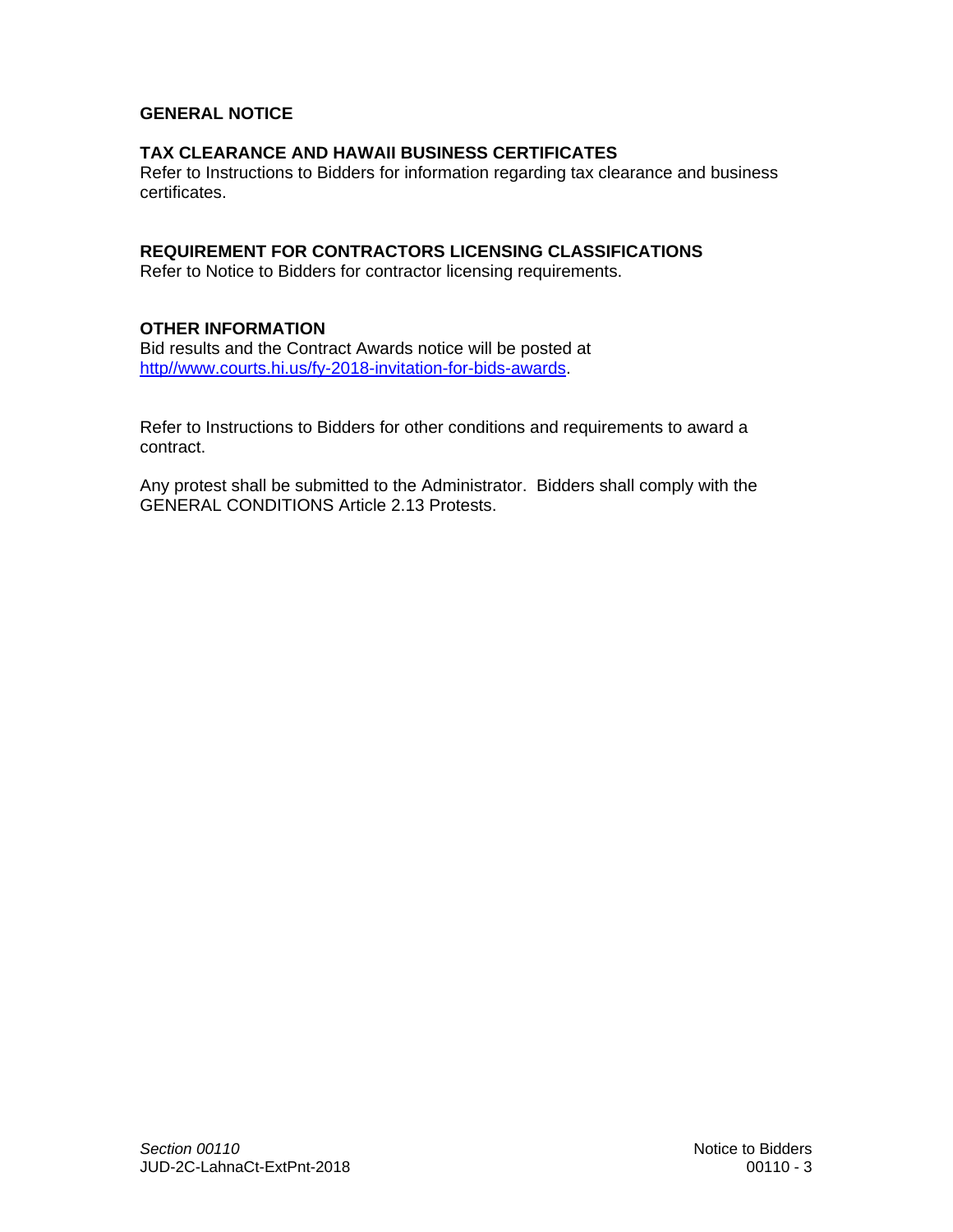## GENERAL NOTICE

### TAX CLEARANCE AND HAWAII BUSINESS CERTIFICATES

Refer to Instructions to Bidders for information regarding tax clearance and business certificates.

### REQUIREMENT FOR CONTRACTORS LICENSING CLASSIFICATIONS

Refer to Notice to Bidders for contractor licensing requirements.

### OTHER INFORMATION

Bid results and the Contract Awards notice will be posted at [http//www.courts.hi.us/fy-2018-invitation-for-bids-awards](http//www.courts.hi.us/fy-2018-invitation-for-bids-awards).

Refer to Instructions to Bidders for other conditions and requirements to award a contract.

Any protest shall be submitted to the Administrator. Bidders shall comply with the GENERAL CONDITIONS Article 2.13 Protests.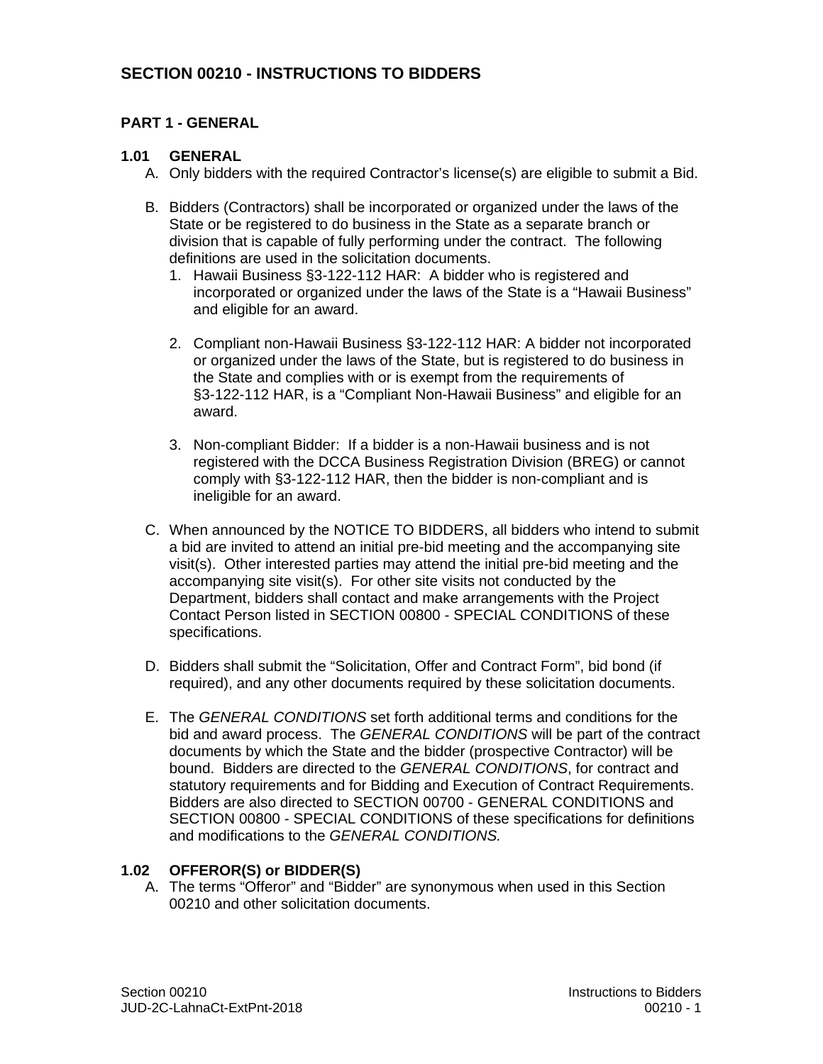# SECTION 00210 - INSTRUCTIONS TO BIDDERS

## PART 1 - GENERAL

### 1.01 GENERAL

A. Only bidders with the required Contractor's license(s) are eligible to submit a Bid.

B. Bidders (Contractors) shall be incorporated or organized under the laws of the State or be registered to do business in the State as a separate branch or division that is capable of fully performing under the contract. The following definitions are used in the solicitation documents.

1. Hawaii Business §3-122-112 HAR: A bidder who is registered and incorporated or organized under the laws of the State is a "Hawaii Business" and eligible for an award.

2. Compliant non-Hawaii Business §3-122-112 HAR: A bidder not incorporated or organized under the laws of the State, but is registered to do business in the State and complies with or is exempt from the requirements of §3-122-112 HAR, is a "Compliant Non-Hawaii Business" and eligible for an award.

3. Non-compliant Bidder: If a bidder is a non-Hawaii business and is not registered with the DCCA Business Registration Division (BREG) or cannot comply with §3-122-112 HAR, then the bidder is non-compliant and is ineligible for an award.

C. When announced by the NOTICE TO BIDDERS, all bidders who intend to submit a bid are invited to attend an initial pre-bid meeting and the accompanying site visit(s). Other interested parties may attend the initial pre-bid meeting and the accompanying site visit(s). For other site visits not conducted by the Department, bidders shall contact and make arrangements with the Project Contact Person listed in SECTION 00800 - SPECIAL CONDITIONS of these specifications.

D. Bidders shall submit the "Solicitation, Offer and Contract Form", bid bond (if required), and any other documents required by these solicitation documents.

E. The *GENERAL CONDITIONS* set forth additional terms and conditions for the bid and award process. The *GENERAL CONDITIONS* will be part of the contract documents by which the State and the bidder (prospective Contractor) will be bound. Bidders are directed to the *GENERAL CONDITIONS*, for contract and statutory requirements and for Bidding and Execution of Contract Requirements. Bidders are also directed to SECTION 00700 - GENERAL CONDITIONS and SECTION 00800 - SPECIAL CONDITIONS of these specifications for definitions and modifications to the *GENERAL CONDITIONS.*

### 1.02 OFFEROR(S) or BIDDER(S)

A. The terms "Offeror" and "Bidder" are synonymous when used in this Section 00210 and other solicitation documents.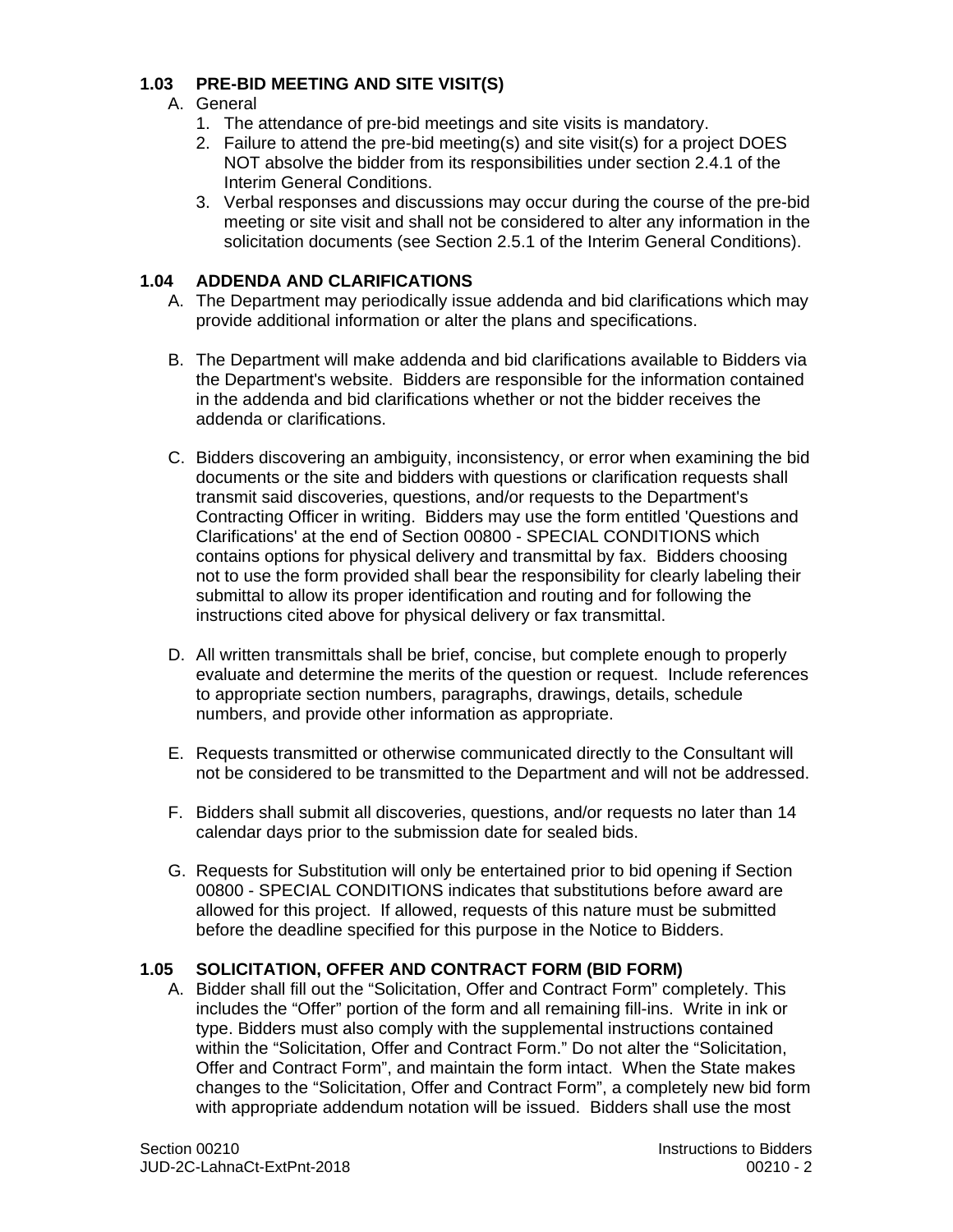### 1.03 PRE-BID MEETING AND SITE VISIT(S)

A. General

1. The attendance of pre-bid meetings and site visits is mandatory.
2. Failure to attend the pre-bid meeting(s) and site visit(s) for a project DOES NOT absolve the bidder from its responsibilities under section 2.4.1 of the Interim General Conditions.
3. Verbal responses and discussions may occur during the course of the pre-bid meeting or site visit and shall not be considered to alter any information in the solicitation documents (see Section 2.5.1 of the Interim General Conditions).

### 1.04 ADDENDA AND CLARIFICATIONS

A. The Department may periodically issue addenda and bid clarifications which may provide additional information or alter the plans and specifications.

B. The Department will make addenda and bid clarifications available to Bidders via the Department's website. Bidders are responsible for the information contained in the addenda and bid clarifications whether or not the bidder receives the addenda or clarifications.

C. Bidders discovering an ambiguity, inconsistency, or error when examining the bid documents or the site and bidders with questions or clarification requests shall transmit said discoveries, questions, and/or requests to the Department's Contracting Officer in writing. Bidders may use the form entitled 'Questions and Clarifications' at the end of Section 00800 - SPECIAL CONDITIONS which contains options for physical delivery and transmittal by fax. Bidders choosing not to use the form provided shall bear the responsibility for clearly labeling their submittal to allow its proper identification and routing and for following the instructions cited above for physical delivery or fax transmittal.

D. All written transmittals shall be brief, concise, but complete enough to properly evaluate and determine the merits of the question or request. Include references to appropriate section numbers, paragraphs, drawings, details, schedule numbers, and provide other information as appropriate.

E. Requests transmitted or otherwise communicated directly to the Consultant will not be considered to be transmitted to the Department and will not be addressed.

F. Bidders shall submit all discoveries, questions, and/or requests no later than 14 calendar days prior to the submission date for sealed bids.

G. Requests for Substitution will only be entertained prior to bid opening if Section 00800 - SPECIAL CONDITIONS indicates that substitutions before award are allowed for this project. If allowed, requests of this nature must be submitted before the deadline specified for this purpose in the Notice to Bidders.

### 1.05 SOLICITATION, OFFER AND CONTRACT FORM (BID FORM)

A. Bidder shall fill out the "Solicitation, Offer and Contract Form" completely. This includes the "Offer" portion of the form and all remaining fill-ins. Write in ink or type. Bidders must also comply with the supplemental instructions contained within the "Solicitation, Offer and Contract Form." Do not alter the "Solicitation, Offer and Contract Form", and maintain the form intact. When the State makes changes to the "Solicitation, Offer and Contract Form", a completely new bid form with appropriate addendum notation will be issued. Bidders shall use the most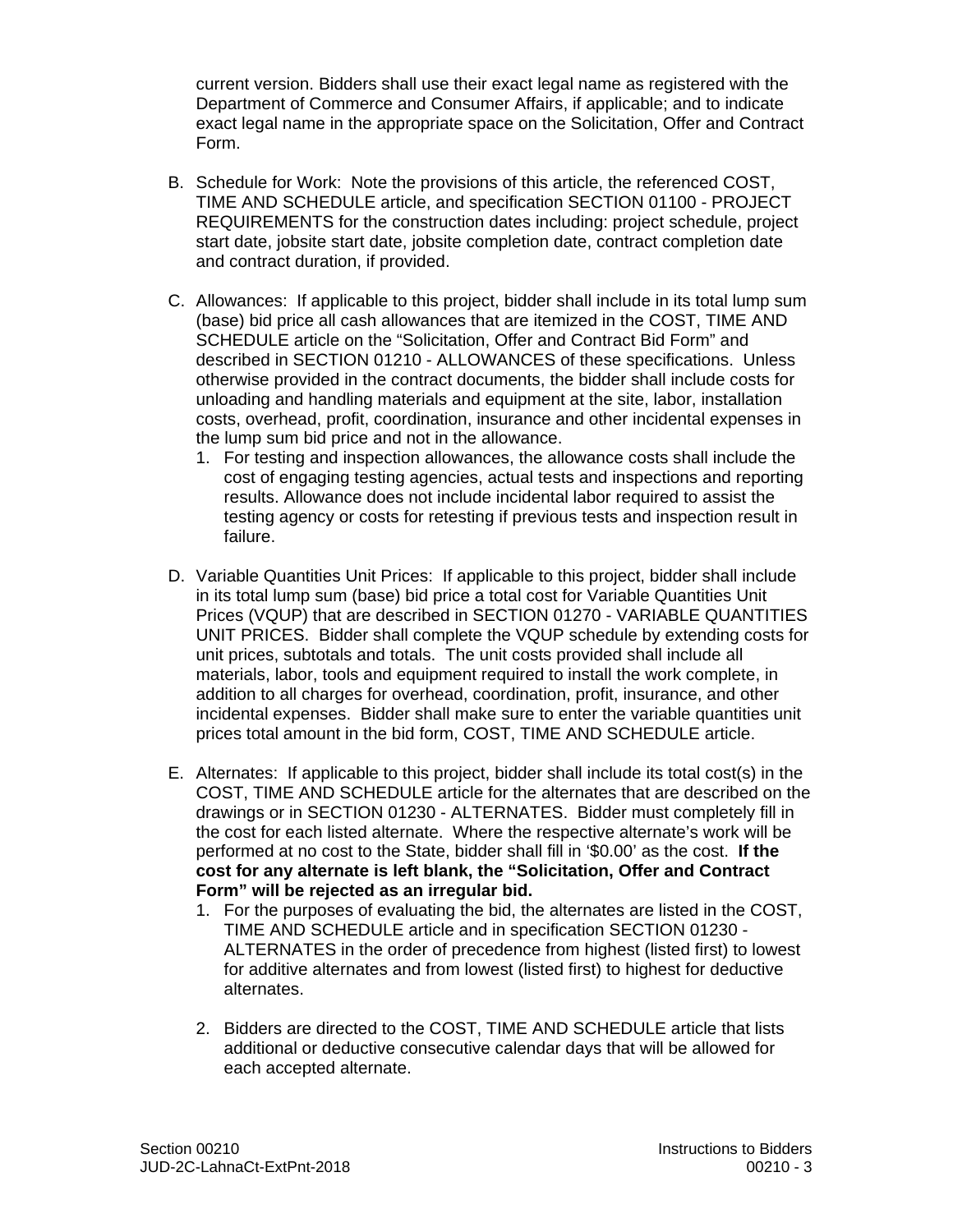current version. Bidders shall use their exact legal name as registered with the Department of Commerce and Consumer Affairs, if applicable; and to indicate exact legal name in the appropriate space on the Solicitation, Offer and Contract Form.

B. Schedule for Work: Note the provisions of this article, the referenced COST, TIME AND SCHEDULE article, and specification SECTION 01100 - PROJECT REQUIREMENTS for the construction dates including: project schedule, project start date, jobsite start date, jobsite completion date, contract completion date and contract duration, if provided.

C. Allowances: If applicable to this project, bidder shall include in its total lump sum (base) bid price all cash allowances that are itemized in the COST, TIME AND SCHEDULE article on the "Solicitation, Offer and Contract Bid Form" and described in SECTION 01210 - ALLOWANCES of these specifications. Unless otherwise provided in the contract documents, the bidder shall include costs for unloading and handling materials and equipment at the site, labor, installation costs, overhead, profit, coordination, insurance and other incidental expenses in the lump sum bid price and not in the allowance.
   1. For testing and inspection allowances, the allowance costs shall include the cost of engaging testing agencies, actual tests and inspections and reporting results. Allowance does not include incidental labor required to assist the testing agency or costs for retesting if previous tests and inspection result in failure.

D. Variable Quantities Unit Prices: If applicable to this project, bidder shall include in its total lump sum (base) bid price a total cost for Variable Quantities Unit Prices (VQUP) that are described in SECTION 01270 - VARIABLE QUANTITIES UNIT PRICES. Bidder shall complete the VQUP schedule by extending costs for unit prices, subtotals and totals. The unit costs provided shall include all materials, labor, tools and equipment required to install the work complete, in addition to all charges for overhead, coordination, profit, insurance, and other incidental expenses. Bidder shall make sure to enter the variable quantities unit prices total amount in the bid form, COST, TIME AND SCHEDULE article.

E. Alternates: If applicable to this project, bidder shall include its total cost(s) in the COST, TIME AND SCHEDULE article for the alternates that are described on the drawings or in SECTION 01230 - ALTERNATES. Bidder must completely fill in the cost for each listed alternate. Where the respective alternate's work will be performed at no cost to the State, bidder shall fill in '$0.00' as the cost. **If the cost for any alternate is left blank, the "Solicitation, Offer and Contract Form" will be rejected as an irregular bid.**
   1. For the purposes of evaluating the bid, the alternates are listed in the COST, TIME AND SCHEDULE article and in specification SECTION 01230 - ALTERNATES in the order of precedence from highest (listed first) to lowest for additive alternates and from lowest (listed first) to highest for deductive alternates.

   2. Bidders are directed to the COST, TIME AND SCHEDULE article that lists additional or deductive consecutive calendar days that will be allowed for each accepted alternate.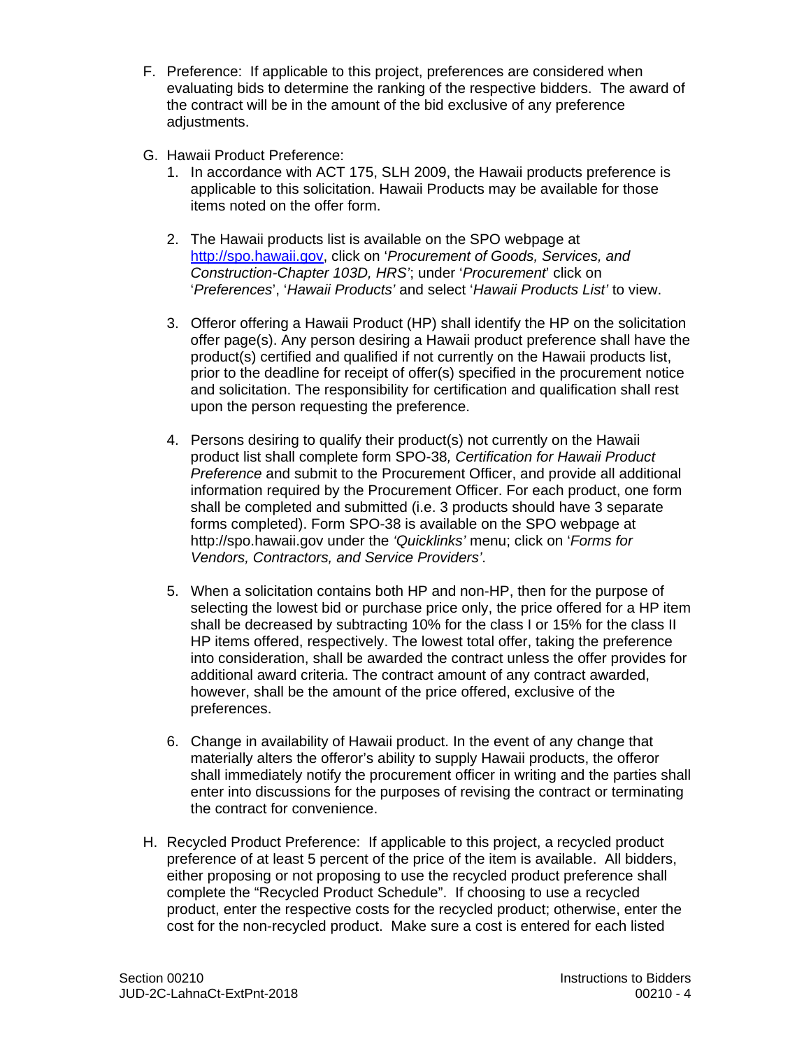F. Preference: If applicable to this project, preferences are considered when evaluating bids to determine the ranking of the respective bidders. The award of the contract will be in the amount of the bid exclusive of any preference adjustments.

G. Hawaii Product Preference:

1. In accordance with ACT 175, SLH 2009, the Hawaii products preference is applicable to this solicitation. Hawaii Products may be available for those items noted on the offer form.

2. The Hawaii products list is available on the SPO webpage at [http://spo.hawaii.gov](http://spo.hawaii.gov), click on '*Procurement of Goods, Services, and Construction-Chapter 103D, HRS*'; under '*Procurement*' click on '*Preferences*', '*Hawaii Products'* and select '*Hawaii Products List'* to view.

3. Offeror offering a Hawaii Product (HP) shall identify the HP on the solicitation offer page(s). Any person desiring a Hawaii product preference shall have the product(s) certified and qualified if not currently on the Hawaii products list, prior to the deadline for receipt of offer(s) specified in the procurement notice and solicitation. The responsibility for certification and qualification shall rest upon the person requesting the preference.

4. Persons desiring to qualify their product(s) not currently on the Hawaii product list shall complete form SPO-38*, Certification for Hawaii Product Preference* and submit to the Procurement Officer, and provide all additional information required by the Procurement Officer. For each product, one form shall be completed and submitted (i.e. 3 products should have 3 separate forms completed). Form SPO-38 is available on the SPO webpage at http://spo.hawaii.gov under the *'Quicklinks'* menu; click on '*Forms for Vendors, Contractors, and Service Providers'*.

5. When a solicitation contains both HP and non-HP, then for the purpose of selecting the lowest bid or purchase price only, the price offered for a HP item shall be decreased by subtracting 10% for the class I or 15% for the class II HP items offered, respectively. The lowest total offer, taking the preference into consideration, shall be awarded the contract unless the offer provides for additional award criteria. The contract amount of any contract awarded, however, shall be the amount of the price offered, exclusive of the preferences.

6. Change in availability of Hawaii product. In the event of any change that materially alters the offeror's ability to supply Hawaii products, the offeror shall immediately notify the procurement officer in writing and the parties shall enter into discussions for the purposes of revising the contract or terminating the contract for convenience.

H. Recycled Product Preference: If applicable to this project, a recycled product preference of at least 5 percent of the price of the item is available. All bidders, either proposing or not proposing to use the recycled product preference shall complete the "Recycled Product Schedule". If choosing to use a recycled product, enter the respective costs for the recycled product; otherwise, enter the cost for the non-recycled product. Make sure a cost is entered for each listed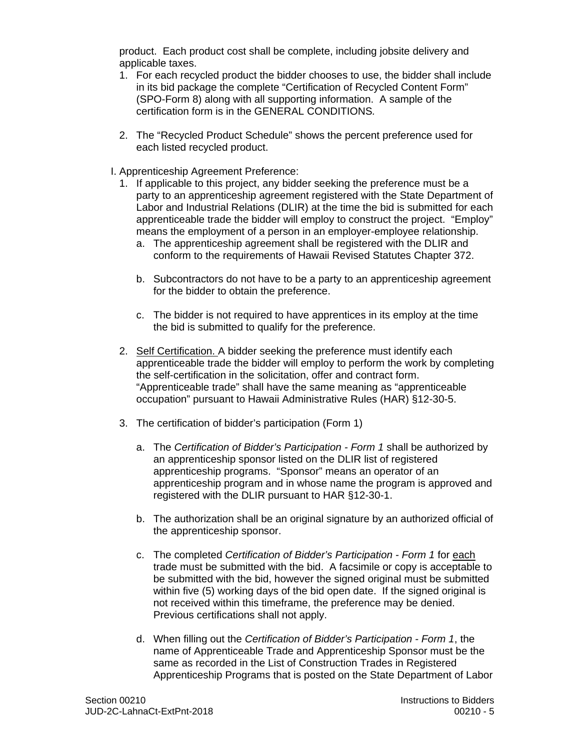product. Each product cost shall be complete, including jobsite delivery and applicable taxes.

1. For each recycled product the bidder chooses to use, the bidder shall include in its bid package the complete "Certification of Recycled Content Form" (SPO-Form 8) along with all supporting information. A sample of the certification form is in the GENERAL CONDITIONS.

2. The "Recycled Product Schedule" shows the percent preference used for each listed recycled product.

I. Apprenticeship Agreement Preference:

1. If applicable to this project, any bidder seeking the preference must be a party to an apprenticeship agreement registered with the State Department of Labor and Industrial Relations (DLIR) at the time the bid is submitted for each apprenticeable trade the bidder will employ to construct the project. "Employ" means the employment of a person in an employer-employee relationship.
   a. The apprenticeship agreement shall be registered with the DLIR and conform to the requirements of Hawaii Revised Statutes Chapter 372.

   b. Subcontractors do not have to be a party to an apprenticeship agreement for the bidder to obtain the preference.

   c. The bidder is not required to have apprentices in its employ at the time the bid is submitted to qualify for the preference.

2. Self Certification. A bidder seeking the preference must identify each apprenticeable trade the bidder will employ to perform the work by completing the self-certification in the solicitation, offer and contract form. "Apprenticeable trade" shall have the same meaning as "apprenticeable occupation" pursuant to Hawaii Administrative Rules (HAR) §12-30-5.

3. The certification of bidder's participation (Form 1)

   a. The *Certification of Bidder's Participation - Form 1* shall be authorized by an apprenticeship sponsor listed on the DLIR list of registered apprenticeship programs. "Sponsor" means an operator of an apprenticeship program and in whose name the program is approved and registered with the DLIR pursuant to HAR §12-30-1.

   b. The authorization shall be an original signature by an authorized official of the apprenticeship sponsor.

   c. The completed *Certification of Bidder's Participation - Form 1* for each trade must be submitted with the bid. A facsimile or copy is acceptable to be submitted with the bid, however the signed original must be submitted within five (5) working days of the bid open date. If the signed original is not received within this timeframe, the preference may be denied. Previous certifications shall not apply.

   d. When filling out the *Certification of Bidder's Participation - Form 1*, the name of Apprenticeable Trade and Apprenticeship Sponsor must be the same as recorded in the List of Construction Trades in Registered Apprenticeship Programs that is posted on the State Department of Labor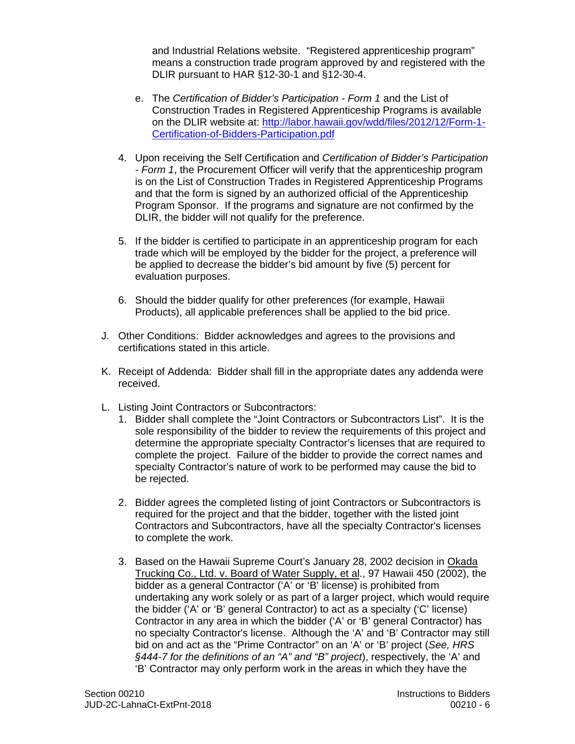and Industrial Relations website. "Registered apprenticeship program" means a construction trade program approved by and registered with the DLIR pursuant to HAR §12-30-1 and §12-30-4.

e. The *Certification of Bidder's Participation - Form 1* and the List of Construction Trades in Registered Apprenticeship Programs is available on the DLIR website at: http://labor.hawaii.gov/wdd/files/2012/12/Form-1-Certification-of-Bidders-Participation.pdf

4. Upon receiving the Self Certification and *Certification of Bidder's Participation - Form 1*, the Procurement Officer will verify that the apprenticeship program is on the List of Construction Trades in Registered Apprenticeship Programs and that the form is signed by an authorized official of the Apprenticeship Program Sponsor. If the programs and signature are not confirmed by the DLIR, the bidder will not qualify for the preference.

5. If the bidder is certified to participate in an apprenticeship program for each trade which will be employed by the bidder for the project, a preference will be applied to decrease the bidder's bid amount by five (5) percent for evaluation purposes.

6. Should the bidder qualify for other preferences (for example, Hawaii Products), all applicable preferences shall be applied to the bid price.

J. Other Conditions: Bidder acknowledges and agrees to the provisions and certifications stated in this article.

K. Receipt of Addenda: Bidder shall fill in the appropriate dates any addenda were received.

L. Listing Joint Contractors or Subcontractors:

1. Bidder shall complete the "Joint Contractors or Subcontractors List". It is the sole responsibility of the bidder to review the requirements of this project and determine the appropriate specialty Contractor's licenses that are required to complete the project. Failure of the bidder to provide the correct names and specialty Contractor's nature of work to be performed may cause the bid to be rejected.

2. Bidder agrees the completed listing of joint Contractors or Subcontractors is required for the project and that the bidder, together with the listed joint Contractors and Subcontractors, have all the specialty Contractor's licenses to complete the work.

3. Based on the Hawaii Supreme Court's January 28, 2002 decision in Okada Trucking Co., Ltd. v. Board of Water Supply, et al., 97 Hawaii 450 (2002), the bidder as a general Contractor ('A' or 'B' license) is prohibited from undertaking any work solely or as part of a larger project, which would require the bidder ('A' or 'B' general Contractor) to act as a specialty ('C' license) Contractor in any area in which the bidder ('A' or 'B' general Contractor) has no specialty Contractor's license. Although the 'A' and 'B' Contractor may still bid on and act as the "Prime Contractor" on an 'A' or 'B' project (*See, HRS §444-7 for the definitions of an "A" and "B" project*), respectively, the 'A' and 'B' Contractor may only perform work in the areas in which they have the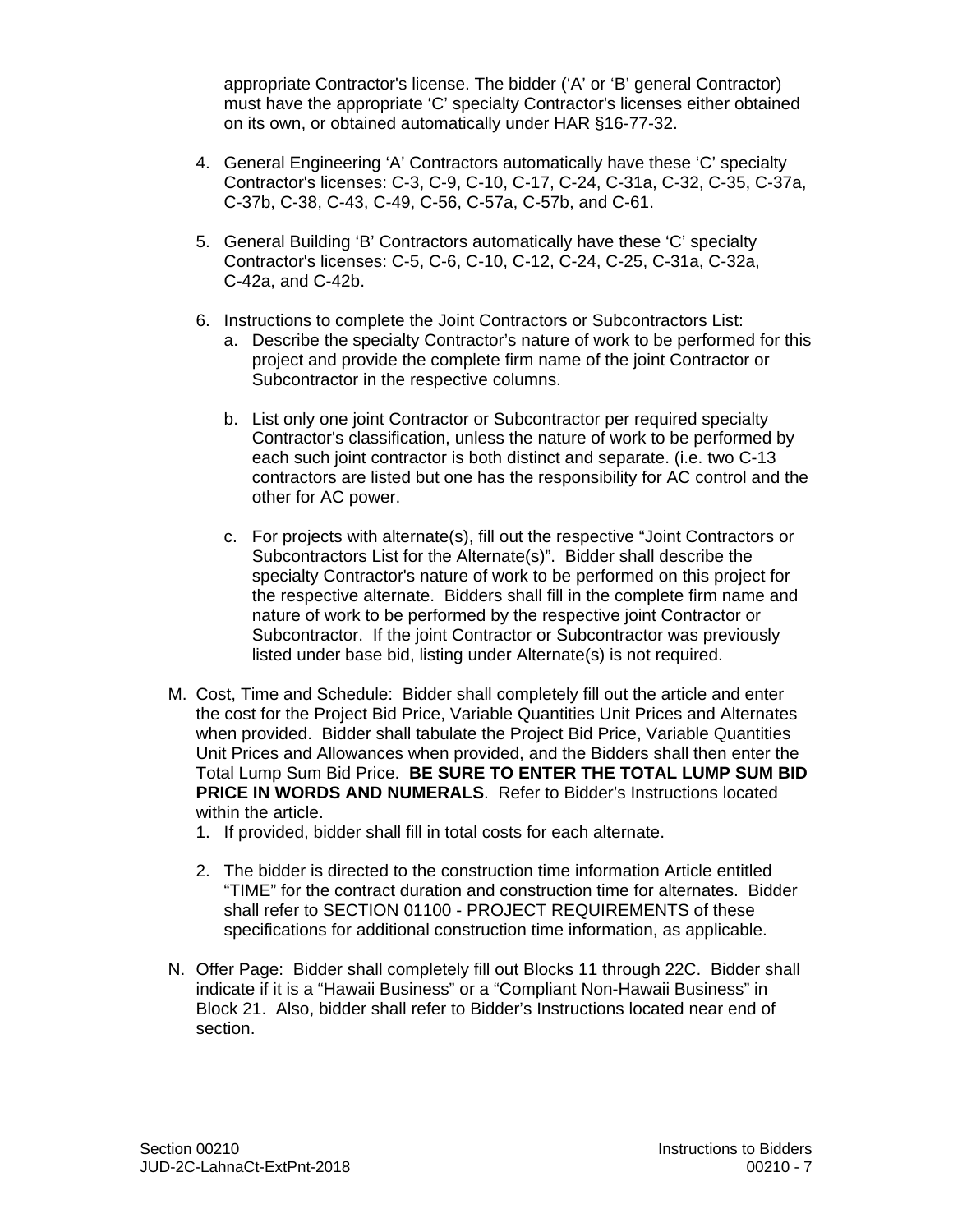appropriate Contractor's license. The bidder ('A' or 'B' general Contractor) must have the appropriate 'C' specialty Contractor's licenses either obtained on its own, or obtained automatically under HAR §16-77-32.

4. General Engineering 'A' Contractors automatically have these 'C' specialty Contractor's licenses: C-3, C-9, C-10, C-17, C-24, C-31a, C-32, C-35, C-37a, C-37b, C-38, C-43, C-49, C-56, C-57a, C-57b, and C-61.

5. General Building 'B' Contractors automatically have these 'C' specialty Contractor's licenses: C-5, C-6, C-10, C-12, C-24, C-25, C-31a, C-32a, C-42a, and C-42b.

6. Instructions to complete the Joint Contractors or Subcontractors List:
   a. Describe the specialty Contractor's nature of work to be performed for this project and provide the complete firm name of the joint Contractor or Subcontractor in the respective columns.

   b. List only one joint Contractor or Subcontractor per required specialty Contractor's classification, unless the nature of work to be performed by each such joint contractor is both distinct and separate. (i.e. two C-13 contractors are listed but one has the responsibility for AC control and the other for AC power.

   c. For projects with alternate(s), fill out the respective "Joint Contractors or Subcontractors List for the Alternate(s)". Bidder shall describe the specialty Contractor's nature of work to be performed on this project for the respective alternate. Bidders shall fill in the complete firm name and nature of work to be performed by the respective joint Contractor or Subcontractor. If the joint Contractor or Subcontractor was previously listed under base bid, listing under Alternate(s) is not required.

M. Cost, Time and Schedule: Bidder shall completely fill out the article and enter the cost for the Project Bid Price, Variable Quantities Unit Prices and Alternates when provided. Bidder shall tabulate the Project Bid Price, Variable Quantities Unit Prices and Allowances when provided, and the Bidders shall then enter the Total Lump Sum Bid Price. **BE SURE TO ENTER THE TOTAL LUMP SUM BID PRICE IN WORDS AND NUMERALS**. Refer to Bidder's Instructions located within the article.
   1. If provided, bidder shall fill in total costs for each alternate.

   2. The bidder is directed to the construction time information Article entitled "TIME" for the contract duration and construction time for alternates. Bidder shall refer to SECTION 01100 - PROJECT REQUIREMENTS of these specifications for additional construction time information, as applicable.

N. Offer Page: Bidder shall completely fill out Blocks 11 through 22C. Bidder shall indicate if it is a "Hawaii Business" or a "Compliant Non-Hawaii Business" in Block 21. Also, bidder shall refer to Bidder's Instructions located near end of section.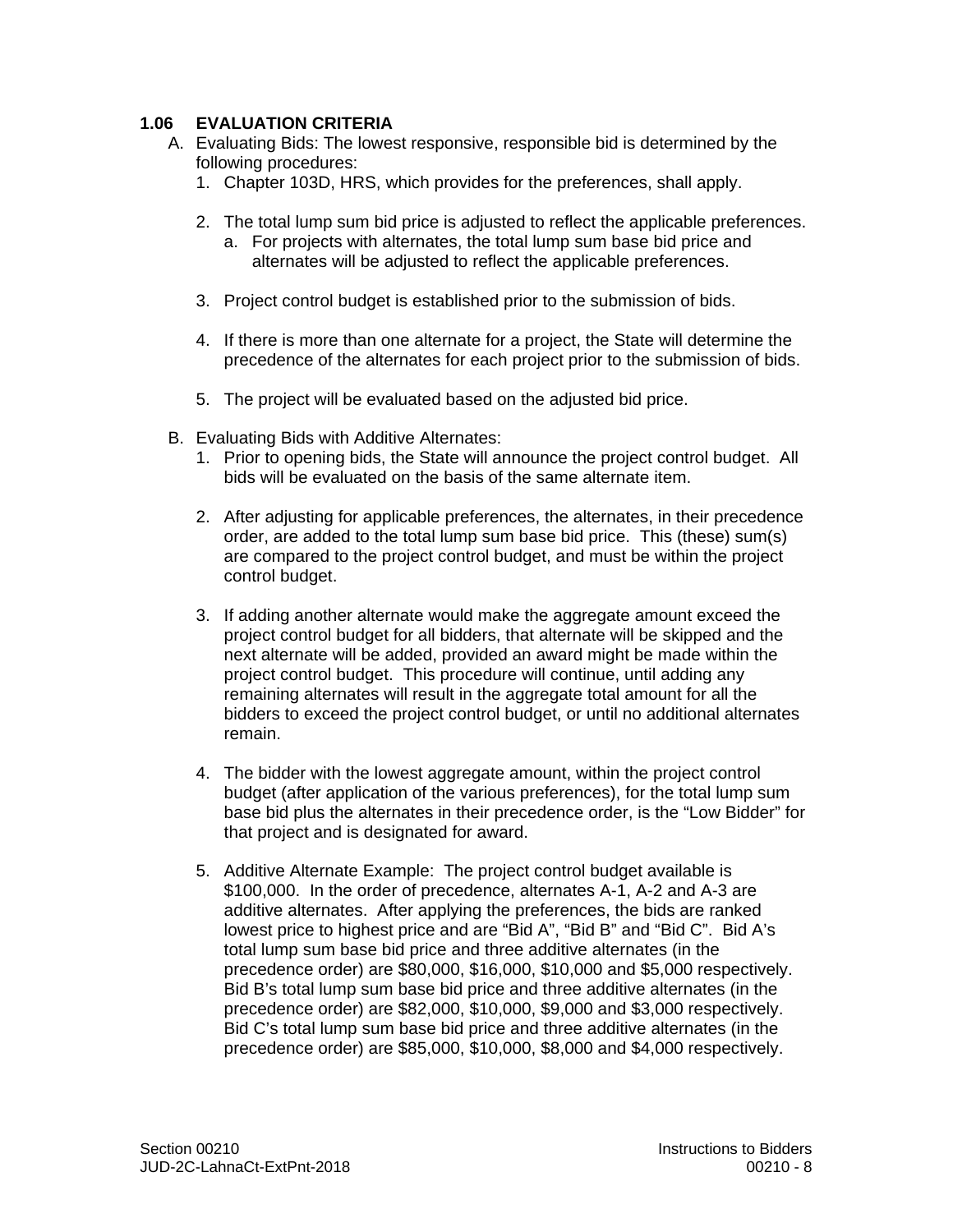### 1.06 EVALUATION CRITERIA

A. Evaluating Bids: The lowest responsive, responsible bid is determined by the following procedures:

1. Chapter 103D, HRS, which provides for the preferences, shall apply.

2. The total lump sum bid price is adjusted to reflect the applicable preferences.
   a. For projects with alternates, the total lump sum base bid price and alternates will be adjusted to reflect the applicable preferences.

3. Project control budget is established prior to the submission of bids.

4. If there is more than one alternate for a project, the State will determine the precedence of the alternates for each project prior to the submission of bids.

5. The project will be evaluated based on the adjusted bid price.

B. Evaluating Bids with Additive Alternates:

1. Prior to opening bids, the State will announce the project control budget. All bids will be evaluated on the basis of the same alternate item.

2. After adjusting for applicable preferences, the alternates, in their precedence order, are added to the total lump sum base bid price. This (these) sum(s) are compared to the project control budget, and must be within the project control budget.

3. If adding another alternate would make the aggregate amount exceed the project control budget for all bidders, that alternate will be skipped and the next alternate will be added, provided an award might be made within the project control budget. This procedure will continue, until adding any remaining alternates will result in the aggregate total amount for all the bidders to exceed the project control budget, or until no additional alternates remain.

4. The bidder with the lowest aggregate amount, within the project control budget (after application of the various preferences), for the total lump sum base bid plus the alternates in their precedence order, is the "Low Bidder" for that project and is designated for award.

5. Additive Alternate Example: The project control budget available is $100,000. In the order of precedence, alternates A-1, A-2 and A-3 are additive alternates. After applying the preferences, the bids are ranked lowest price to highest price and are "Bid A", "Bid B" and "Bid C". Bid A's total lump sum base bid price and three additive alternates (in the precedence order) are $80,000, $16,000, $10,000 and $5,000 respectively. Bid B's total lump sum base bid price and three additive alternates (in the precedence order) are $82,000, $10,000, $9,000 and $3,000 respectively. Bid C's total lump sum base bid price and three additive alternates (in the precedence order) are $85,000, $10,000, $8,000 and $4,000 respectively.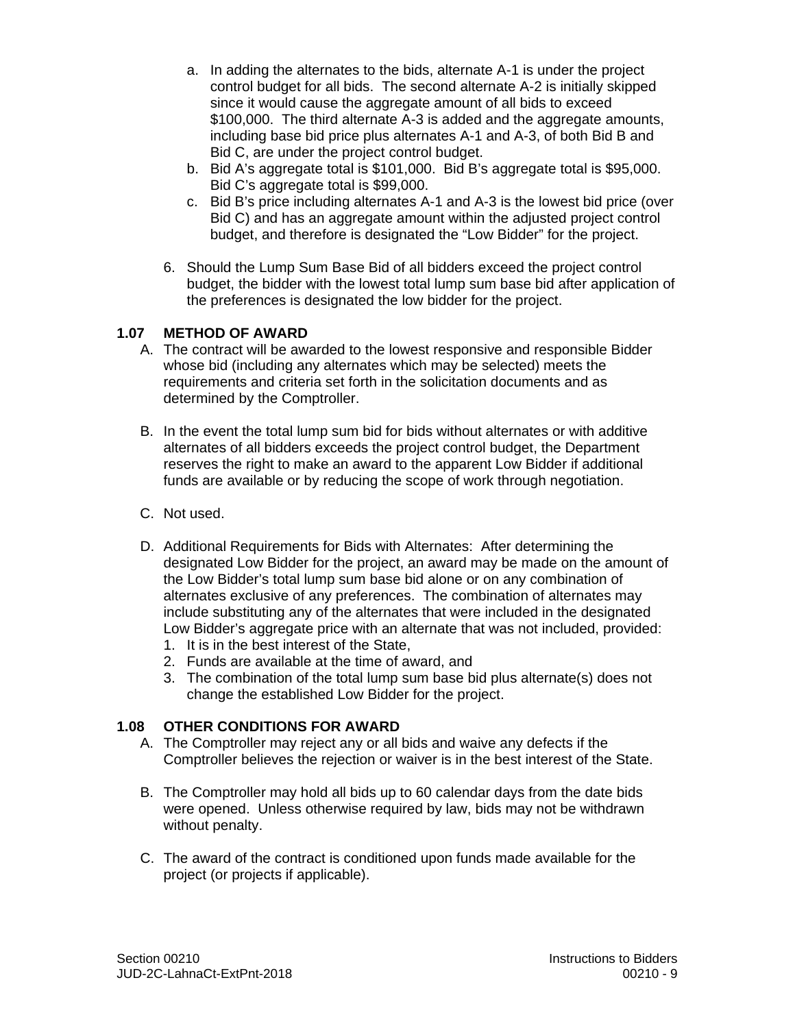a. In adding the alternates to the bids, alternate A-1 is under the project control budget for all bids. The second alternate A-2 is initially skipped since it would cause the aggregate amount of all bids to exceed $100,000. The third alternate A-3 is added and the aggregate amounts, including base bid price plus alternates A-1 and A-3, of both Bid B and Bid C, are under the project control budget.
b. Bid A's aggregate total is $101,000. Bid B's aggregate total is $95,000. Bid C's aggregate total is $99,000.
c. Bid B's price including alternates A-1 and A-3 is the lowest bid price (over Bid C) and has an aggregate amount within the adjusted project control budget, and therefore is designated the "Low Bidder" for the project.

6. Should the Lump Sum Base Bid of all bidders exceed the project control budget, the bidder with the lowest total lump sum base bid after application of the preferences is designated the low bidder for the project.

## 1.07 METHOD OF AWARD

A. The contract will be awarded to the lowest responsive and responsible Bidder whose bid (including any alternates which may be selected) meets the requirements and criteria set forth in the solicitation documents and as determined by the Comptroller.

B. In the event the total lump sum bid for bids without alternates or with additive alternates of all bidders exceeds the project control budget, the Department reserves the right to make an award to the apparent Low Bidder if additional funds are available or by reducing the scope of work through negotiation.

C. Not used.

D. Additional Requirements for Bids with Alternates: After determining the designated Low Bidder for the project, an award may be made on the amount of the Low Bidder's total lump sum base bid alone or on any combination of alternates exclusive of any preferences. The combination of alternates may include substituting any of the alternates that were included in the designated Low Bidder's aggregate price with an alternate that was not included, provided:
1. It is in the best interest of the State,
2. Funds are available at the time of award, and
3. The combination of the total lump sum base bid plus alternate(s) does not change the established Low Bidder for the project.

## 1.08 OTHER CONDITIONS FOR AWARD

A. The Comptroller may reject any or all bids and waive any defects if the Comptroller believes the rejection or waiver is in the best interest of the State.

B. The Comptroller may hold all bids up to 60 calendar days from the date bids were opened. Unless otherwise required by law, bids may not be withdrawn without penalty.

C. The award of the contract is conditioned upon funds made available for the project (or projects if applicable).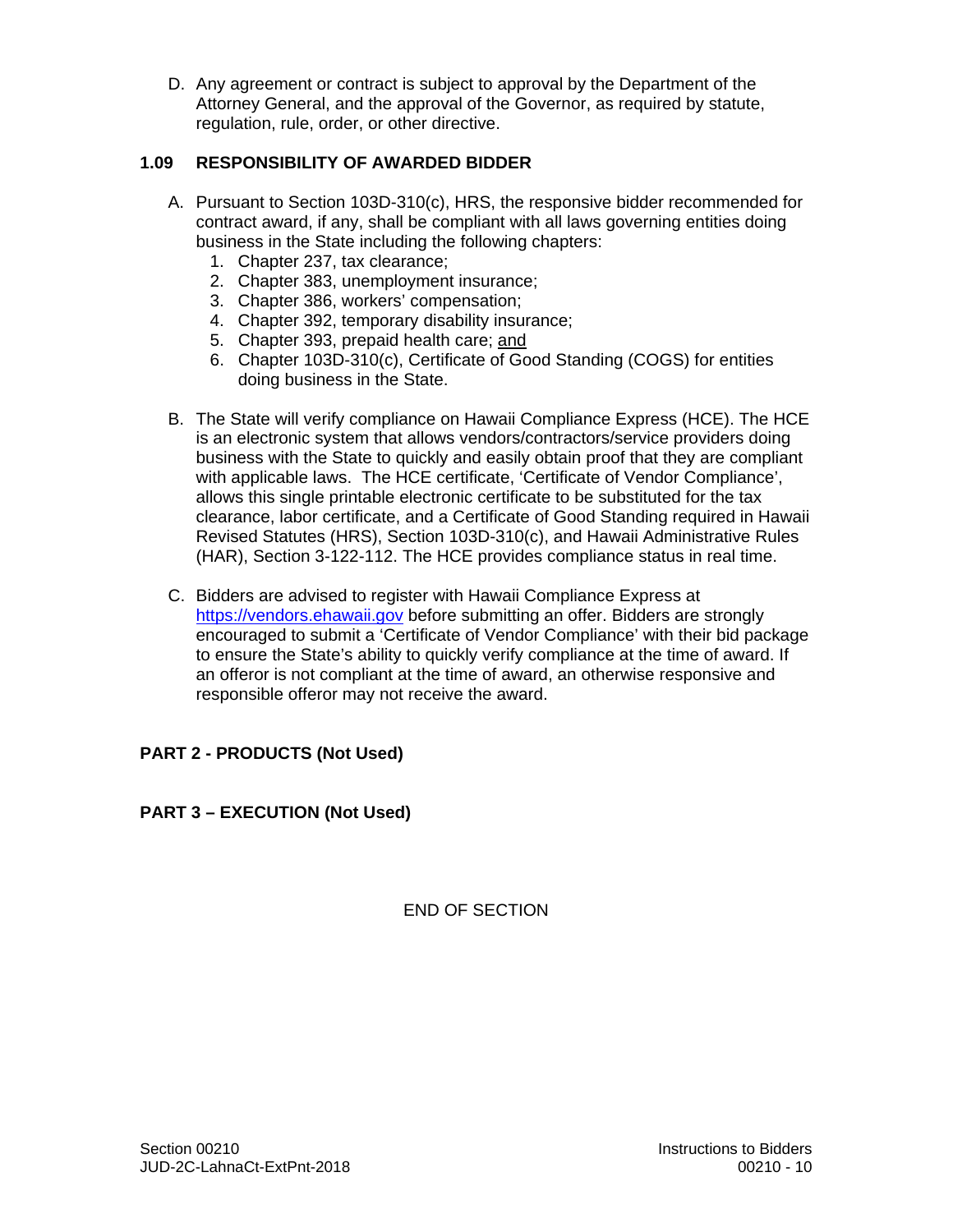D. Any agreement or contract is subject to approval by the Department of the Attorney General, and the approval of the Governor, as required by statute, regulation, rule, order, or other directive.

### 1.09 RESPONSIBILITY OF AWARDED BIDDER

A. Pursuant to Section 103D-310(c), HRS, the responsive bidder recommended for contract award, if any, shall be compliant with all laws governing entities doing business in the State including the following chapters:
   1. Chapter 237, tax clearance;
   2. Chapter 383, unemployment insurance;
   3. Chapter 386, workers' compensation;
   4. Chapter 392, temporary disability insurance;
   5. Chapter 393, prepaid health care; and
   6. Chapter 103D-310(c), Certificate of Good Standing (COGS) for entities doing business in the State.

B. The State will verify compliance on Hawaii Compliance Express (HCE). The HCE is an electronic system that allows vendors/contractors/service providers doing business with the State to quickly and easily obtain proof that they are compliant with applicable laws. The HCE certificate, 'Certificate of Vendor Compliance', allows this single printable electronic certificate to be substituted for the tax clearance, labor certificate, and a Certificate of Good Standing required in Hawaii Revised Statutes (HRS), Section 103D-310(c), and Hawaii Administrative Rules (HAR), Section 3-122-112. The HCE provides compliance status in real time.

C. Bidders are advised to register with Hawaii Compliance Express at https://vendors.ehawaii.gov before submitting an offer. Bidders are strongly encouraged to submit a 'Certificate of Vendor Compliance' with their bid package to ensure the State's ability to quickly verify compliance at the time of award. If an offeror is not compliant at the time of award, an otherwise responsive and responsible offeror may not receive the award.

## PART 2 - PRODUCTS (Not Used)

## PART 3 – EXECUTION (Not Used)

END OF SECTION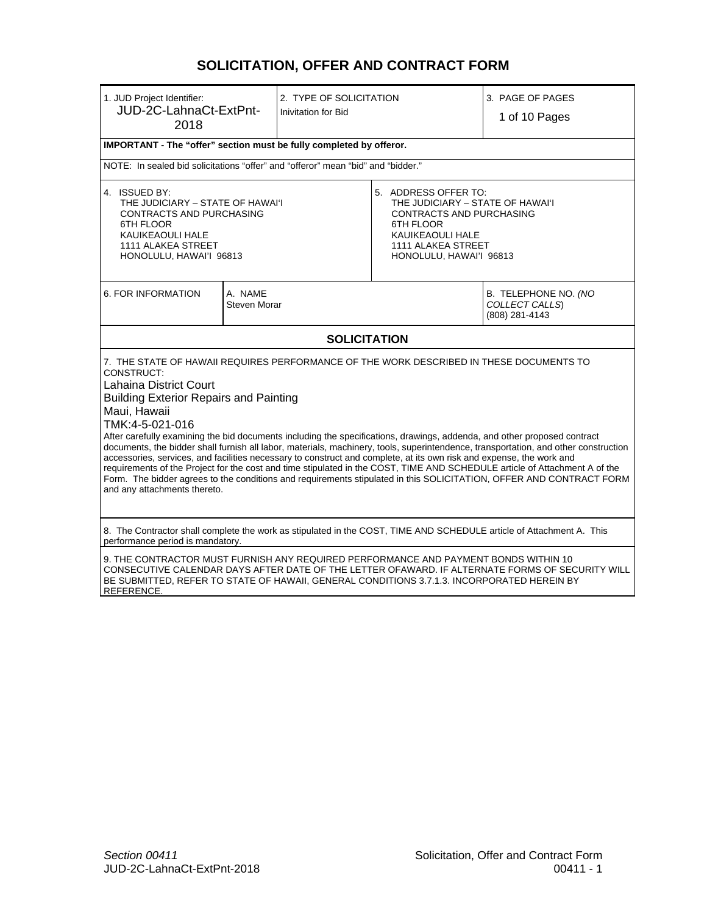# SOLICITATION, OFFER AND CONTRACT FORM

| 1. JUD Project Identifier: JUD-2C-LahnaCt-ExtPnt-2018 | 2. TYPE OF SOLICITATION Inivitation for Bid | 3. PAGE OF PAGES 1 of 10 Pages |
|---|---|---|

**IMPORTANT - The "offer" section must be fully completed by offeror.**

NOTE: In sealed bid solicitations "offer" and "offeror" mean "bid" and "bidder."

| 4. ISSUED BY: | 5. ADDRESS OFFER TO: |
|---|---|
| THE JUDICIARY – STATE OF HAWAI'I<br>CONTRACTS AND PURCHASING<br>6TH FLOOR<br>KAUIKEAOULI HALE<br>1111 ALAKEA STREET<br>HONOLULU, HAWAI'I 96813 | THE JUDICIARY – STATE OF HAWAI'I<br>CONTRACTS AND PURCHASING<br>6TH FLOOR<br>KAUIKEAOULI HALE<br>1111 ALAKEA STREET<br>HONOLULU, HAWAI'I 96813 |

| 6. FOR INFORMATION | A. NAME | B. TELEPHONE NO. *(NO COLLECT CALLS)* |
|---|---|---|
| | Steven Morar | (808) 281-4143 |

## SOLICITATION

7. THE STATE OF HAWAII REQUIRES PERFORMANCE OF THE WORK DESCRIBED IN THESE DOCUMENTS TO CONSTRUCT:

Lahaina District Court

Building Exterior Repairs and Painting

Maui, Hawaii

TMK:4-5-021-016

After carefully examining the bid documents including the specifications, drawings, addenda, and other proposed contract documents, the bidder shall furnish all labor, materials, machinery, tools, superintendence, transportation, and other construction accessories, services, and facilities necessary to construct and complete, at its own risk and expense, the work and requirements of the Project for the cost and time stipulated in the COST, TIME AND SCHEDULE article of Attachment A of the Form. The bidder agrees to the conditions and requirements stipulated in this SOLICITATION, OFFER AND CONTRACT FORM and any attachments thereto.

8. The Contractor shall complete the work as stipulated in the COST, TIME AND SCHEDULE article of Attachment A. This performance period is mandatory.

9. THE CONTRACTOR MUST FURNISH ANY REQUIRED PERFORMANCE AND PAYMENT BONDS WITHIN 10 CONSECUTIVE CALENDAR DAYS AFTER DATE OF THE LETTER OFAWARD. IF ALTERNATE FORMS OF SECURITY WILL BE SUBMITTED, REFER TO STATE OF HAWAII, GENERAL CONDITIONS 3.7.1.3. INCORPORATED HEREIN BY REFERENCE.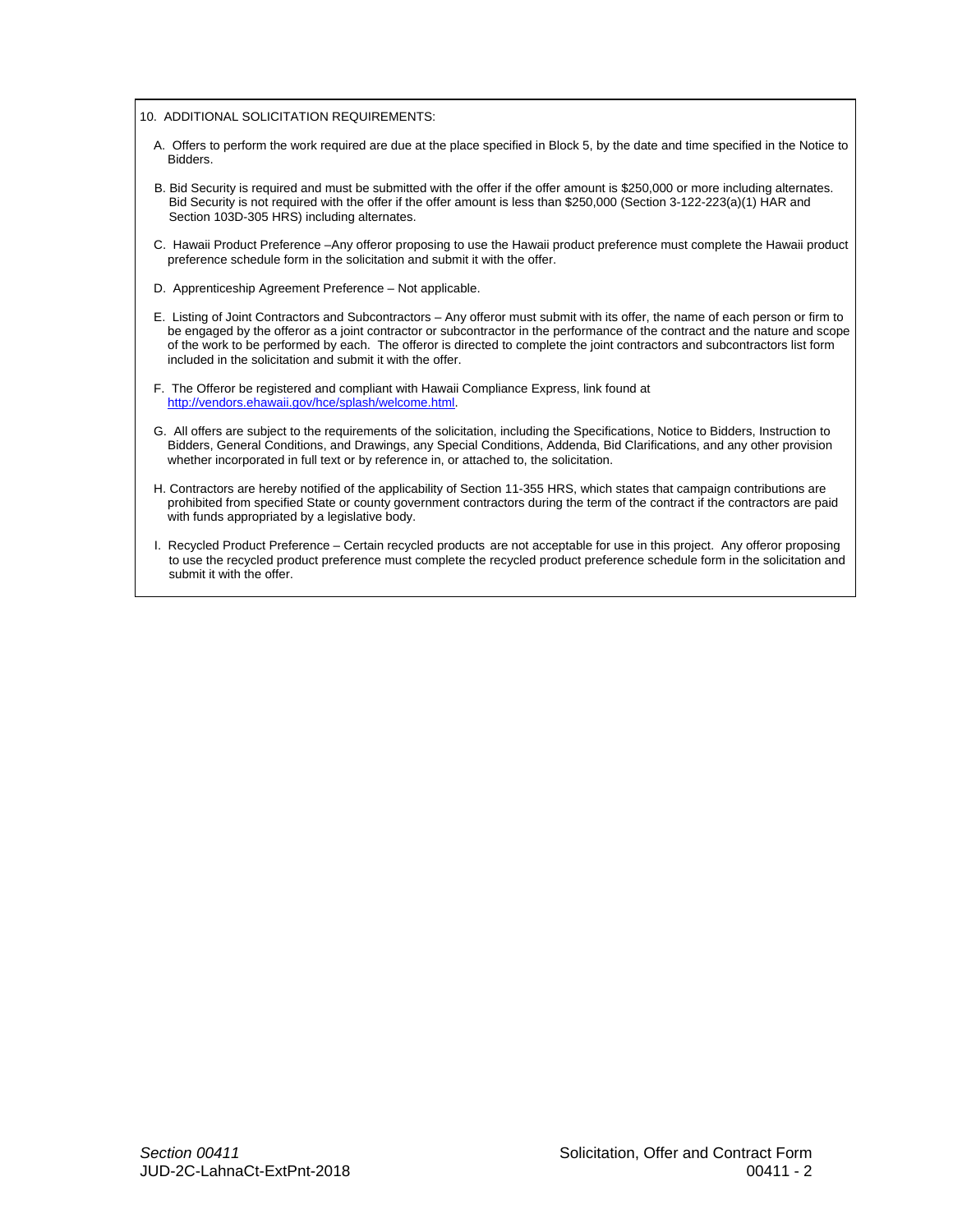10. ADDITIONAL SOLICITATION REQUIREMENTS:

A. Offers to perform the work required are due at the place specified in Block 5, by the date and time specified in the Notice to Bidders.

B. Bid Security is required and must be submitted with the offer if the offer amount is $250,000 or more including alternates. Bid Security is not required with the offer if the offer amount is less than $250,000 (Section 3-122-223(a)(1) HAR and Section 103D-305 HRS) including alternates.

C. Hawaii Product Preference –Any offeror proposing to use the Hawaii product preference must complete the Hawaii product preference schedule form in the solicitation and submit it with the offer.

D. Apprenticeship Agreement Preference – Not applicable.

E. Listing of Joint Contractors and Subcontractors – Any offeror must submit with its offer, the name of each person or firm to be engaged by the offeror as a joint contractor or subcontractor in the performance of the contract and the nature and scope of the work to be performed by each. The offeror is directed to complete the joint contractors and subcontractors list form included in the solicitation and submit it with the offer.

F. The Offeror be registered and compliant with Hawaii Compliance Express, link found at http://vendors.ehawaii.gov/hce/splash/welcome.html.

G. All offers are subject to the requirements of the solicitation, including the Specifications, Notice to Bidders, Instruction to Bidders, General Conditions, and Drawings, any Special Conditions, Addenda, Bid Clarifications, and any other provision whether incorporated in full text or by reference in, or attached to, the solicitation.

H. Contractors are hereby notified of the applicability of Section 11-355 HRS, which states that campaign contributions are prohibited from specified State or county government contractors during the term of the contract if the contractors are paid with funds appropriated by a legislative body.

I. Recycled Product Preference – Certain recycled products are not acceptable for use in this project. Any offeror proposing to use the recycled product preference must complete the recycled product preference schedule form in the solicitation and submit it with the offer.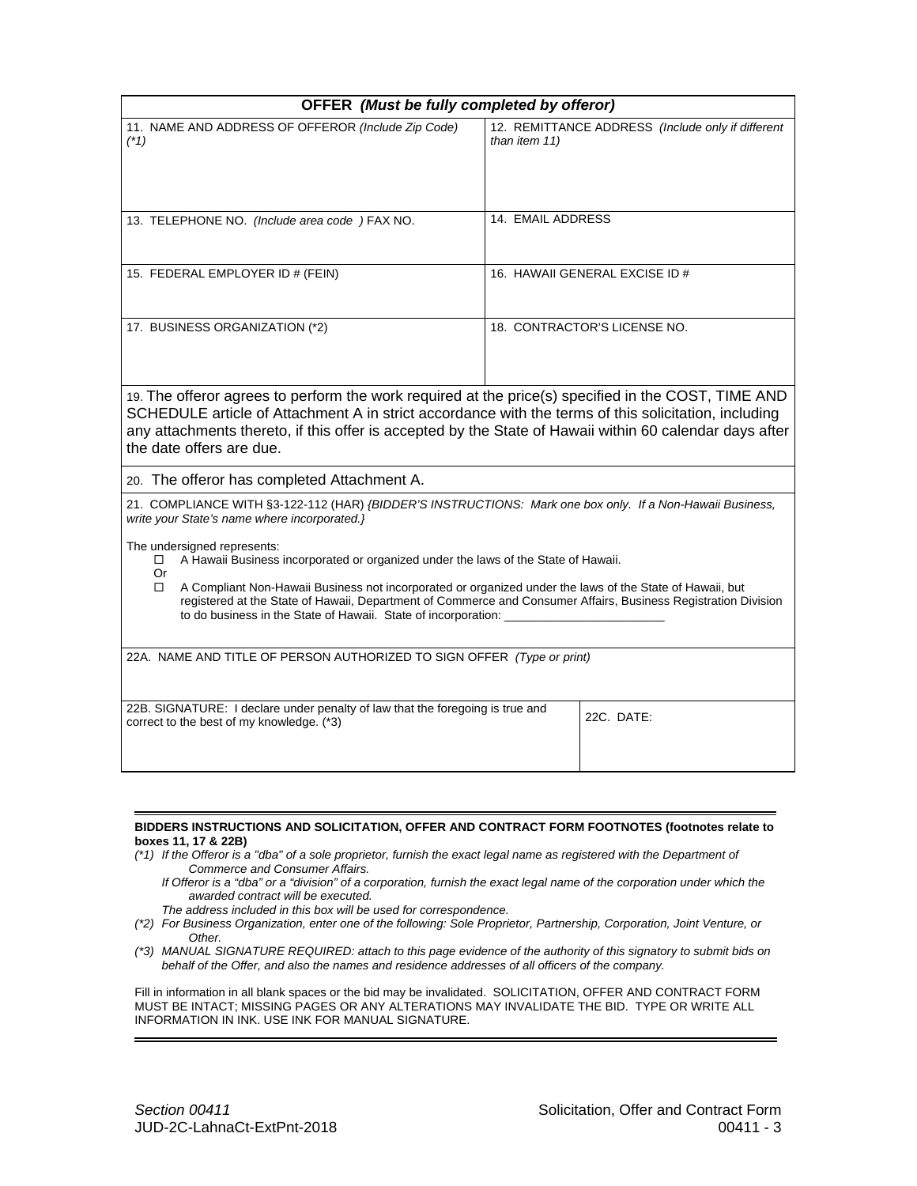## OFFER *(Must be fully completed by offeror)*

| | |
|---|---|
| 11. NAME AND ADDRESS OF OFFEROR *(Include Zip Code)* *(*1)* | 12. REMITTANCE ADDRESS *(Include only if different than item 11)* |
| 13. TELEPHONE NO. *(Include area code )* FAX NO. | 14. EMAIL ADDRESS |
| 15. FEDERAL EMPLOYER ID # (FEIN) | 16. HAWAII GENERAL EXCISE ID # |
| 17. BUSINESS ORGANIZATION (*2) | 18. CONTRACTOR'S LICENSE NO. |

19. The offeror agrees to perform the work required at the price(s) specified in the COST, TIME AND SCHEDULE article of Attachment A in strict accordance with the terms of this solicitation, including any attachments thereto, if this offer is accepted by the State of Hawaii within 60 calendar days after the date offers are due.

20. The offeror has completed Attachment A.

21. COMPLIANCE WITH §3-122-112 (HAR) *{BIDDER'S INSTRUCTIONS: Mark one box only. If a Non-Hawaii Business, write your State's name where incorporated.}*

The undersigned represents:

- ☐ A Hawaii Business incorporated or organized under the laws of the State of Hawaii.

Or

- ☐ A Compliant Non-Hawaii Business not incorporated or organized under the laws of the State of Hawaii, but registered at the State of Hawaii, Department of Commerce and Consumer Affairs, Business Registration Division to do business in the State of Hawaii. State of incorporation: ________________________

22A. NAME AND TITLE OF PERSON AUTHORIZED TO SIGN OFFER *(Type or print)*

| | |
|---|---|
| 22B. SIGNATURE: I declare under penalty of law that the foregoing is true and correct to the best of my knowledge. (*3) | 22C. DATE: |

---

**BIDDERS INSTRUCTIONS AND SOLICITATION, OFFER AND CONTRACT FORM FOOTNOTES (footnotes relate to boxes 11, 17 & 22B)**

*(*1) If the Offeror is a "dba" of a sole proprietor, furnish the exact legal name as registered with the Department of Commerce and Consumer Affairs.*

*If Offeror is a "dba" or a "division" of a corporation, furnish the exact legal name of the corporation under which the awarded contract will be executed.*

*The address included in this box will be used for correspondence.*

*(*2) For Business Organization, enter one of the following: Sole Proprietor, Partnership, Corporation, Joint Venture, or Other.*

*(*3) MANUAL SIGNATURE REQUIRED: attach to this page evidence of the authority of this signatory to submit bids on behalf of the Offer, and also the names and residence addresses of all officers of the company.*

Fill in information in all blank spaces or the bid may be invalidated. SOLICITATION, OFFER AND CONTRACT FORM MUST BE INTACT; MISSING PAGES OR ANY ALTERATIONS MAY INVALIDATE THE BID. TYPE OR WRITE ALL INFORMATION IN INK. USE INK FOR MANUAL SIGNATURE.

---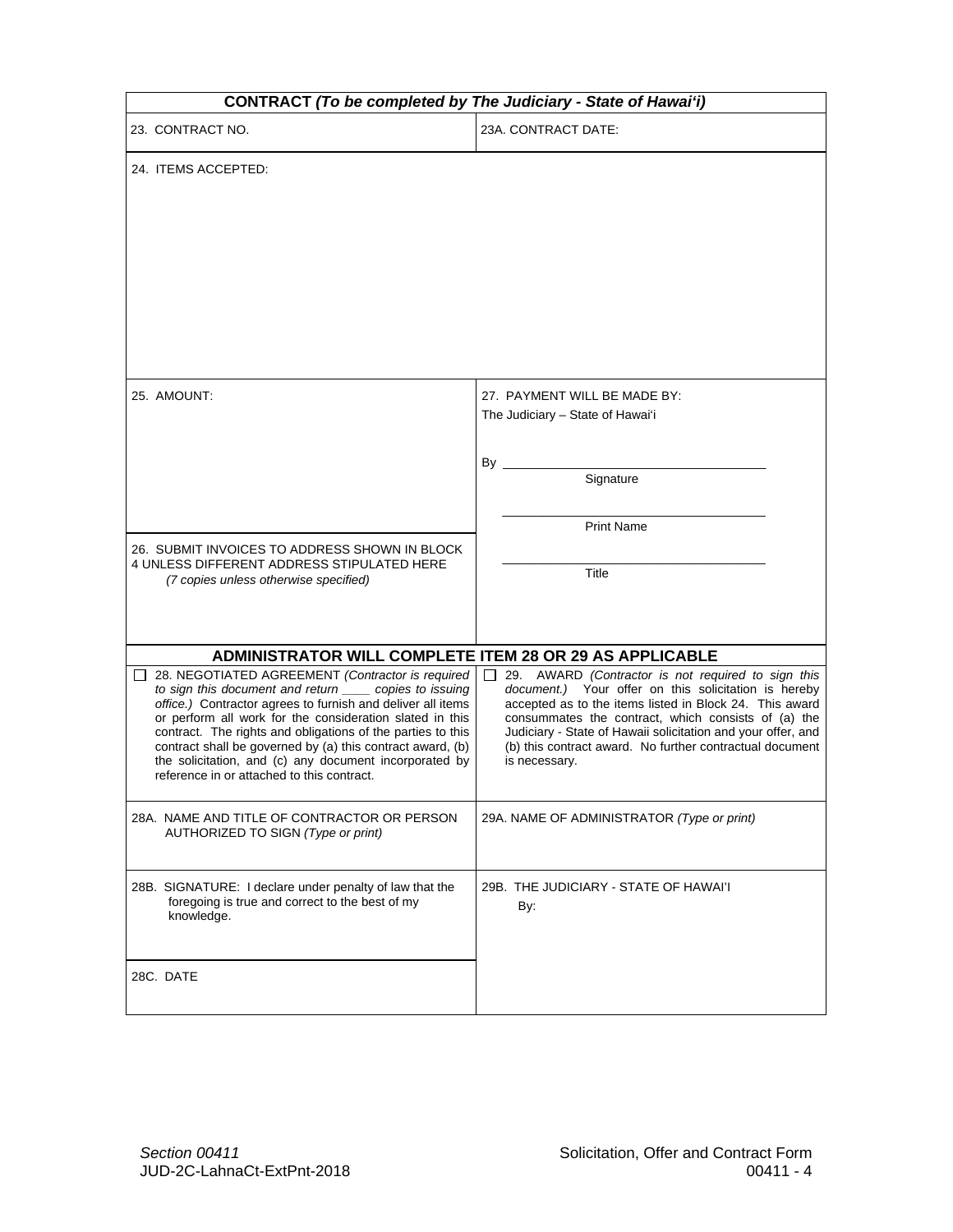## CONTRACT *(To be completed by The Judiciary - State of Hawai'i)*

| | |
|---|---|
| 23. CONTRACT NO. | 23A. CONTRACT DATE: |
| 24. ITEMS ACCEPTED: | |
| 25. AMOUNT: | 27. PAYMENT WILL BE MADE BY:<br>The Judiciary – State of Hawai'i<br><br>By ____________________<br>Signature<br><br>____________________<br>Print Name<br><br>____________________<br>Title |
| 26. SUBMIT INVOICES TO ADDRESS SHOWN IN BLOCK 4 UNLESS DIFFERENT ADDRESS STIPULATED HERE *(7 copies unless otherwise specified)* | |

## ADMINISTRATOR WILL COMPLETE ITEM 28 OR 29 AS APPLICABLE

| | |
|---|---|
| ☐ 28. NEGOTIATED AGREEMENT *(Contractor is required to sign this document and return ____ copies to issuing office.)* Contractor agrees to furnish and deliver all items or perform all work for the consideration slated in this contract. The rights and obligations of the parties to this contract shall be governed by (a) this contract award, (b) the solicitation, and (c) any document incorporated by reference in or attached to this contract. | ☐ 29. AWARD *(Contractor is not required to sign this document.)* Your offer on this solicitation is hereby accepted as to the items listed in Block 24. This award consummates the contract, which consists of (a) the Judiciary - State of Hawaii solicitation and your offer, and (b) this contract award. No further contractual document is necessary. |
| 28A. NAME AND TITLE OF CONTRACTOR OR PERSON AUTHORIZED TO SIGN *(Type or print)* | 29A. NAME OF ADMINISTRATOR *(Type or print)* |
| 28B. SIGNATURE: I declare under penalty of law that the foregoing is true and correct to the best of my knowledge. | 29B. THE JUDICIARY - STATE OF HAWAI'I<br>By: |
| 28C. DATE | |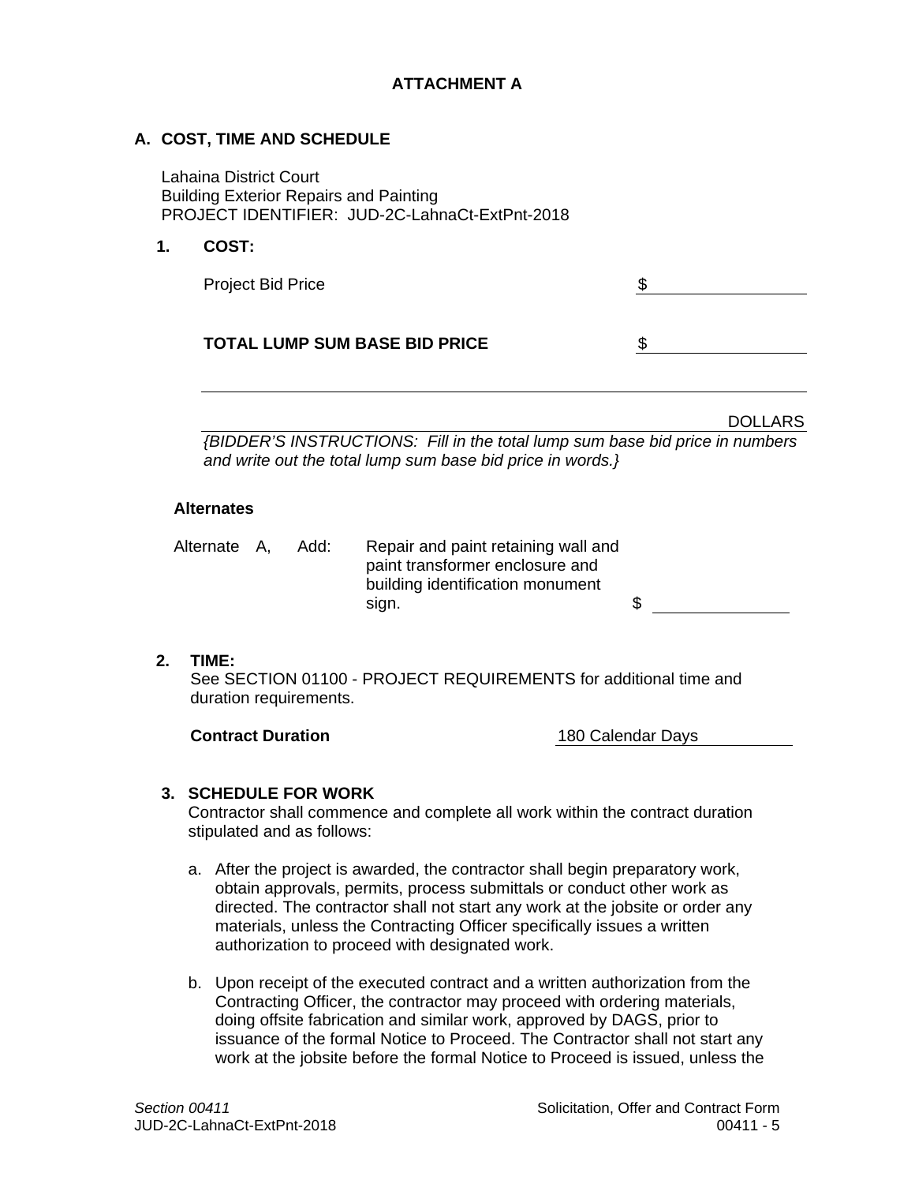# ATTACHMENT A

## A. COST, TIME AND SCHEDULE

Lahaina District Court
Building Exterior Repairs and Painting
PROJECT IDENTIFIER: JUD-2C-LahnaCt-ExtPnt-2018

### 1. COST:

Project Bid Price $ ______________

**TOTAL LUMP SUM BASE BID PRICE** $ ______________

________________________________________________________________

________________________________________________________________ DOLLARS

*{BIDDER'S INSTRUCTIONS: Fill in the total lump sum base bid price in numbers and write out the total lump sum base bid price in words.}*

**Alternates**

Alternate A, Add: Repair and paint retaining wall and paint transformer enclosure and building identification monument sign. $ ______________

### 2. TIME:

See SECTION 01100 - PROJECT REQUIREMENTS for additional time and duration requirements.

**Contract Duration** 180 Calendar Days

### 3. SCHEDULE FOR WORK

Contractor shall commence and complete all work within the contract duration stipulated and as follows:

a. After the project is awarded, the contractor shall begin preparatory work, obtain approvals, permits, process submittals or conduct other work as directed. The contractor shall not start any work at the jobsite or order any materials, unless the Contracting Officer specifically issues a written authorization to proceed with designated work.

b. Upon receipt of the executed contract and a written authorization from the Contracting Officer, the contractor may proceed with ordering materials, doing offsite fabrication and similar work, approved by DAGS, prior to issuance of the formal Notice to Proceed. The Contractor shall not start any work at the jobsite before the formal Notice to Proceed is issued, unless the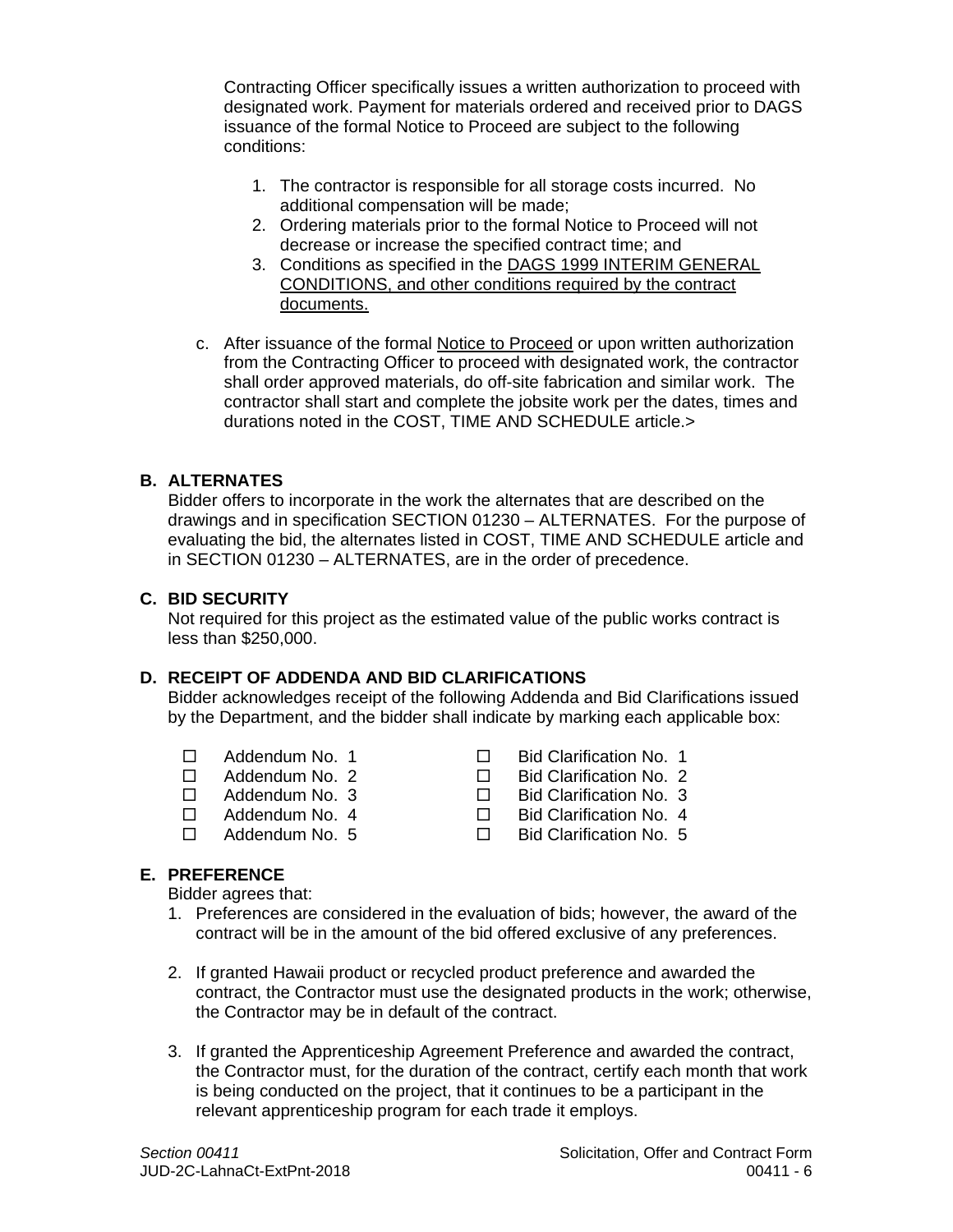Contracting Officer specifically issues a written authorization to proceed with designated work. Payment for materials ordered and received prior to DAGS issuance of the formal Notice to Proceed are subject to the following conditions:

1. The contractor is responsible for all storage costs incurred. No additional compensation will be made;
2. Ordering materials prior to the formal Notice to Proceed will not decrease or increase the specified contract time; and
3. Conditions as specified in the DAGS 1999 INTERIM GENERAL CONDITIONS, and other conditions required by the contract documents.

c. After issuance of the formal Notice to Proceed or upon written authorization from the Contracting Officer to proceed with designated work, the contractor shall order approved materials, do off-site fabrication and similar work. The contractor shall start and complete the jobsite work per the dates, times and durations noted in the COST, TIME AND SCHEDULE article.>

**B. ALTERNATES**

Bidder offers to incorporate in the work the alternates that are described on the drawings and in specification SECTION 01230 – ALTERNATES. For the purpose of evaluating the bid, the alternates listed in COST, TIME AND SCHEDULE article and in SECTION 01230 – ALTERNATES, are in the order of precedence.

**C. BID SECURITY**

Not required for this project as the estimated value of the public works contract is less than $250,000.

**D. RECEIPT OF ADDENDA AND BID CLARIFICATIONS**

Bidder acknowledges receipt of the following Addenda and Bid Clarifications issued by the Department, and the bidder shall indicate by marking each applicable box:

- ☐ Addendum No. 1
- ☐ Addendum No. 2
- ☐ Addendum No. 3
- ☐ Addendum No. 4
- ☐ Addendum No. 5
- ☐ Bid Clarification No. 1
- ☐ Bid Clarification No. 2
- ☐ Bid Clarification No. 3
- ☐ Bid Clarification No. 4
- ☐ Bid Clarification No. 5

**E. PREFERENCE**

Bidder agrees that:

1. Preferences are considered in the evaluation of bids; however, the award of the contract will be in the amount of the bid offered exclusive of any preferences.

2. If granted Hawaii product or recycled product preference and awarded the contract, the Contractor must use the designated products in the work; otherwise, the Contractor may be in default of the contract.

3. If granted the Apprenticeship Agreement Preference and awarded the contract, the Contractor must, for the duration of the contract, certify each month that work is being conducted on the project, that it continues to be a participant in the relevant apprenticeship program for each trade it employs.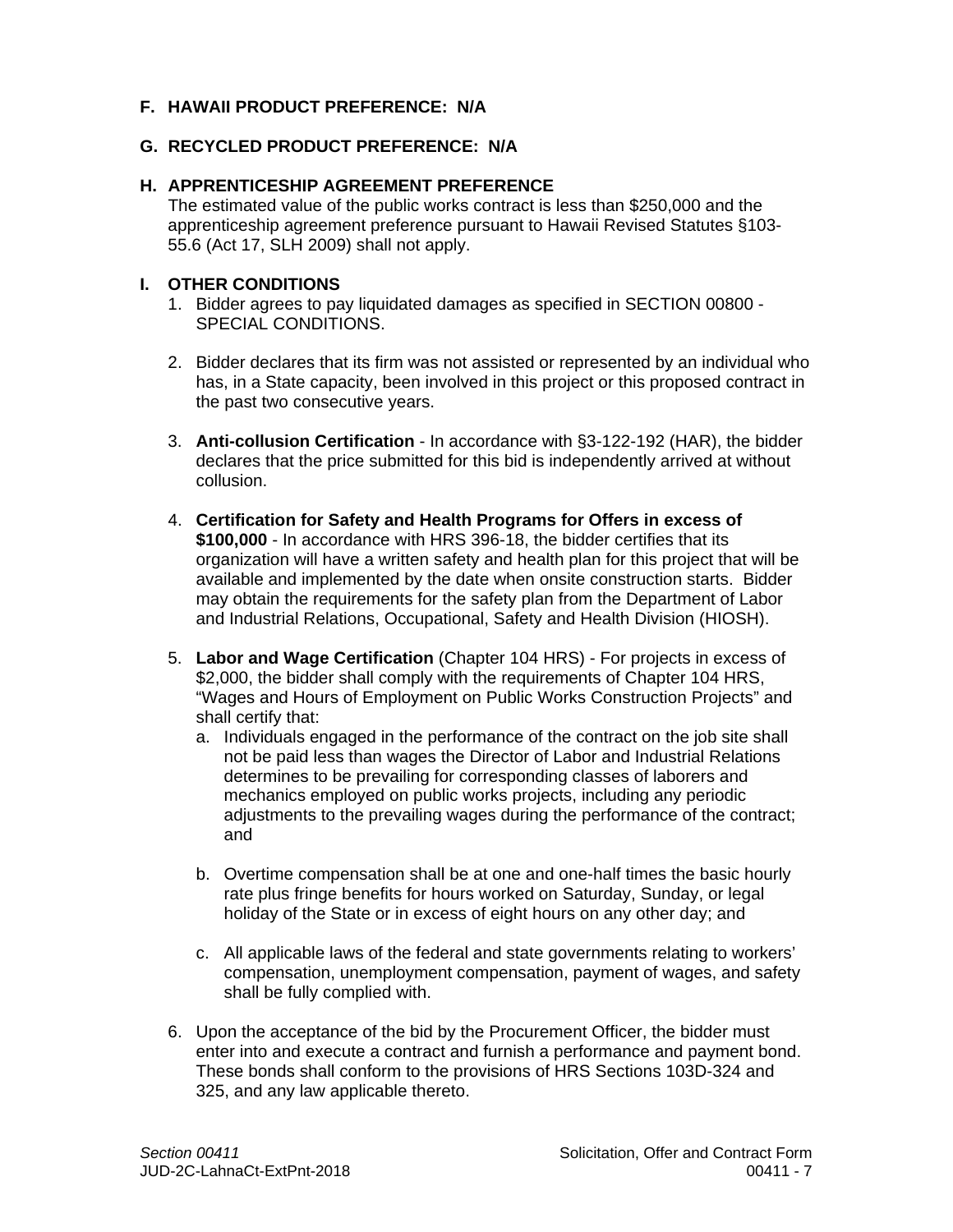## F. HAWAII PRODUCT PREFERENCE: N/A

## G. RECYCLED PRODUCT PREFERENCE: N/A

## H. APPRENTICESHIP AGREEMENT PREFERENCE

The estimated value of the public works contract is less than $250,000 and the apprenticeship agreement preference pursuant to Hawaii Revised Statutes §103-55.6 (Act 17, SLH 2009) shall not apply.

## I. OTHER CONDITIONS

1. Bidder agrees to pay liquidated damages as specified in SECTION 00800 - SPECIAL CONDITIONS.

2. Bidder declares that its firm was not assisted or represented by an individual who has, in a State capacity, been involved in this project or this proposed contract in the past two consecutive years.

3. **Anti-collusion Certification** - In accordance with §3-122-192 (HAR), the bidder declares that the price submitted for this bid is independently arrived at without collusion.

4. **Certification for Safety and Health Programs for Offers in excess of $100,000** - In accordance with HRS 396-18, the bidder certifies that its organization will have a written safety and health plan for this project that will be available and implemented by the date when onsite construction starts. Bidder may obtain the requirements for the safety plan from the Department of Labor and Industrial Relations, Occupational, Safety and Health Division (HIOSH).

5. **Labor and Wage Certification** (Chapter 104 HRS) - For projects in excess of $2,000, the bidder shall comply with the requirements of Chapter 104 HRS, "Wages and Hours of Employment on Public Works Construction Projects" and shall certify that:
   a. Individuals engaged in the performance of the contract on the job site shall not be paid less than wages the Director of Labor and Industrial Relations determines to be prevailing for corresponding classes of laborers and mechanics employed on public works projects, including any periodic adjustments to the prevailing wages during the performance of the contract; and

   b. Overtime compensation shall be at one and one-half times the basic hourly rate plus fringe benefits for hours worked on Saturday, Sunday, or legal holiday of the State or in excess of eight hours on any other day; and

   c. All applicable laws of the federal and state governments relating to workers' compensation, unemployment compensation, payment of wages, and safety shall be fully complied with.

6. Upon the acceptance of the bid by the Procurement Officer, the bidder must enter into and execute a contract and furnish a performance and payment bond. These bonds shall conform to the provisions of HRS Sections 103D-324 and 325, and any law applicable thereto.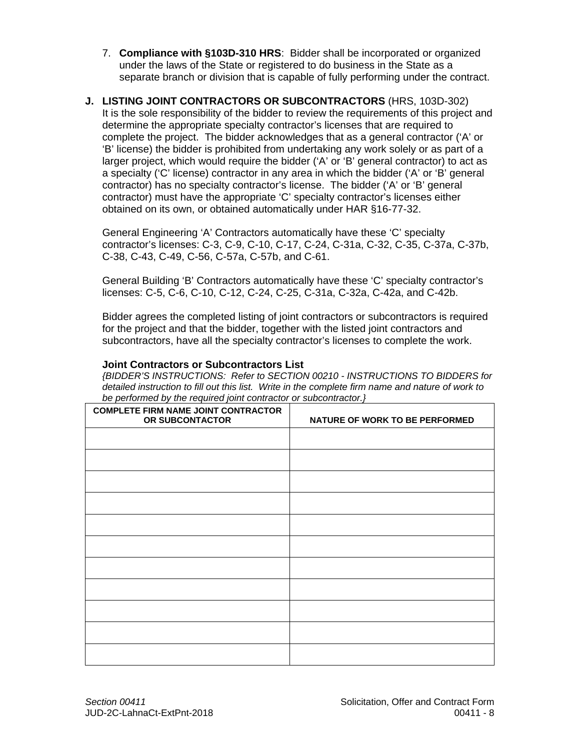7. **Compliance with §103D-310 HRS**: Bidder shall be incorporated or organized under the laws of the State or registered to do business in the State as a separate branch or division that is capable of fully performing under the contract.

**J. LISTING JOINT CONTRACTORS OR SUBCONTRACTORS** (HRS, 103D-302)

It is the sole responsibility of the bidder to review the requirements of this project and determine the appropriate specialty contractor's licenses that are required to complete the project. The bidder acknowledges that as a general contractor ('A' or 'B' license) the bidder is prohibited from undertaking any work solely or as part of a larger project, which would require the bidder ('A' or 'B' general contractor) to act as a specialty ('C' license) contractor in any area in which the bidder ('A' or 'B' general contractor) has no specialty contractor's license. The bidder ('A' or 'B' general contractor) must have the appropriate 'C' specialty contractor's licenses either obtained on its own, or obtained automatically under HAR §16-77-32.

General Engineering 'A' Contractors automatically have these 'C' specialty contractor's licenses: C-3, C-9, C-10, C-17, C-24, C-31a, C-32, C-35, C-37a, C-37b, C-38, C-43, C-49, C-56, C-57a, C-57b, and C-61.

General Building 'B' Contractors automatically have these 'C' specialty contractor's licenses: C-5, C-6, C-10, C-12, C-24, C-25, C-31a, C-32a, C-42a, and C-42b.

Bidder agrees the completed listing of joint contractors or subcontractors is required for the project and that the bidder, together with the listed joint contractors and subcontractors, have all the specialty contractor's licenses to complete the work.

**Joint Contractors or Subcontractors List**

*{BIDDER'S INSTRUCTIONS: Refer to SECTION 00210 - INSTRUCTIONS TO BIDDERS for detailed instruction to fill out this list. Write in the complete firm name and nature of work to be performed by the required joint contractor or subcontractor.}*

| COMPLETE FIRM NAME JOINT CONTRACTOR OR SUBCONTACTOR | NATURE OF WORK TO BE PERFORMED |
|---|---|
| | |
| | |
| | |
| | |
| | |
| | |
| | |
| | |
| | |
| | |
| | |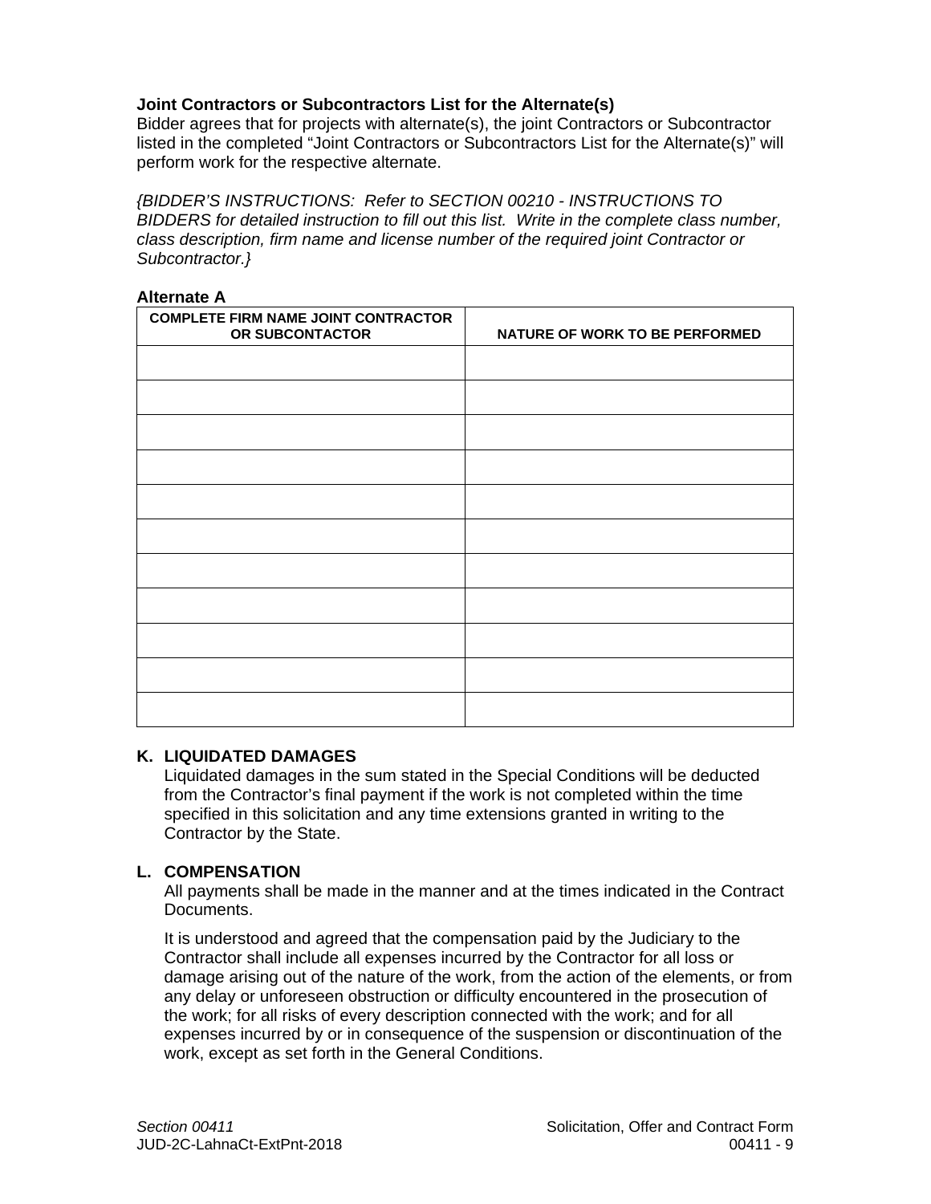**Joint Contractors or Subcontractors List for the Alternate(s)**
Bidder agrees that for projects with alternate(s), the joint Contractors or Subcontractor listed in the completed "Joint Contractors or Subcontractors List for the Alternate(s)" will perform work for the respective alternate.

*{BIDDER'S INSTRUCTIONS: Refer to SECTION 00210 - INSTRUCTIONS TO BIDDERS for detailed instruction to fill out this list. Write in the complete class number, class description, firm name and license number of the required joint Contractor or Subcontractor.}*

**Alternate A**

| COMPLETE FIRM NAME JOINT CONTRACTOR OR SUBCONTACTOR | NATURE OF WORK TO BE PERFORMED |
|---|---|
| | |
| | |
| | |
| | |
| | |
| | |
| | |
| | |
| | |
| | |
| | |

**K. LIQUIDATED DAMAGES**

Liquidated damages in the sum stated in the Special Conditions will be deducted from the Contractor's final payment if the work is not completed within the time specified in this solicitation and any time extensions granted in writing to the Contractor by the State.

**L. COMPENSATION**

All payments shall be made in the manner and at the times indicated in the Contract Documents.

It is understood and agreed that the compensation paid by the Judiciary to the Contractor shall include all expenses incurred by the Contractor for all loss or damage arising out of the nature of the work, from the action of the elements, or from any delay or unforeseen obstruction or difficulty encountered in the prosecution of the work; for all risks of every description connected with the work; and for all expenses incurred by or in consequence of the suspension or discontinuation of the work, except as set forth in the General Conditions.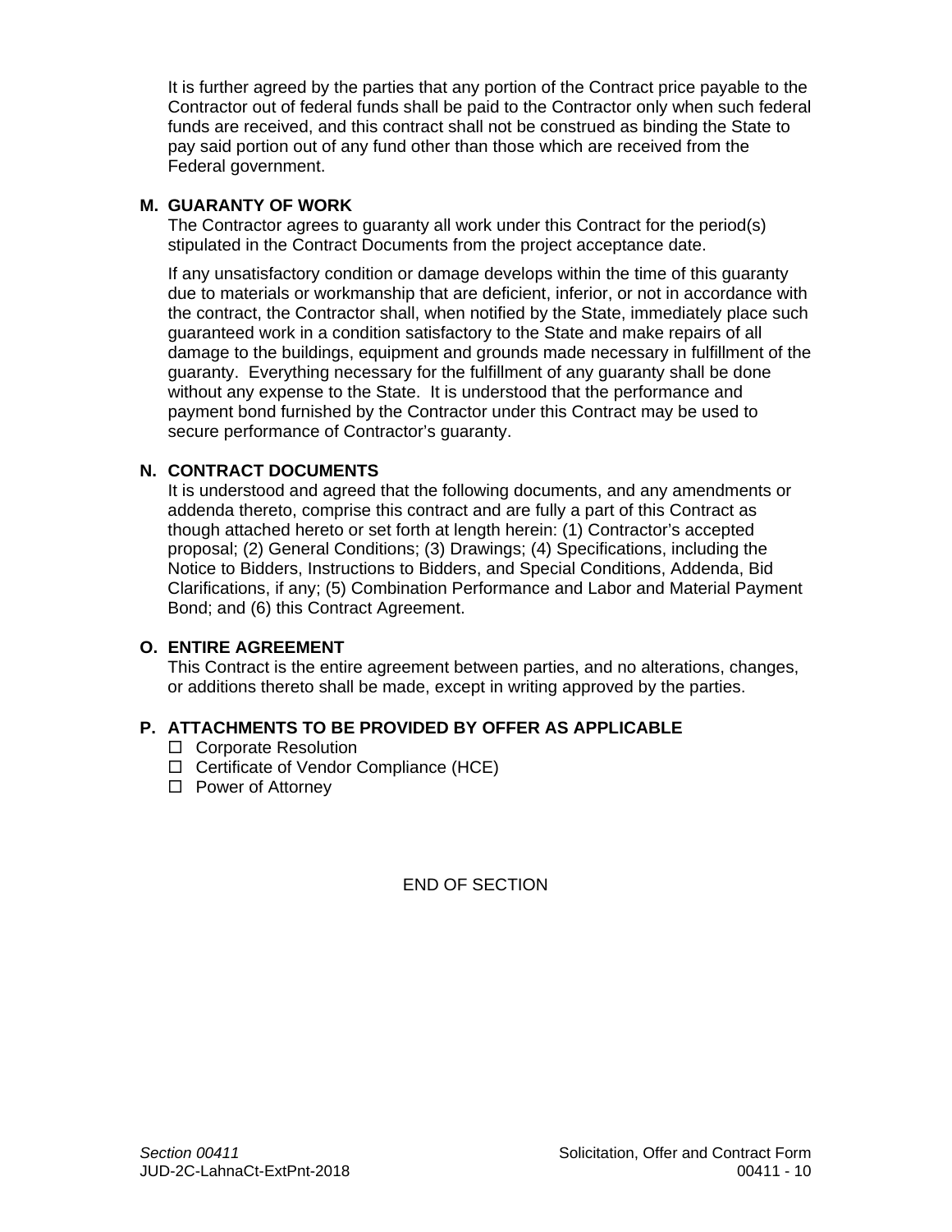It is further agreed by the parties that any portion of the Contract price payable to the Contractor out of federal funds shall be paid to the Contractor only when such federal funds are received, and this contract shall not be construed as binding the State to pay said portion out of any fund other than those which are received from the Federal government.

**M. GUARANTY OF WORK**

The Contractor agrees to guaranty all work under this Contract for the period(s) stipulated in the Contract Documents from the project acceptance date.

If any unsatisfactory condition or damage develops within the time of this guaranty due to materials or workmanship that are deficient, inferior, or not in accordance with the contract, the Contractor shall, when notified by the State, immediately place such guaranteed work in a condition satisfactory to the State and make repairs of all damage to the buildings, equipment and grounds made necessary in fulfillment of the guaranty. Everything necessary for the fulfillment of any guaranty shall be done without any expense to the State. It is understood that the performance and payment bond furnished by the Contractor under this Contract may be used to secure performance of Contractor's guaranty.

**N. CONTRACT DOCUMENTS**

It is understood and agreed that the following documents, and any amendments or addenda thereto, comprise this contract and are fully a part of this Contract as though attached hereto or set forth at length herein: (1) Contractor's accepted proposal; (2) General Conditions; (3) Drawings; (4) Specifications, including the Notice to Bidders, Instructions to Bidders, and Special Conditions, Addenda, Bid Clarifications, if any; (5) Combination Performance and Labor and Material Payment Bond; and (6) this Contract Agreement.

**O. ENTIRE AGREEMENT**

This Contract is the entire agreement between parties, and no alterations, changes, or additions thereto shall be made, except in writing approved by the parties.

**P. ATTACHMENTS TO BE PROVIDED BY OFFER AS APPLICABLE**

- ☐ Corporate Resolution
- ☐ Certificate of Vendor Compliance (HCE)
- ☐ Power of Attorney

END OF SECTION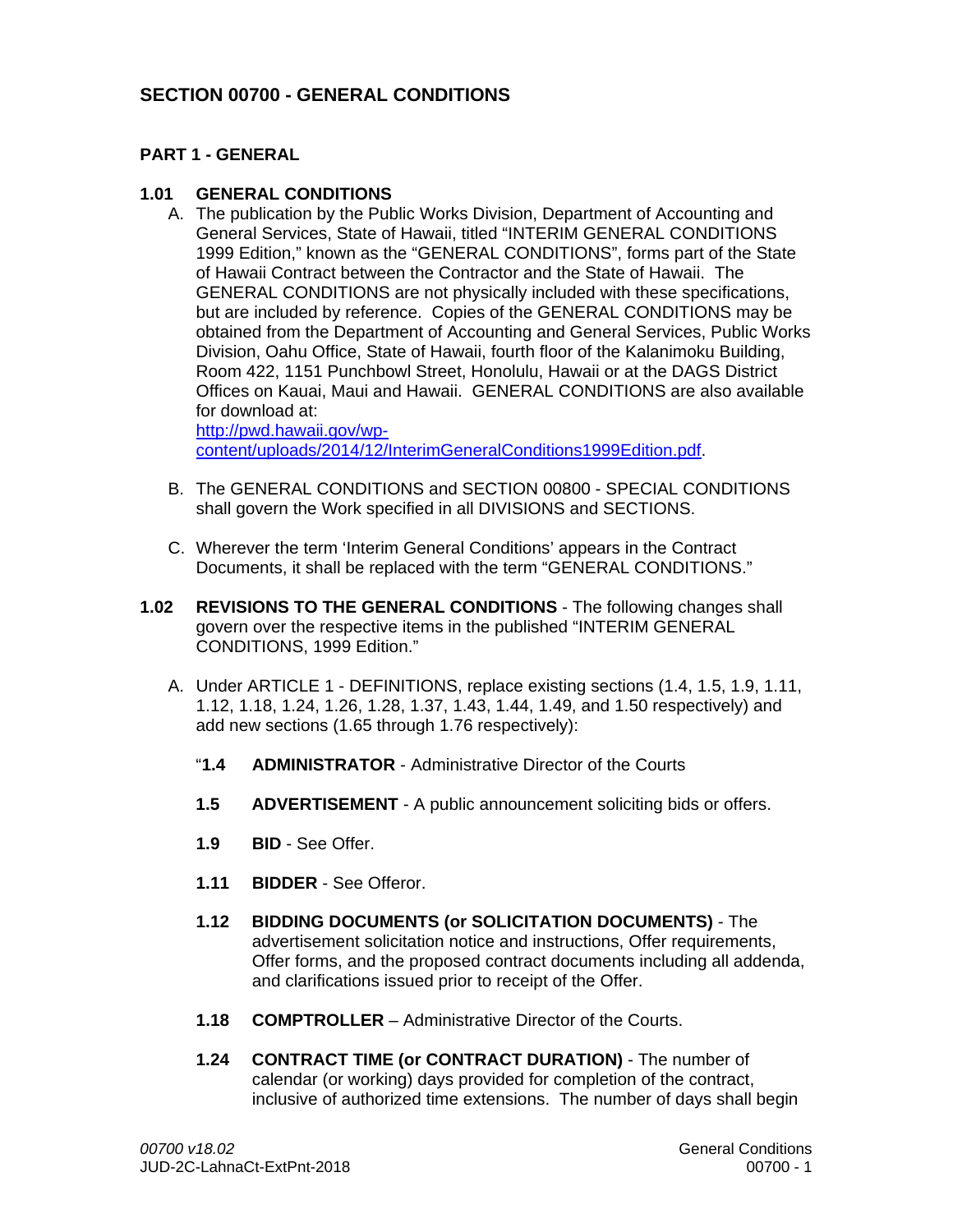# SECTION 00700 - GENERAL CONDITIONS

## PART 1 - GENERAL

### 1.01 GENERAL CONDITIONS

A. The publication by the Public Works Division, Department of Accounting and General Services, State of Hawaii, titled "INTERIM GENERAL CONDITIONS 1999 Edition," known as the "GENERAL CONDITIONS", forms part of the State of Hawaii Contract between the Contractor and the State of Hawaii. The GENERAL CONDITIONS are not physically included with these specifications, but are included by reference. Copies of the GENERAL CONDITIONS may be obtained from the Department of Accounting and General Services, Public Works Division, Oahu Office, State of Hawaii, fourth floor of the Kalanimoku Building, Room 422, 1151 Punchbowl Street, Honolulu, Hawaii or at the DAGS District Offices on Kauai, Maui and Hawaii. GENERAL CONDITIONS are also available for download at:
[http://pwd.hawaii.gov/wp-content/uploads/2014/12/InterimGeneralConditions1999Edition.pdf](http://pwd.hawaii.gov/wp-content/uploads/2014/12/InterimGeneralConditions1999Edition.pdf).

B. The GENERAL CONDITIONS and SECTION 00800 - SPECIAL CONDITIONS shall govern the Work specified in all DIVISIONS and SECTIONS.

C. Wherever the term 'Interim General Conditions' appears in the Contract Documents, it shall be replaced with the term "GENERAL CONDITIONS."

### 1.02 REVISIONS TO THE GENERAL CONDITIONS - The following changes shall govern over the respective items in the published "INTERIM GENERAL CONDITIONS, 1999 Edition."

A. Under ARTICLE 1 - DEFINITIONS, replace existing sections (1.4, 1.5, 1.9, 1.11, 1.12, 1.18, 1.24, 1.26, 1.28, 1.37, 1.43, 1.44, 1.49, and 1.50 respectively) and add new sections (1.65 through 1.76 respectively):

"**1.4 ADMINISTRATOR** - Administrative Director of the Courts

**1.5 ADVERTISEMENT** - A public announcement soliciting bids or offers.

**1.9 BID** - See Offer.

**1.11 BIDDER** - See Offeror.

**1.12 BIDDING DOCUMENTS (or SOLICITATION DOCUMENTS)** - The advertisement solicitation notice and instructions, Offer requirements, Offer forms, and the proposed contract documents including all addenda, and clarifications issued prior to receipt of the Offer.

**1.18 COMPTROLLER** – Administrative Director of the Courts.

**1.24 CONTRACT TIME (or CONTRACT DURATION)** - The number of calendar (or working) days provided for completion of the contract, inclusive of authorized time extensions. The number of days shall begin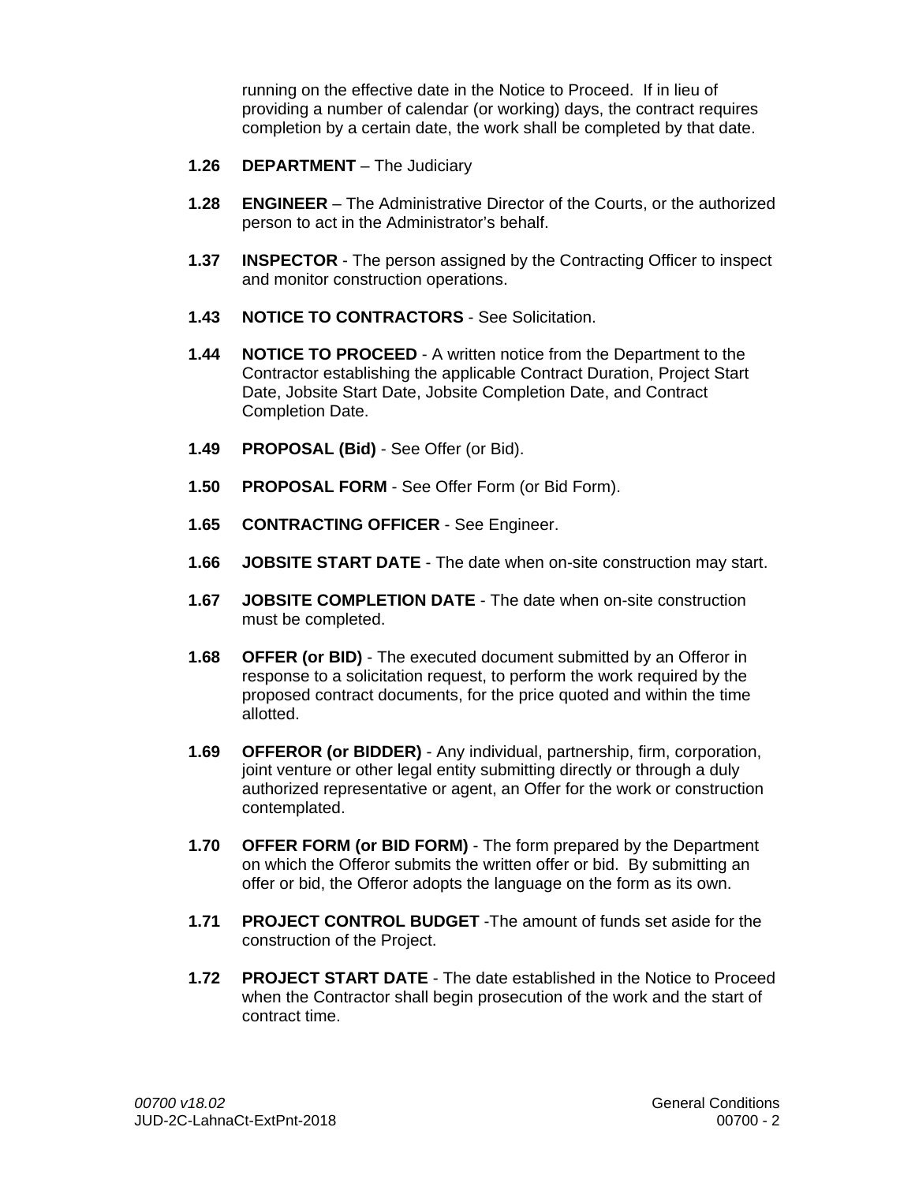running on the effective date in the Notice to Proceed. If in lieu of providing a number of calendar (or working) days, the contract requires completion by a certain date, the work shall be completed by that date.

**1.26** **DEPARTMENT** – The Judiciary

**1.28** **ENGINEER** – The Administrative Director of the Courts, or the authorized person to act in the Administrator's behalf.

**1.37** **INSPECTOR** - The person assigned by the Contracting Officer to inspect and monitor construction operations.

**1.43** **NOTICE TO CONTRACTORS** - See Solicitation.

**1.44** **NOTICE TO PROCEED** - A written notice from the Department to the Contractor establishing the applicable Contract Duration, Project Start Date, Jobsite Start Date, Jobsite Completion Date, and Contract Completion Date.

**1.49** **PROPOSAL (Bid)** - See Offer (or Bid).

**1.50** **PROPOSAL FORM** - See Offer Form (or Bid Form).

**1.65** **CONTRACTING OFFICER** - See Engineer.

**1.66** **JOBSITE START DATE** - The date when on-site construction may start.

**1.67** **JOBSITE COMPLETION DATE** - The date when on-site construction must be completed.

**1.68** **OFFER (or BID)** - The executed document submitted by an Offeror in response to a solicitation request, to perform the work required by the proposed contract documents, for the price quoted and within the time allotted.

**1.69** **OFFEROR (or BIDDER)** - Any individual, partnership, firm, corporation, joint venture or other legal entity submitting directly or through a duly authorized representative or agent, an Offer for the work or construction contemplated.

**1.70** **OFFER FORM (or BID FORM)** - The form prepared by the Department on which the Offeror submits the written offer or bid. By submitting an offer or bid, the Offeror adopts the language on the form as its own.

**1.71** **PROJECT CONTROL BUDGET** -The amount of funds set aside for the construction of the Project.

**1.72** **PROJECT START DATE** - The date established in the Notice to Proceed when the Contractor shall begin prosecution of the work and the start of contract time.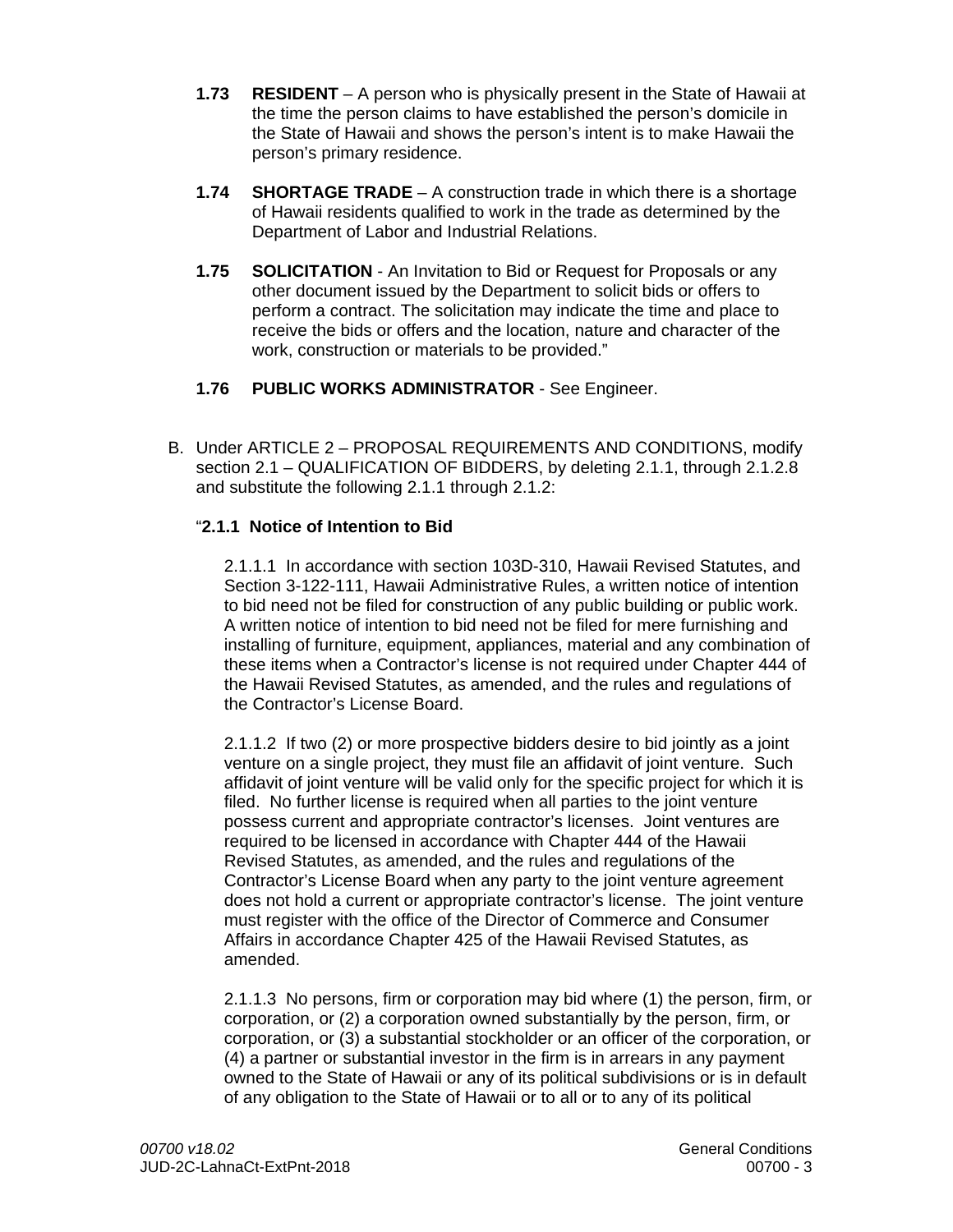**1.73 RESIDENT** – A person who is physically present in the State of Hawaii at the time the person claims to have established the person's domicile in the State of Hawaii and shows the person's intent is to make Hawaii the person's primary residence.

**1.74 SHORTAGE TRADE** – A construction trade in which there is a shortage of Hawaii residents qualified to work in the trade as determined by the Department of Labor and Industrial Relations.

**1.75 SOLICITATION** - An Invitation to Bid or Request for Proposals or any other document issued by the Department to solicit bids or offers to perform a contract. The solicitation may indicate the time and place to receive the bids or offers and the location, nature and character of the work, construction or materials to be provided."

**1.76 PUBLIC WORKS ADMINISTRATOR** - See Engineer.

B. Under ARTICLE 2 – PROPOSAL REQUIREMENTS AND CONDITIONS, modify section 2.1 – QUALIFICATION OF BIDDERS, by deleting 2.1.1, through 2.1.2.8 and substitute the following 2.1.1 through 2.1.2:

"**2.1.1 Notice of Intention to Bid**

2.1.1.1 In accordance with section 103D-310, Hawaii Revised Statutes, and Section 3-122-111, Hawaii Administrative Rules, a written notice of intention to bid need not be filed for construction of any public building or public work. A written notice of intention to bid need not be filed for mere furnishing and installing of furniture, equipment, appliances, material and any combination of these items when a Contractor's license is not required under Chapter 444 of the Hawaii Revised Statutes, as amended, and the rules and regulations of the Contractor's License Board.

2.1.1.2 If two (2) or more prospective bidders desire to bid jointly as a joint venture on a single project, they must file an affidavit of joint venture. Such affidavit of joint venture will be valid only for the specific project for which it is filed. No further license is required when all parties to the joint venture possess current and appropriate contractor's licenses. Joint ventures are required to be licensed in accordance with Chapter 444 of the Hawaii Revised Statutes, as amended, and the rules and regulations of the Contractor's License Board when any party to the joint venture agreement does not hold a current or appropriate contractor's license. The joint venture must register with the office of the Director of Commerce and Consumer Affairs in accordance Chapter 425 of the Hawaii Revised Statutes, as amended.

2.1.1.3 No persons, firm or corporation may bid where (1) the person, firm, or corporation, or (2) a corporation owned substantially by the person, firm, or corporation, or (3) a substantial stockholder or an officer of the corporation, or (4) a partner or substantial investor in the firm is in arrears in any payment owned to the State of Hawaii or any of its political subdivisions or is in default of any obligation to the State of Hawaii or to all or to any of its political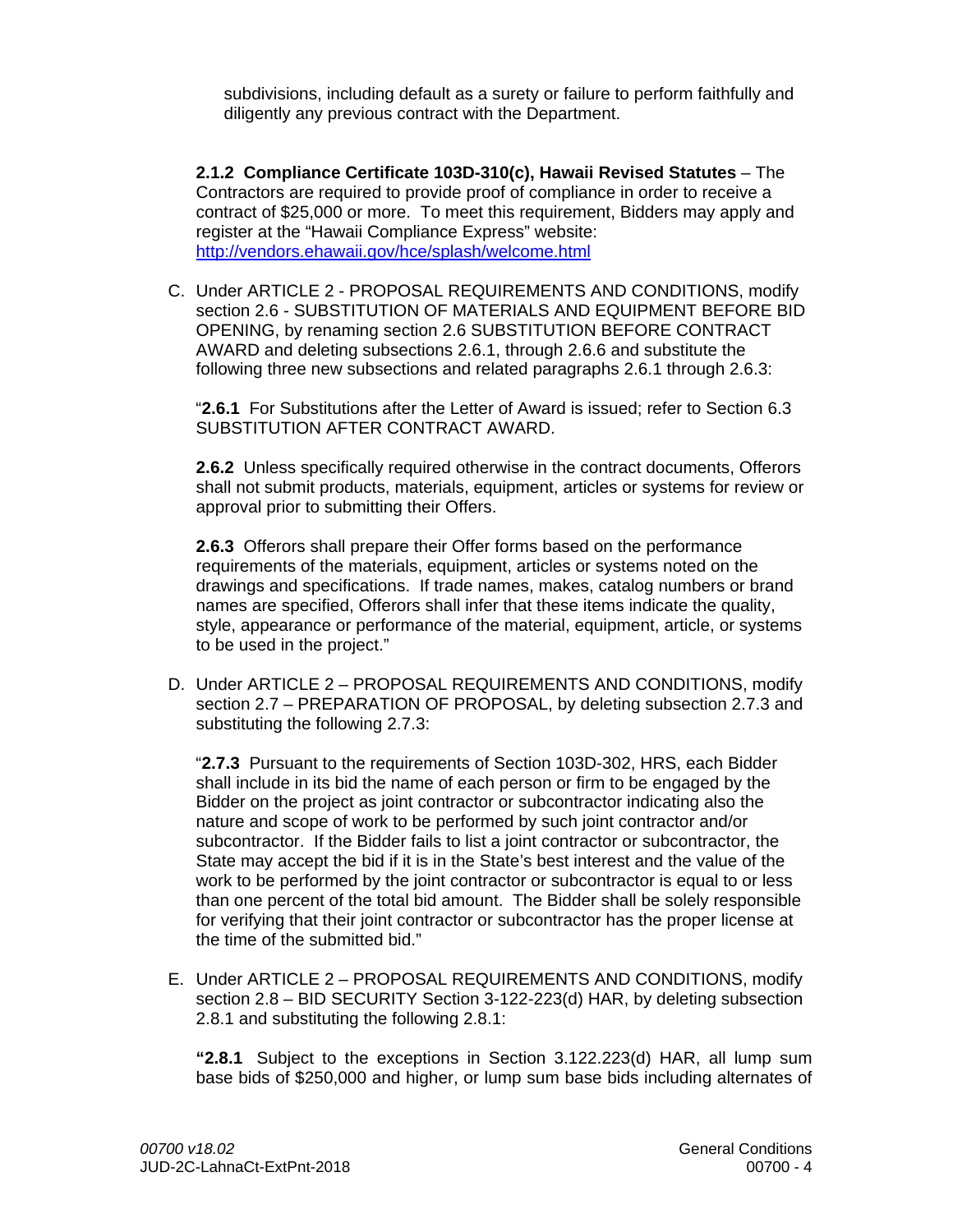subdivisions, including default as a surety or failure to perform faithfully and diligently any previous contract with the Department.

**2.1.2 Compliance Certificate 103D-310(c), Hawaii Revised Statutes** – The Contractors are required to provide proof of compliance in order to receive a contract of $25,000 or more. To meet this requirement, Bidders may apply and register at the "Hawaii Compliance Express" website: http://vendors.ehawaii.gov/hce/splash/welcome.html

C. Under ARTICLE 2 - PROPOSAL REQUIREMENTS AND CONDITIONS, modify section 2.6 - SUBSTITUTION OF MATERIALS AND EQUIPMENT BEFORE BID OPENING, by renaming section 2.6 SUBSTITUTION BEFORE CONTRACT AWARD and deleting subsections 2.6.1, through 2.6.6 and substitute the following three new subsections and related paragraphs 2.6.1 through 2.6.3:

"**2.6.1** For Substitutions after the Letter of Award is issued; refer to Section 6.3 SUBSTITUTION AFTER CONTRACT AWARD.

**2.6.2** Unless specifically required otherwise in the contract documents, Offerors shall not submit products, materials, equipment, articles or systems for review or approval prior to submitting their Offers.

**2.6.3** Offerors shall prepare their Offer forms based on the performance requirements of the materials, equipment, articles or systems noted on the drawings and specifications. If trade names, makes, catalog numbers or brand names are specified, Offerors shall infer that these items indicate the quality, style, appearance or performance of the material, equipment, article, or systems to be used in the project."

D. Under ARTICLE 2 – PROPOSAL REQUIREMENTS AND CONDITIONS, modify section 2.7 – PREPARATION OF PROPOSAL, by deleting subsection 2.7.3 and substituting the following 2.7.3:

"**2.7.3** Pursuant to the requirements of Section 103D-302, HRS, each Bidder shall include in its bid the name of each person or firm to be engaged by the Bidder on the project as joint contractor or subcontractor indicating also the nature and scope of work to be performed by such joint contractor and/or subcontractor. If the Bidder fails to list a joint contractor or subcontractor, the State may accept the bid if it is in the State's best interest and the value of the work to be performed by the joint contractor or subcontractor is equal to or less than one percent of the total bid amount. The Bidder shall be solely responsible for verifying that their joint contractor or subcontractor has the proper license at the time of the submitted bid."

E. Under ARTICLE 2 – PROPOSAL REQUIREMENTS AND CONDITIONS, modify section 2.8 – BID SECURITY Section 3-122-223(d) HAR, by deleting subsection 2.8.1 and substituting the following 2.8.1:

**"2.8.1** Subject to the exceptions in Section 3.122.223(d) HAR, all lump sum base bids of $250,000 and higher, or lump sum base bids including alternates of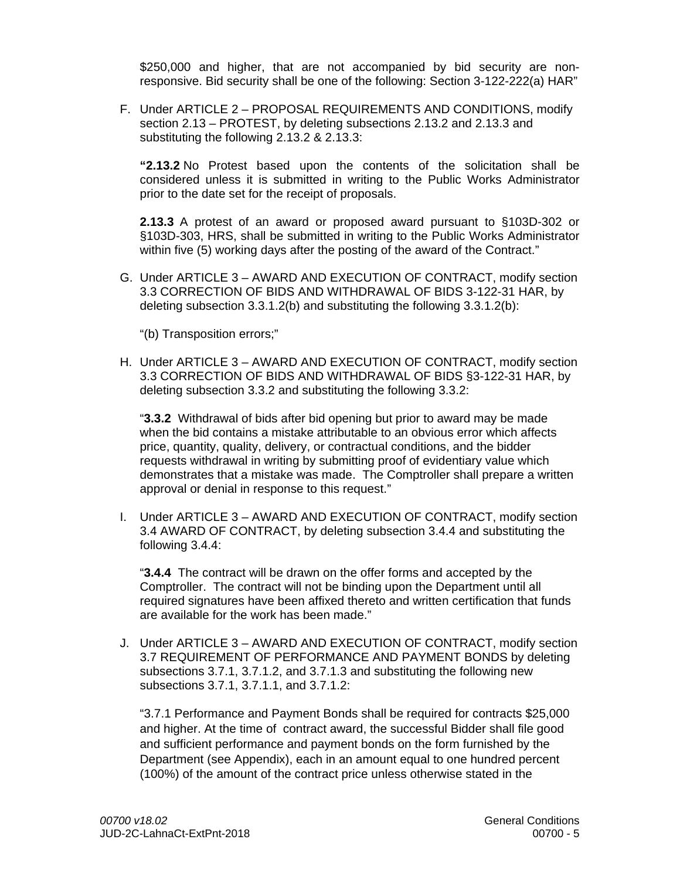$250,000 and higher, that are not accompanied by bid security are non-responsive. Bid security shall be one of the following: Section 3-122-222(a) HAR"

F. Under ARTICLE 2 – PROPOSAL REQUIREMENTS AND CONDITIONS, modify section 2.13 – PROTEST, by deleting subsections 2.13.2 and 2.13.3 and substituting the following 2.13.2 & 2.13.3:

   **"2.13.2** No Protest based upon the contents of the solicitation shall be considered unless it is submitted in writing to the Public Works Administrator prior to the date set for the receipt of proposals.

   **2.13.3** A protest of an award or proposed award pursuant to §103D-302 or §103D-303, HRS, shall be submitted in writing to the Public Works Administrator within five (5) working days after the posting of the award of the Contract."

G. Under ARTICLE 3 – AWARD AND EXECUTION OF CONTRACT, modify section 3.3 CORRECTION OF BIDS AND WITHDRAWAL OF BIDS 3-122-31 HAR, by deleting subsection 3.3.1.2(b) and substituting the following 3.3.1.2(b):

   "(b) Transposition errors;"

H. Under ARTICLE 3 – AWARD AND EXECUTION OF CONTRACT, modify section 3.3 CORRECTION OF BIDS AND WITHDRAWAL OF BIDS §3-122-31 HAR, by deleting subsection 3.3.2 and substituting the following 3.3.2:

   "**3.3.2** Withdrawal of bids after bid opening but prior to award may be made when the bid contains a mistake attributable to an obvious error which affects price, quantity, quality, delivery, or contractual conditions, and the bidder requests withdrawal in writing by submitting proof of evidentiary value which demonstrates that a mistake was made. The Comptroller shall prepare a written approval or denial in response to this request."

I. Under ARTICLE 3 – AWARD AND EXECUTION OF CONTRACT, modify section 3.4 AWARD OF CONTRACT, by deleting subsection 3.4.4 and substituting the following 3.4.4:

   "**3.4.4** The contract will be drawn on the offer forms and accepted by the Comptroller. The contract will not be binding upon the Department until all required signatures have been affixed thereto and written certification that funds are available for the work has been made."

J. Under ARTICLE 3 – AWARD AND EXECUTION OF CONTRACT, modify section 3.7 REQUIREMENT OF PERFORMANCE AND PAYMENT BONDS by deleting subsections 3.7.1, 3.7.1.2, and 3.7.1.3 and substituting the following new subsections 3.7.1, 3.7.1.1, and 3.7.1.2:

   "3.7.1 Performance and Payment Bonds shall be required for contracts $25,000 and higher. At the time of contract award, the successful Bidder shall file good and sufficient performance and payment bonds on the form furnished by the Department (see Appendix), each in an amount equal to one hundred percent (100%) of the amount of the contract price unless otherwise stated in the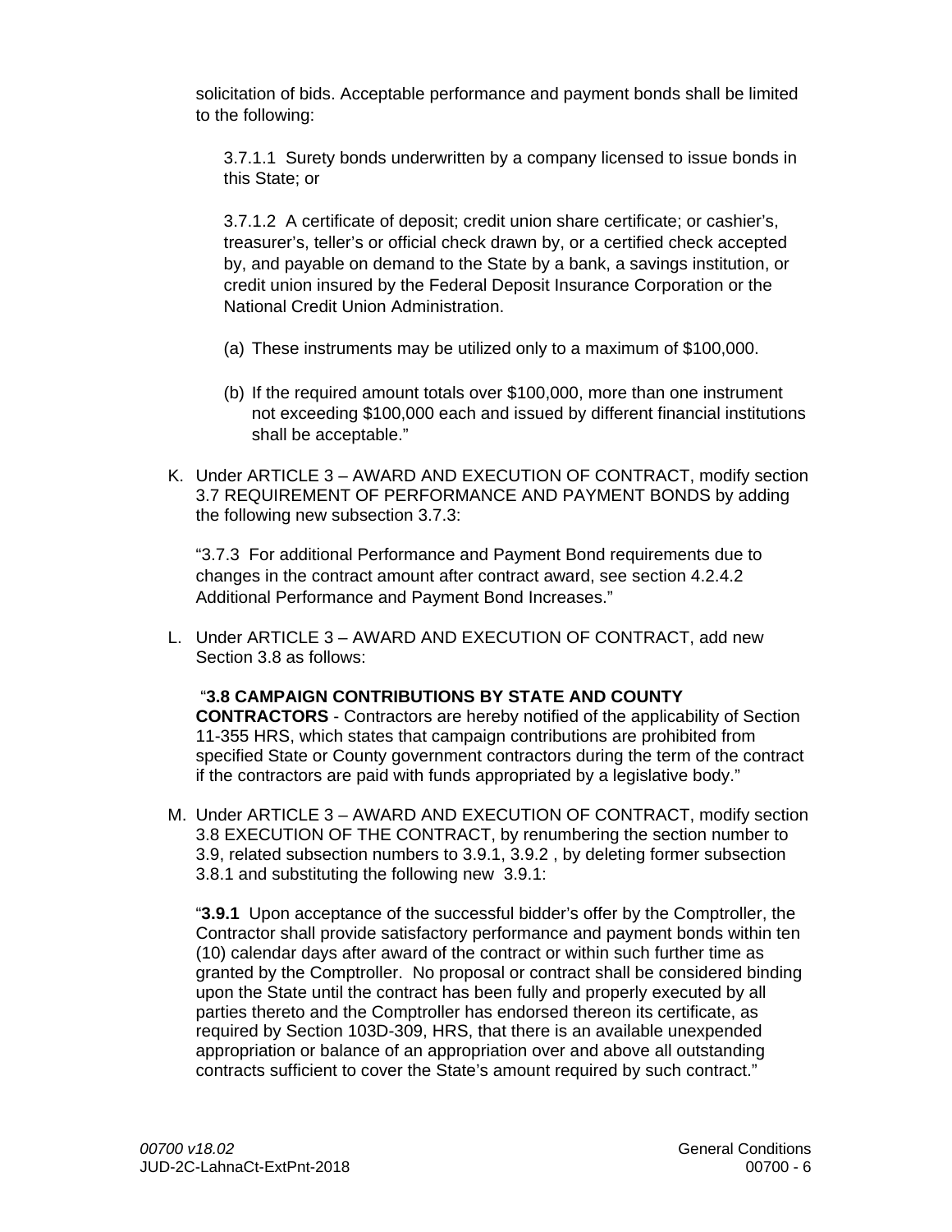solicitation of bids. Acceptable performance and payment bonds shall be limited to the following:

3.7.1.1 Surety bonds underwritten by a company licensed to issue bonds in this State; or

3.7.1.2 A certificate of deposit; credit union share certificate; or cashier's, treasurer's, teller's or official check drawn by, or a certified check accepted by, and payable on demand to the State by a bank, a savings institution, or credit union insured by the Federal Deposit Insurance Corporation or the National Credit Union Administration.

(a) These instruments may be utilized only to a maximum of $100,000.

(b) If the required amount totals over $100,000, more than one instrument not exceeding $100,000 each and issued by different financial institutions shall be acceptable."

K. Under ARTICLE 3 – AWARD AND EXECUTION OF CONTRACT, modify section 3.7 REQUIREMENT OF PERFORMANCE AND PAYMENT BONDS by adding the following new subsection 3.7.3:

"3.7.3 For additional Performance and Payment Bond requirements due to changes in the contract amount after contract award, see section 4.2.4.2 Additional Performance and Payment Bond Increases."

L. Under ARTICLE 3 – AWARD AND EXECUTION OF CONTRACT, add new Section 3.8 as follows:

"**3.8 CAMPAIGN CONTRIBUTIONS BY STATE AND COUNTY CONTRACTORS** - Contractors are hereby notified of the applicability of Section 11-355 HRS, which states that campaign contributions are prohibited from specified State or County government contractors during the term of the contract if the contractors are paid with funds appropriated by a legislative body."

M. Under ARTICLE 3 – AWARD AND EXECUTION OF CONTRACT, modify section 3.8 EXECUTION OF THE CONTRACT, by renumbering the section number to 3.9, related subsection numbers to 3.9.1, 3.9.2 , by deleting former subsection 3.8.1 and substituting the following new 3.9.1:

"**3.9.1** Upon acceptance of the successful bidder's offer by the Comptroller, the Contractor shall provide satisfactory performance and payment bonds within ten (10) calendar days after award of the contract or within such further time as granted by the Comptroller. No proposal or contract shall be considered binding upon the State until the contract has been fully and properly executed by all parties thereto and the Comptroller has endorsed thereon its certificate, as required by Section 103D-309, HRS, that there is an available unexpended appropriation or balance of an appropriation over and above all outstanding contracts sufficient to cover the State's amount required by such contract."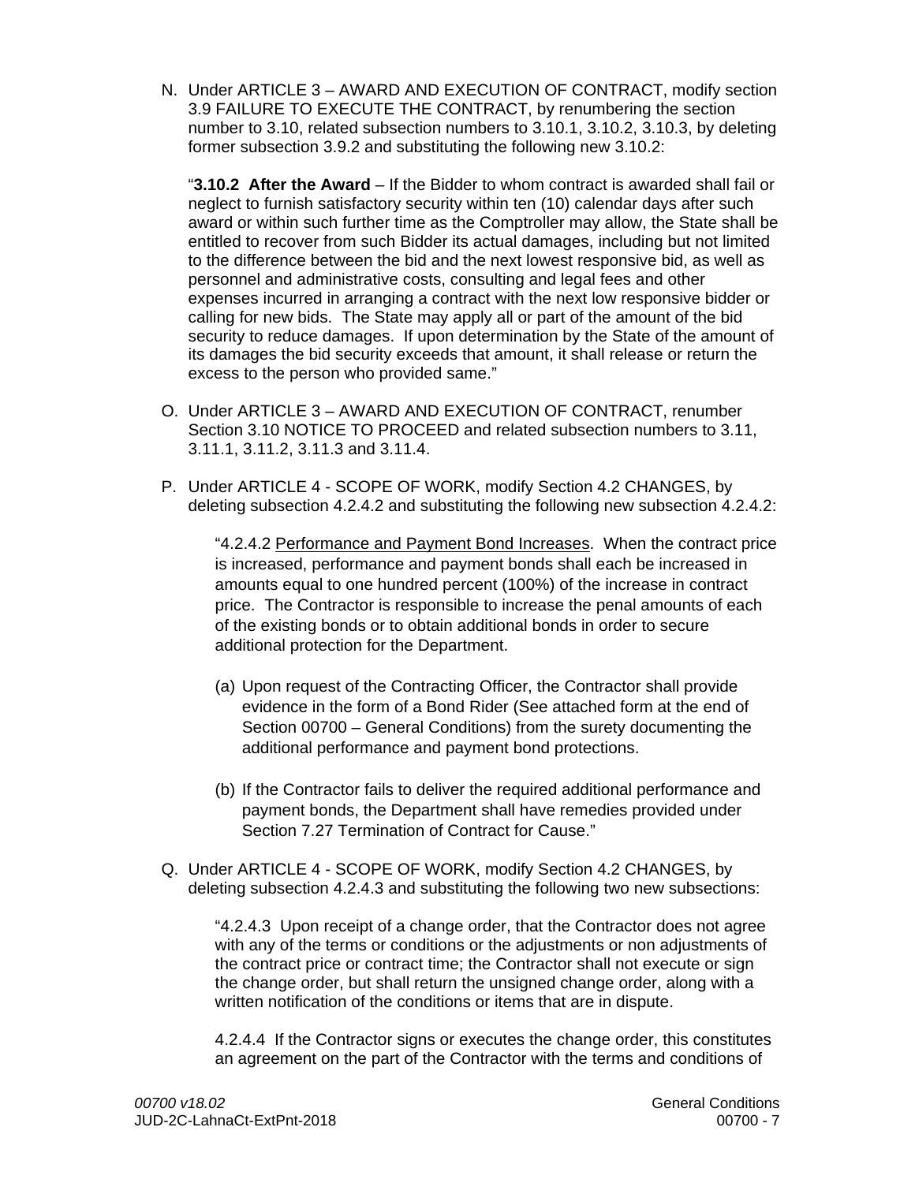N. Under ARTICLE 3 – AWARD AND EXECUTION OF CONTRACT, modify section 3.9 FAILURE TO EXECUTE THE CONTRACT, by renumbering the section number to 3.10, related subsection numbers to 3.10.1, 3.10.2, 3.10.3, by deleting former subsection 3.9.2 and substituting the following new 3.10.2:

"**3.10.2 After the Award** – If the Bidder to whom contract is awarded shall fail or neglect to furnish satisfactory security within ten (10) calendar days after such award or within such further time as the Comptroller may allow, the State shall be entitled to recover from such Bidder its actual damages, including but not limited to the difference between the bid and the next lowest responsive bid, as well as personnel and administrative costs, consulting and legal fees and other expenses incurred in arranging a contract with the next low responsive bidder or calling for new bids. The State may apply all or part of the amount of the bid security to reduce damages. If upon determination by the State of the amount of its damages the bid security exceeds that amount, it shall release or return the excess to the person who provided same."

O. Under ARTICLE 3 – AWARD AND EXECUTION OF CONTRACT, renumber Section 3.10 NOTICE TO PROCEED and related subsection numbers to 3.11, 3.11.1, 3.11.2, 3.11.3 and 3.11.4.

P. Under ARTICLE 4 - SCOPE OF WORK, modify Section 4.2 CHANGES, by deleting subsection 4.2.4.2 and substituting the following new subsection 4.2.4.2:

"4.2.4.2 Performance and Payment Bond Increases. When the contract price is increased, performance and payment bonds shall each be increased in amounts equal to one hundred percent (100%) of the increase in contract price. The Contractor is responsible to increase the penal amounts of each of the existing bonds or to obtain additional bonds in order to secure additional protection for the Department.

(a) Upon request of the Contracting Officer, the Contractor shall provide evidence in the form of a Bond Rider (See attached form at the end of Section 00700 – General Conditions) from the surety documenting the additional performance and payment bond protections.

(b) If the Contractor fails to deliver the required additional performance and payment bonds, the Department shall have remedies provided under Section 7.27 Termination of Contract for Cause."

Q. Under ARTICLE 4 - SCOPE OF WORK, modify Section 4.2 CHANGES, by deleting subsection 4.2.4.3 and substituting the following two new subsections:

"4.2.4.3 Upon receipt of a change order, that the Contractor does not agree with any of the terms or conditions or the adjustments or non adjustments of the contract price or contract time; the Contractor shall not execute or sign the change order, but shall return the unsigned change order, along with a written notification of the conditions or items that are in dispute.

4.2.4.4 If the Contractor signs or executes the change order, this constitutes an agreement on the part of the Contractor with the terms and conditions of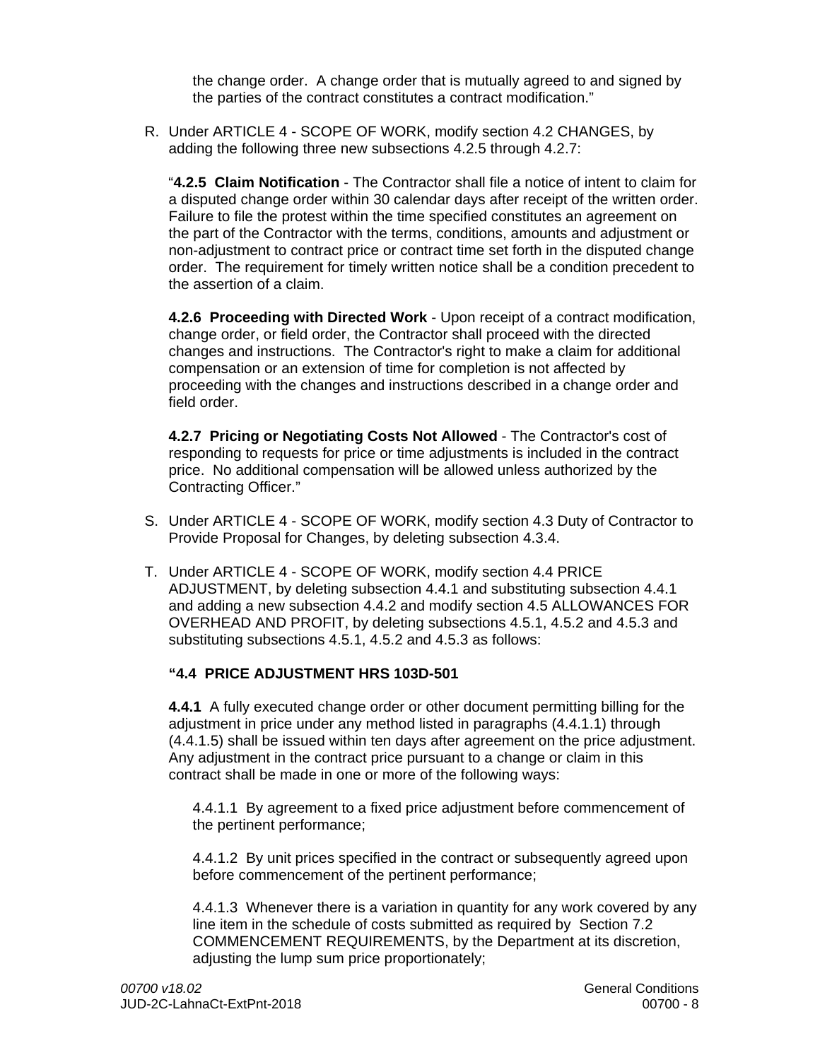the change order. A change order that is mutually agreed to and signed by the parties of the contract constitutes a contract modification."

R. Under ARTICLE 4 - SCOPE OF WORK, modify section 4.2 CHANGES, by adding the following three new subsections 4.2.5 through 4.2.7:

"**4.2.5 Claim Notification** - The Contractor shall file a notice of intent to claim for a disputed change order within 30 calendar days after receipt of the written order. Failure to file the protest within the time specified constitutes an agreement on the part of the Contractor with the terms, conditions, amounts and adjustment or non-adjustment to contract price or contract time set forth in the disputed change order. The requirement for timely written notice shall be a condition precedent to the assertion of a claim.

**4.2.6 Proceeding with Directed Work** - Upon receipt of a contract modification, change order, or field order, the Contractor shall proceed with the directed changes and instructions. The Contractor's right to make a claim for additional compensation or an extension of time for completion is not affected by proceeding with the changes and instructions described in a change order and field order.

**4.2.7 Pricing or Negotiating Costs Not Allowed** - The Contractor's cost of responding to requests for price or time adjustments is included in the contract price. No additional compensation will be allowed unless authorized by the Contracting Officer."

S. Under ARTICLE 4 - SCOPE OF WORK, modify section 4.3 Duty of Contractor to Provide Proposal for Changes, by deleting subsection 4.3.4.

T. Under ARTICLE 4 - SCOPE OF WORK, modify section 4.4 PRICE ADJUSTMENT, by deleting subsection 4.4.1 and substituting subsection 4.4.1 and adding a new subsection 4.4.2 and modify section 4.5 ALLOWANCES FOR OVERHEAD AND PROFIT, by deleting subsections 4.5.1, 4.5.2 and 4.5.3 and substituting subsections 4.5.1, 4.5.2 and 4.5.3 as follows:

**"4.4 PRICE ADJUSTMENT HRS 103D-501**

**4.4.1** A fully executed change order or other document permitting billing for the adjustment in price under any method listed in paragraphs (4.4.1.1) through (4.4.1.5) shall be issued within ten days after agreement on the price adjustment. Any adjustment in the contract price pursuant to a change or claim in this contract shall be made in one or more of the following ways:

4.4.1.1 By agreement to a fixed price adjustment before commencement of the pertinent performance;

4.4.1.2 By unit prices specified in the contract or subsequently agreed upon before commencement of the pertinent performance;

4.4.1.3 Whenever there is a variation in quantity for any work covered by any line item in the schedule of costs submitted as required by Section 7.2 COMMENCEMENT REQUIREMENTS, by the Department at its discretion, adjusting the lump sum price proportionately;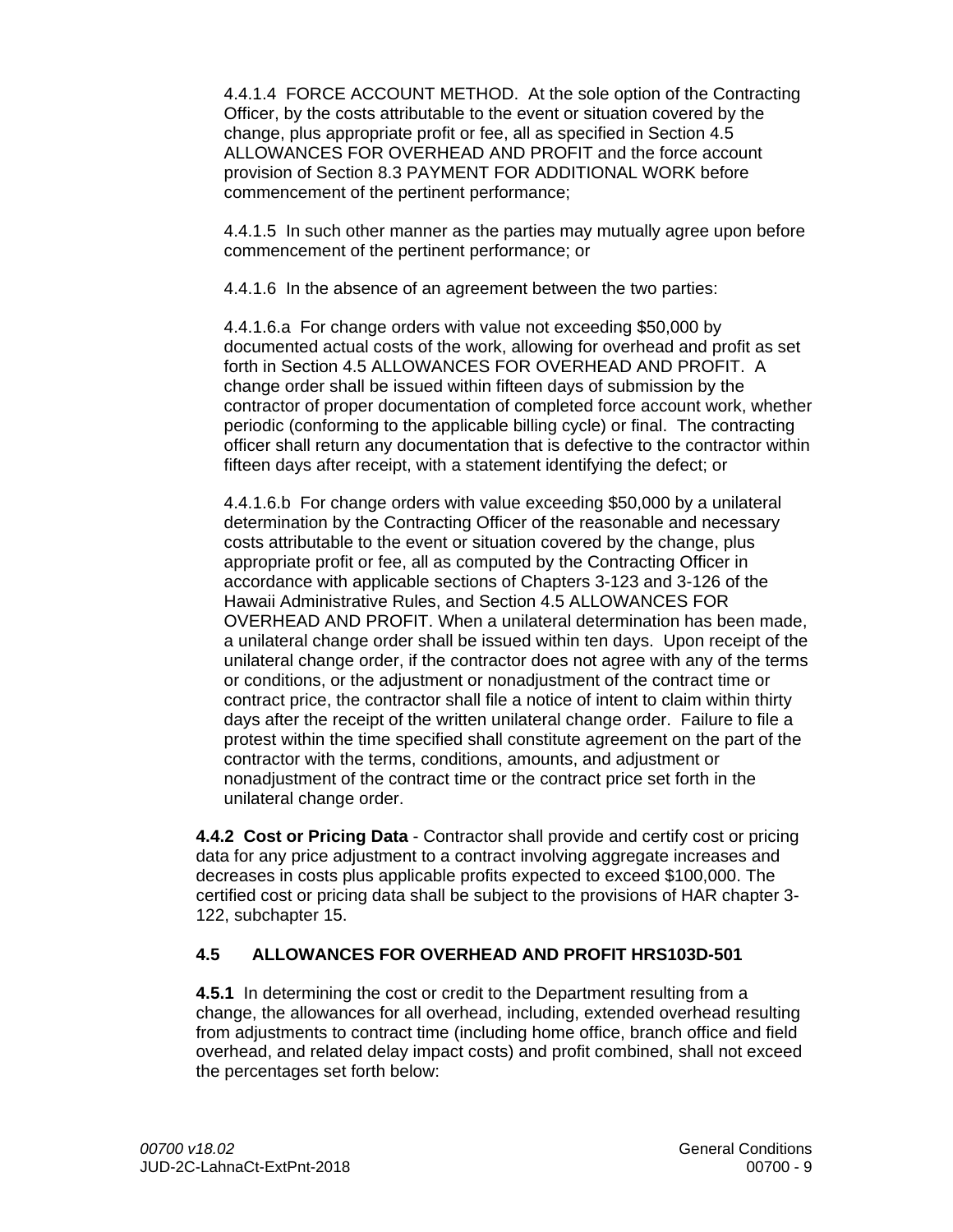4.4.1.4 FORCE ACCOUNT METHOD. At the sole option of the Contracting Officer, by the costs attributable to the event or situation covered by the change, plus appropriate profit or fee, all as specified in Section 4.5 ALLOWANCES FOR OVERHEAD AND PROFIT and the force account provision of Section 8.3 PAYMENT FOR ADDITIONAL WORK before commencement of the pertinent performance;

4.4.1.5 In such other manner as the parties may mutually agree upon before commencement of the pertinent performance; or

4.4.1.6 In the absence of an agreement between the two parties:

4.4.1.6.a For change orders with value not exceeding $50,000 by documented actual costs of the work, allowing for overhead and profit as set forth in Section 4.5 ALLOWANCES FOR OVERHEAD AND PROFIT. A change order shall be issued within fifteen days of submission by the contractor of proper documentation of completed force account work, whether periodic (conforming to the applicable billing cycle) or final. The contracting officer shall return any documentation that is defective to the contractor within fifteen days after receipt, with a statement identifying the defect; or

4.4.1.6.b For change orders with value exceeding $50,000 by a unilateral determination by the Contracting Officer of the reasonable and necessary costs attributable to the event or situation covered by the change, plus appropriate profit or fee, all as computed by the Contracting Officer in accordance with applicable sections of Chapters 3-123 and 3-126 of the Hawaii Administrative Rules, and Section 4.5 ALLOWANCES FOR OVERHEAD AND PROFIT. When a unilateral determination has been made, a unilateral change order shall be issued within ten days. Upon receipt of the unilateral change order, if the contractor does not agree with any of the terms or conditions, or the adjustment or nonadjustment of the contract time or contract price, the contractor shall file a notice of intent to claim within thirty days after the receipt of the written unilateral change order. Failure to file a protest within the time specified shall constitute agreement on the part of the contractor with the terms, conditions, amounts, and adjustment or nonadjustment of the contract time or the contract price set forth in the unilateral change order.

**4.4.2 Cost or Pricing Data** - Contractor shall provide and certify cost or pricing data for any price adjustment to a contract involving aggregate increases and decreases in costs plus applicable profits expected to exceed $100,000. The certified cost or pricing data shall be subject to the provisions of HAR chapter 3-122, subchapter 15.

### 4.5 ALLOWANCES FOR OVERHEAD AND PROFIT HRS103D-501

**4.5.1** In determining the cost or credit to the Department resulting from a change, the allowances for all overhead, including, extended overhead resulting from adjustments to contract time (including home office, branch office and field overhead, and related delay impact costs) and profit combined, shall not exceed the percentages set forth below: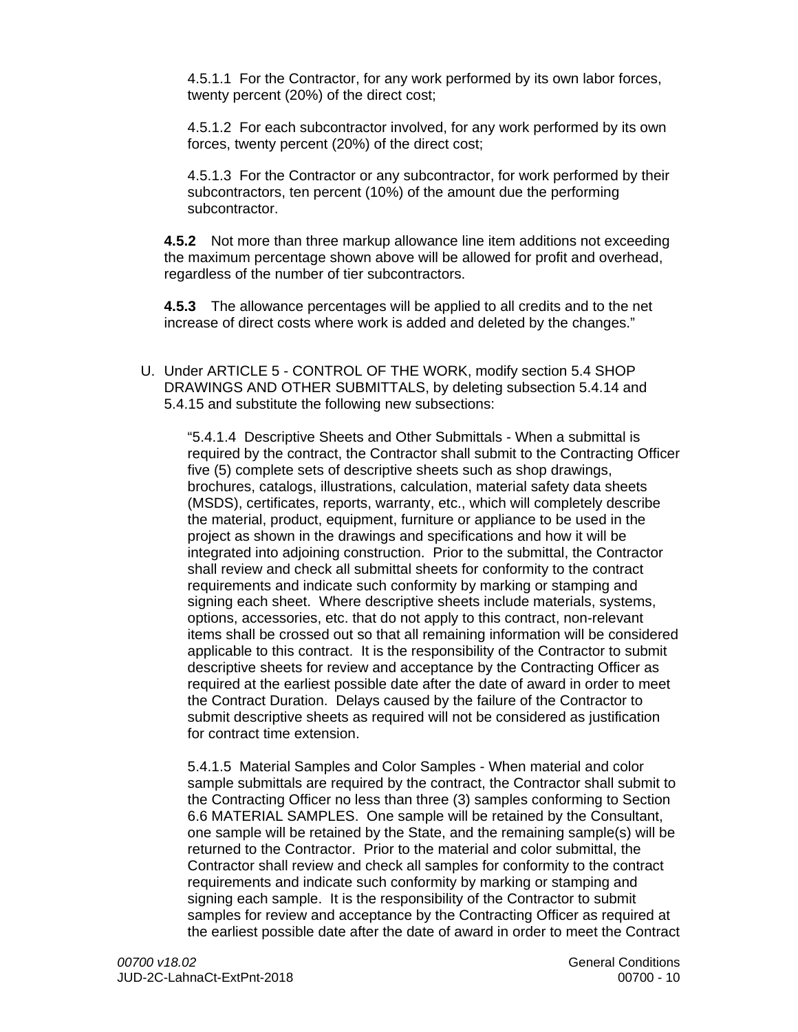4.5.1.1 For the Contractor, for any work performed by its own labor forces, twenty percent (20%) of the direct cost;

4.5.1.2 For each subcontractor involved, for any work performed by its own forces, twenty percent (20%) of the direct cost;

4.5.1.3 For the Contractor or any subcontractor, for work performed by their subcontractors, ten percent (10%) of the amount due the performing subcontractor.

**4.5.2** Not more than three markup allowance line item additions not exceeding the maximum percentage shown above will be allowed for profit and overhead, regardless of the number of tier subcontractors.

**4.5.3** The allowance percentages will be applied to all credits and to the net increase of direct costs where work is added and deleted by the changes."

U. Under ARTICLE 5 - CONTROL OF THE WORK, modify section 5.4 SHOP DRAWINGS AND OTHER SUBMITTALS, by deleting subsection 5.4.14 and 5.4.15 and substitute the following new subsections:

"5.4.1.4 Descriptive Sheets and Other Submittals - When a submittal is required by the contract, the Contractor shall submit to the Contracting Officer five (5) complete sets of descriptive sheets such as shop drawings, brochures, catalogs, illustrations, calculation, material safety data sheets (MSDS), certificates, reports, warranty, etc., which will completely describe the material, product, equipment, furniture or appliance to be used in the project as shown in the drawings and specifications and how it will be integrated into adjoining construction. Prior to the submittal, the Contractor shall review and check all submittal sheets for conformity to the contract requirements and indicate such conformity by marking or stamping and signing each sheet. Where descriptive sheets include materials, systems, options, accessories, etc. that do not apply to this contract, non-relevant items shall be crossed out so that all remaining information will be considered applicable to this contract. It is the responsibility of the Contractor to submit descriptive sheets for review and acceptance by the Contracting Officer as required at the earliest possible date after the date of award in order to meet the Contract Duration. Delays caused by the failure of the Contractor to submit descriptive sheets as required will not be considered as justification for contract time extension.

5.4.1.5 Material Samples and Color Samples - When material and color sample submittals are required by the contract, the Contractor shall submit to the Contracting Officer no less than three (3) samples conforming to Section 6.6 MATERIAL SAMPLES. One sample will be retained by the Consultant, one sample will be retained by the State, and the remaining sample(s) will be returned to the Contractor. Prior to the material and color submittal, the Contractor shall review and check all samples for conformity to the contract requirements and indicate such conformity by marking or stamping and signing each sample. It is the responsibility of the Contractor to submit samples for review and acceptance by the Contracting Officer as required at the earliest possible date after the date of award in order to meet the Contract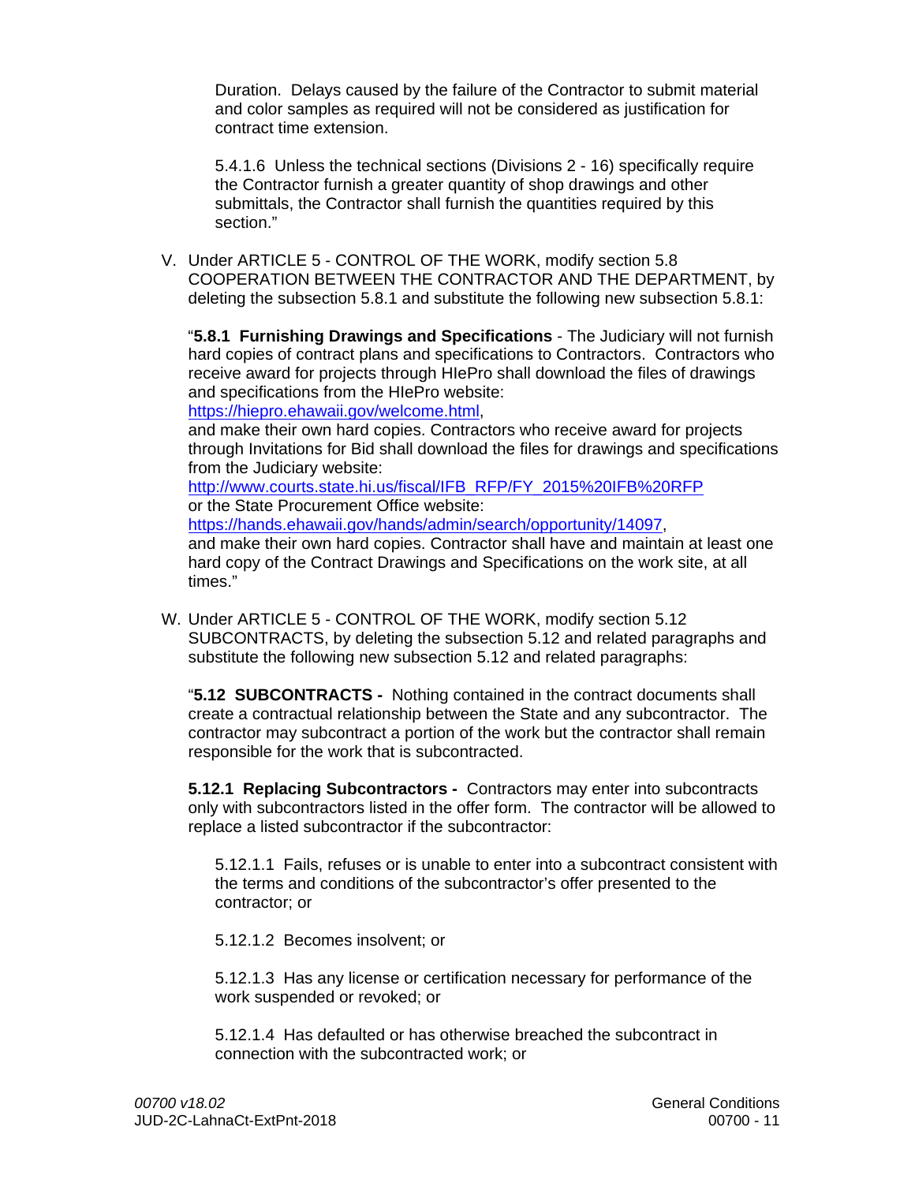Duration. Delays caused by the failure of the Contractor to submit material and color samples as required will not be considered as justification for contract time extension.

5.4.1.6 Unless the technical sections (Divisions 2 - 16) specifically require the Contractor furnish a greater quantity of shop drawings and other submittals, the Contractor shall furnish the quantities required by this section."

V. Under ARTICLE 5 - CONTROL OF THE WORK, modify section 5.8 COOPERATION BETWEEN THE CONTRACTOR AND THE DEPARTMENT, by deleting the subsection 5.8.1 and substitute the following new subsection 5.8.1:

"**5.8.1 Furnishing Drawings and Specifications** - The Judiciary will not furnish hard copies of contract plans and specifications to Contractors. Contractors who receive award for projects through HIePro shall download the files of drawings and specifications from the HIePro website:
https://hiepro.ehawaii.gov/welcome.html,
and make their own hard copies. Contractors who receive award for projects through Invitations for Bid shall download the files for drawings and specifications from the Judiciary website:
http://www.courts.state.hi.us/fiscal/IFB_RFP/FY_2015%20IFB%20RFP
or the State Procurement Office website:
https://hands.ehawaii.gov/hands/admin/search/opportunity/14097,
and make their own hard copies. Contractor shall have and maintain at least one hard copy of the Contract Drawings and Specifications on the work site, at all times."

W. Under ARTICLE 5 - CONTROL OF THE WORK, modify section 5.12 SUBCONTRACTS, by deleting the subsection 5.12 and related paragraphs and substitute the following new subsection 5.12 and related paragraphs:

"**5.12 SUBCONTRACTS -** Nothing contained in the contract documents shall create a contractual relationship between the State and any subcontractor. The contractor may subcontract a portion of the work but the contractor shall remain responsible for the work that is subcontracted.

**5.12.1 Replacing Subcontractors -** Contractors may enter into subcontracts only with subcontractors listed in the offer form. The contractor will be allowed to replace a listed subcontractor if the subcontractor:

5.12.1.1 Fails, refuses or is unable to enter into a subcontract consistent with the terms and conditions of the subcontractor's offer presented to the contractor; or

5.12.1.2 Becomes insolvent; or

5.12.1.3 Has any license or certification necessary for performance of the work suspended or revoked; or

5.12.1.4 Has defaulted or has otherwise breached the subcontract in connection with the subcontracted work; or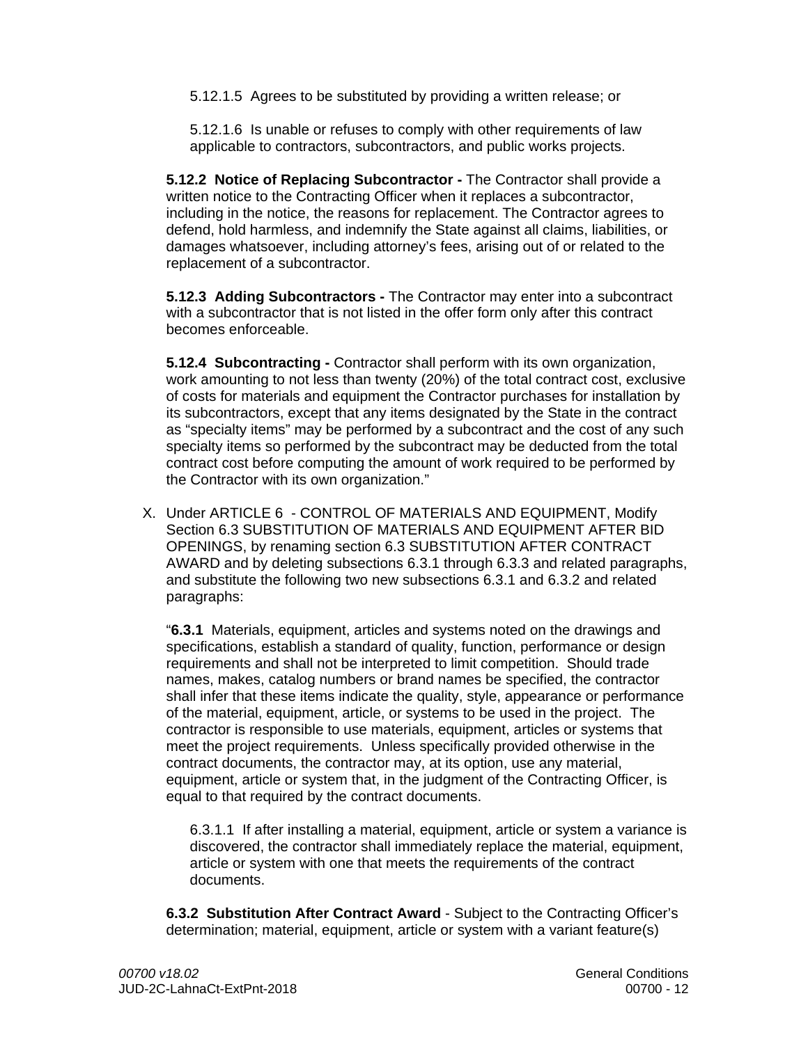5.12.1.5 Agrees to be substituted by providing a written release; or

5.12.1.6 Is unable or refuses to comply with other requirements of law applicable to contractors, subcontractors, and public works projects.

**5.12.2 Notice of Replacing Subcontractor -** The Contractor shall provide a written notice to the Contracting Officer when it replaces a subcontractor, including in the notice, the reasons for replacement. The Contractor agrees to defend, hold harmless, and indemnify the State against all claims, liabilities, or damages whatsoever, including attorney's fees, arising out of or related to the replacement of a subcontractor.

**5.12.3 Adding Subcontractors -** The Contractor may enter into a subcontract with a subcontractor that is not listed in the offer form only after this contract becomes enforceable.

**5.12.4 Subcontracting -** Contractor shall perform with its own organization, work amounting to not less than twenty (20%) of the total contract cost, exclusive of costs for materials and equipment the Contractor purchases for installation by its subcontractors, except that any items designated by the State in the contract as "specialty items" may be performed by a subcontract and the cost of any such specialty items so performed by the subcontract may be deducted from the total contract cost before computing the amount of work required to be performed by the Contractor with its own organization."

X. Under ARTICLE 6 - CONTROL OF MATERIALS AND EQUIPMENT, Modify Section 6.3 SUBSTITUTION OF MATERIALS AND EQUIPMENT AFTER BID OPENINGS, by renaming section 6.3 SUBSTITUTION AFTER CONTRACT AWARD and by deleting subsections 6.3.1 through 6.3.3 and related paragraphs, and substitute the following two new subsections 6.3.1 and 6.3.2 and related paragraphs:

"**6.3.1** Materials, equipment, articles and systems noted on the drawings and specifications, establish a standard of quality, function, performance or design requirements and shall not be interpreted to limit competition. Should trade names, makes, catalog numbers or brand names be specified, the contractor shall infer that these items indicate the quality, style, appearance or performance of the material, equipment, article, or systems to be used in the project. The contractor is responsible to use materials, equipment, articles or systems that meet the project requirements. Unless specifically provided otherwise in the contract documents, the contractor may, at its option, use any material, equipment, article or system that, in the judgment of the Contracting Officer, is equal to that required by the contract documents.

6.3.1.1 If after installing a material, equipment, article or system a variance is discovered, the contractor shall immediately replace the material, equipment, article or system with one that meets the requirements of the contract documents.

**6.3.2 Substitution After Contract Award** - Subject to the Contracting Officer's determination; material, equipment, article or system with a variant feature(s)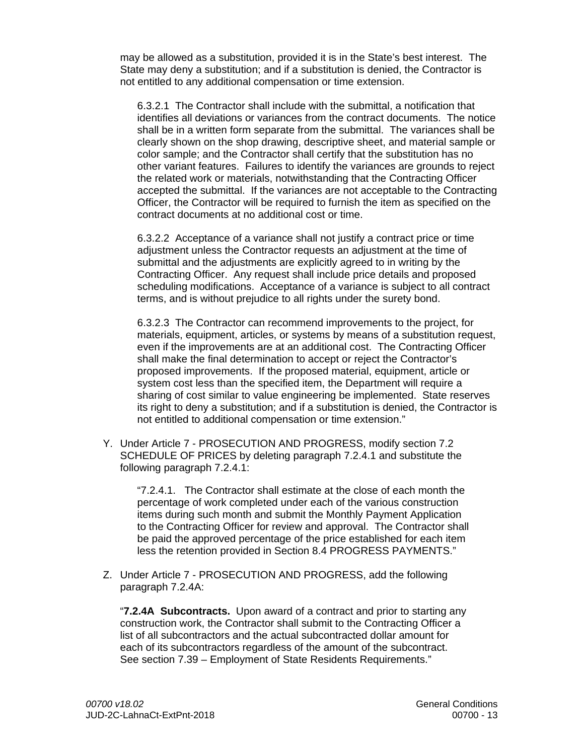may be allowed as a substitution, provided it is in the State's best interest. The State may deny a substitution; and if a substitution is denied, the Contractor is not entitled to any additional compensation or time extension.

6.3.2.1 The Contractor shall include with the submittal, a notification that identifies all deviations or variances from the contract documents. The notice shall be in a written form separate from the submittal. The variances shall be clearly shown on the shop drawing, descriptive sheet, and material sample or color sample; and the Contractor shall certify that the substitution has no other variant features. Failures to identify the variances are grounds to reject the related work or materials, notwithstanding that the Contracting Officer accepted the submittal. If the variances are not acceptable to the Contracting Officer, the Contractor will be required to furnish the item as specified on the contract documents at no additional cost or time.

6.3.2.2 Acceptance of a variance shall not justify a contract price or time adjustment unless the Contractor requests an adjustment at the time of submittal and the adjustments are explicitly agreed to in writing by the Contracting Officer. Any request shall include price details and proposed scheduling modifications. Acceptance of a variance is subject to all contract terms, and is without prejudice to all rights under the surety bond.

6.3.2.3 The Contractor can recommend improvements to the project, for materials, equipment, articles, or systems by means of a substitution request, even if the improvements are at an additional cost. The Contracting Officer shall make the final determination to accept or reject the Contractor's proposed improvements. If the proposed material, equipment, article or system cost less than the specified item, the Department will require a sharing of cost similar to value engineering be implemented. State reserves its right to deny a substitution; and if a substitution is denied, the Contractor is not entitled to additional compensation or time extension."

Y. Under Article 7 - PROSECUTION AND PROGRESS, modify section 7.2 SCHEDULE OF PRICES by deleting paragraph 7.2.4.1 and substitute the following paragraph 7.2.4.1:

"7.2.4.1. The Contractor shall estimate at the close of each month the percentage of work completed under each of the various construction items during such month and submit the Monthly Payment Application to the Contracting Officer for review and approval. The Contractor shall be paid the approved percentage of the price established for each item less the retention provided in Section 8.4 PROGRESS PAYMENTS."

Z. Under Article 7 - PROSECUTION AND PROGRESS, add the following paragraph 7.2.4A:

"**7.2.4A Subcontracts.** Upon award of a contract and prior to starting any construction work, the Contractor shall submit to the Contracting Officer a list of all subcontractors and the actual subcontracted dollar amount for each of its subcontractors regardless of the amount of the subcontract. See section 7.39 – Employment of State Residents Requirements."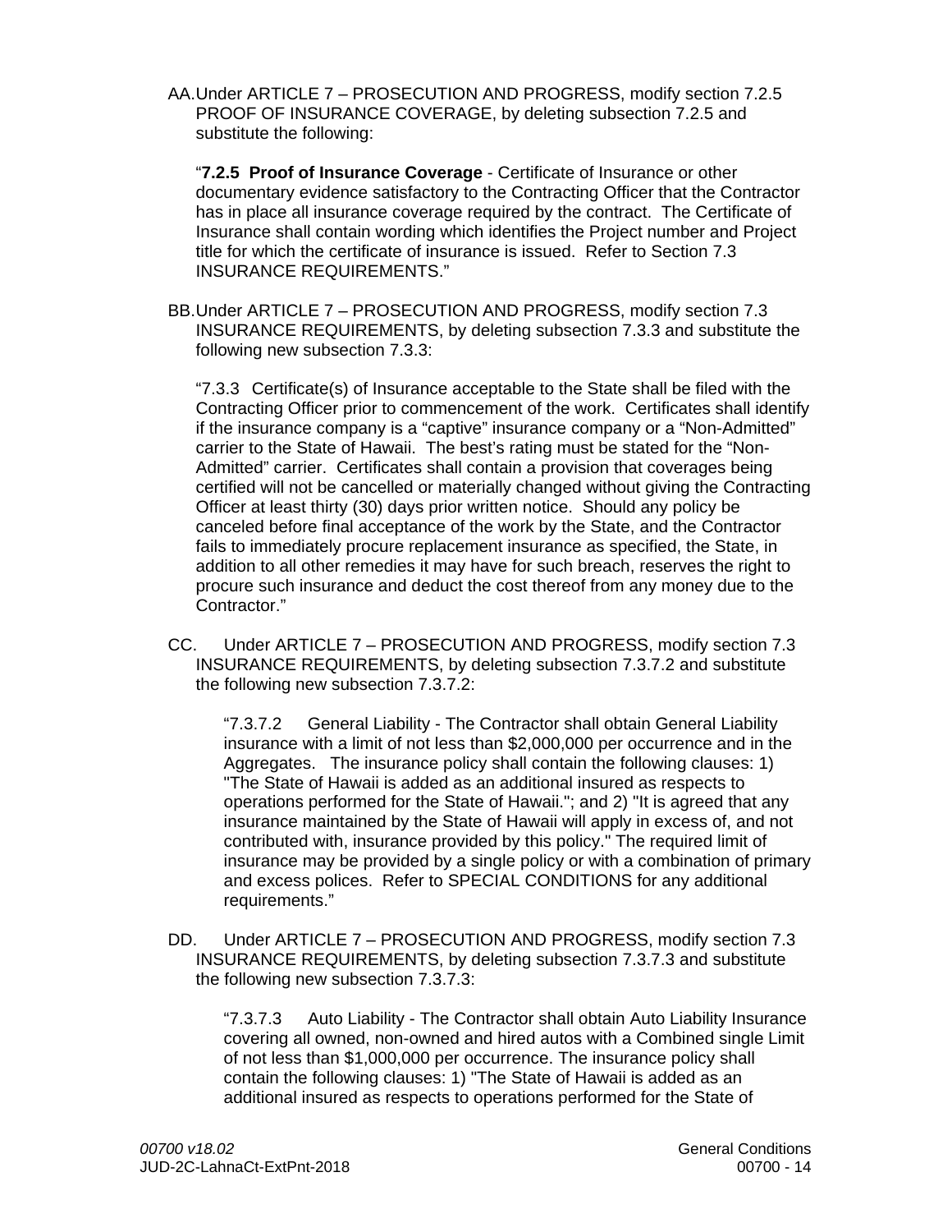AA. Under ARTICLE 7 – PROSECUTION AND PROGRESS, modify section 7.2.5 PROOF OF INSURANCE COVERAGE, by deleting subsection 7.2.5 and substitute the following:

"**7.2.5 Proof of Insurance Coverage** - Certificate of Insurance or other documentary evidence satisfactory to the Contracting Officer that the Contractor has in place all insurance coverage required by the contract. The Certificate of Insurance shall contain wording which identifies the Project number and Project title for which the certificate of insurance is issued. Refer to Section 7.3 INSURANCE REQUIREMENTS."

BB. Under ARTICLE 7 – PROSECUTION AND PROGRESS, modify section 7.3 INSURANCE REQUIREMENTS, by deleting subsection 7.3.3 and substitute the following new subsection 7.3.3:

"7.3.3 Certificate(s) of Insurance acceptable to the State shall be filed with the Contracting Officer prior to commencement of the work. Certificates shall identify if the insurance company is a "captive" insurance company or a "Non-Admitted" carrier to the State of Hawaii. The best's rating must be stated for the "Non-Admitted" carrier. Certificates shall contain a provision that coverages being certified will not be cancelled or materially changed without giving the Contracting Officer at least thirty (30) days prior written notice. Should any policy be canceled before final acceptance of the work by the State, and the Contractor fails to immediately procure replacement insurance as specified, the State, in addition to all other remedies it may have for such breach, reserves the right to procure such insurance and deduct the cost thereof from any money due to the Contractor."

CC. Under ARTICLE 7 – PROSECUTION AND PROGRESS, modify section 7.3 INSURANCE REQUIREMENTS, by deleting subsection 7.3.7.2 and substitute the following new subsection 7.3.7.2:

"7.3.7.2 General Liability - The Contractor shall obtain General Liability insurance with a limit of not less than $2,000,000 per occurrence and in the Aggregates. The insurance policy shall contain the following clauses: 1) "The State of Hawaii is added as an additional insured as respects to operations performed for the State of Hawaii."; and 2) "It is agreed that any insurance maintained by the State of Hawaii will apply in excess of, and not contributed with, insurance provided by this policy." The required limit of insurance may be provided by a single policy or with a combination of primary and excess polices. Refer to SPECIAL CONDITIONS for any additional requirements."

DD. Under ARTICLE 7 – PROSECUTION AND PROGRESS, modify section 7.3 INSURANCE REQUIREMENTS, by deleting subsection 7.3.7.3 and substitute the following new subsection 7.3.7.3:

"7.3.7.3 Auto Liability - The Contractor shall obtain Auto Liability Insurance covering all owned, non-owned and hired autos with a Combined single Limit of not less than $1,000,000 per occurrence. The insurance policy shall contain the following clauses: 1) "The State of Hawaii is added as an additional insured as respects to operations performed for the State of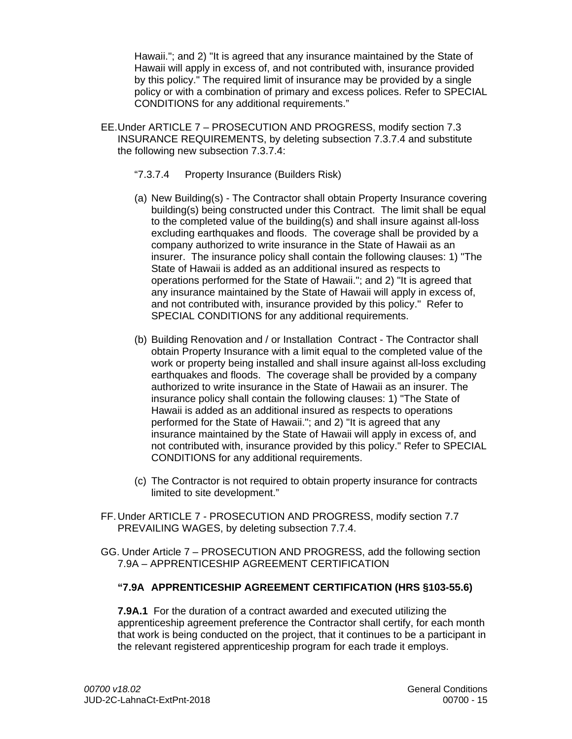Hawaii."; and 2) "It is agreed that any insurance maintained by the State of Hawaii will apply in excess of, and not contributed with, insurance provided by this policy." The required limit of insurance may be provided by a single policy or with a combination of primary and excess polices. Refer to SPECIAL CONDITIONS for any additional requirements."

EE. Under ARTICLE 7 – PROSECUTION AND PROGRESS, modify section 7.3 INSURANCE REQUIREMENTS, by deleting subsection 7.3.7.4 and substitute the following new subsection 7.3.7.4:

"7.3.7.4 Property Insurance (Builders Risk)

(a) New Building(s) - The Contractor shall obtain Property Insurance covering building(s) being constructed under this Contract. The limit shall be equal to the completed value of the building(s) and shall insure against all-loss excluding earthquakes and floods. The coverage shall be provided by a company authorized to write insurance in the State of Hawaii as an insurer. The insurance policy shall contain the following clauses: 1) "The State of Hawaii is added as an additional insured as respects to operations performed for the State of Hawaii."; and 2) "It is agreed that any insurance maintained by the State of Hawaii will apply in excess of, and not contributed with, insurance provided by this policy." Refer to SPECIAL CONDITIONS for any additional requirements.

(b) Building Renovation and / or Installation Contract - The Contractor shall obtain Property Insurance with a limit equal to the completed value of the work or property being installed and shall insure against all-loss excluding earthquakes and floods. The coverage shall be provided by a company authorized to write insurance in the State of Hawaii as an insurer. The insurance policy shall contain the following clauses: 1) "The State of Hawaii is added as an additional insured as respects to operations performed for the State of Hawaii."; and 2) "It is agreed that any insurance maintained by the State of Hawaii will apply in excess of, and not contributed with, insurance provided by this policy." Refer to SPECIAL CONDITIONS for any additional requirements.

(c) The Contractor is not required to obtain property insurance for contracts limited to site development."

FF. Under ARTICLE 7 - PROSECUTION AND PROGRESS, modify section 7.7 PREVAILING WAGES, by deleting subsection 7.7.4.

GG. Under Article 7 – PROSECUTION AND PROGRESS, add the following section 7.9A – APPRENTICESHIP AGREEMENT CERTIFICATION

**"7.9A APPRENTICESHIP AGREEMENT CERTIFICATION (HRS §103-55.6)**

**7.9A.1** For the duration of a contract awarded and executed utilizing the apprenticeship agreement preference the Contractor shall certify, for each month that work is being conducted on the project, that it continues to be a participant in the relevant registered apprenticeship program for each trade it employs.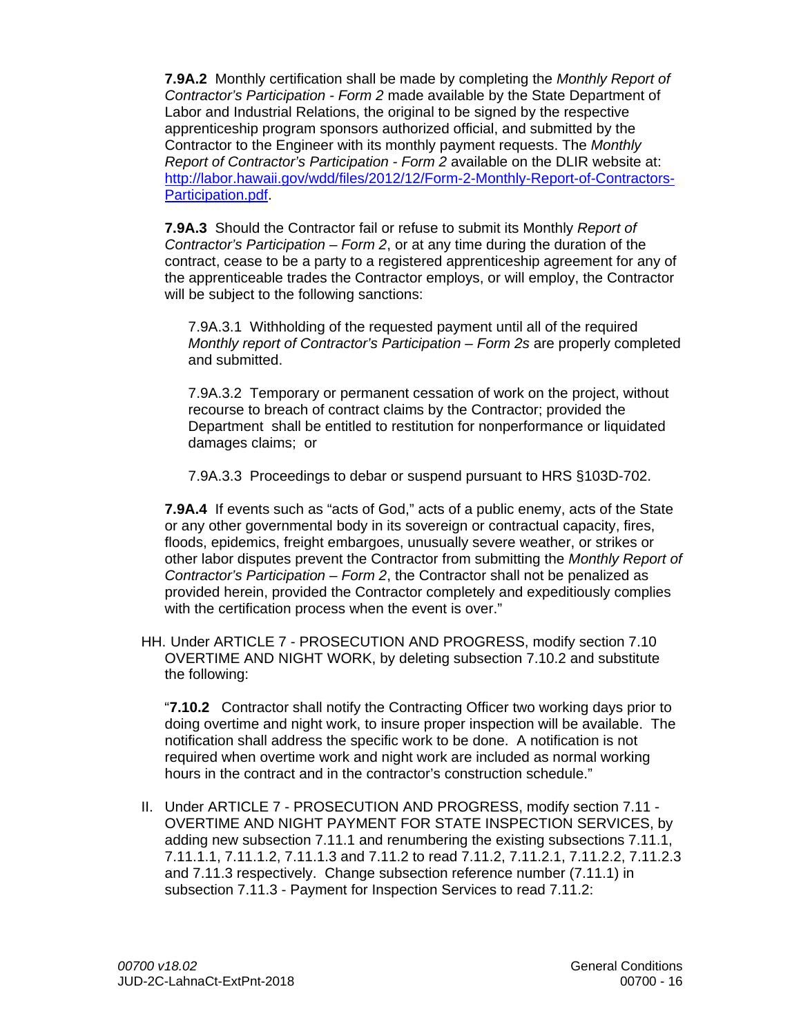**7.9A.2** Monthly certification shall be made by completing the *Monthly Report of Contractor's Participation - Form 2* made available by the State Department of Labor and Industrial Relations, the original to be signed by the respective apprenticeship program sponsors authorized official, and submitted by the Contractor to the Engineer with its monthly payment requests. The *Monthly Report of Contractor's Participation - Form 2* available on the DLIR website at: [http://labor.hawaii.gov/wdd/files/2012/12/Form-2-Monthly-Report-of-Contractors-Participation.pdf](http://labor.hawaii.gov/wdd/files/2012/12/Form-2-Monthly-Report-of-Contractors-Participation.pdf).

**7.9A.3** Should the Contractor fail or refuse to submit its Monthly *Report of Contractor's Participation – Form 2*, or at any time during the duration of the contract, cease to be a party to a registered apprenticeship agreement for any of the apprenticeable trades the Contractor employs, or will employ, the Contractor will be subject to the following sanctions:

7.9A.3.1 Withholding of the requested payment until all of the required *Monthly report of Contractor's Participation – Form 2s* are properly completed and submitted.

7.9A.3.2 Temporary or permanent cessation of work on the project, without recourse to breach of contract claims by the Contractor; provided the Department shall be entitled to restitution for nonperformance or liquidated damages claims; or

7.9A.3.3 Proceedings to debar or suspend pursuant to HRS §103D-702.

**7.9A.4** If events such as "acts of God," acts of a public enemy, acts of the State or any other governmental body in its sovereign or contractual capacity, fires, floods, epidemics, freight embargoes, unusually severe weather, or strikes or other labor disputes prevent the Contractor from submitting the *Monthly Report of Contractor's Participation – Form 2*, the Contractor shall not be penalized as provided herein, provided the Contractor completely and expeditiously complies with the certification process when the event is over."

HH. Under ARTICLE 7 - PROSECUTION AND PROGRESS, modify section 7.10 OVERTIME AND NIGHT WORK, by deleting subsection 7.10.2 and substitute the following:

"**7.10.2** Contractor shall notify the Contracting Officer two working days prior to doing overtime and night work, to insure proper inspection will be available. The notification shall address the specific work to be done. A notification is not required when overtime work and night work are included as normal working hours in the contract and in the contractor's construction schedule."

II. Under ARTICLE 7 - PROSECUTION AND PROGRESS, modify section 7.11 - OVERTIME AND NIGHT PAYMENT FOR STATE INSPECTION SERVICES, by adding new subsection 7.11.1 and renumbering the existing subsections 7.11.1, 7.11.1.1, 7.11.1.2, 7.11.1.3 and 7.11.2 to read 7.11.2, 7.11.2.1, 7.11.2.2, 7.11.2.3 and 7.11.3 respectively. Change subsection reference number (7.11.1) in subsection 7.11.3 - Payment for Inspection Services to read 7.11.2: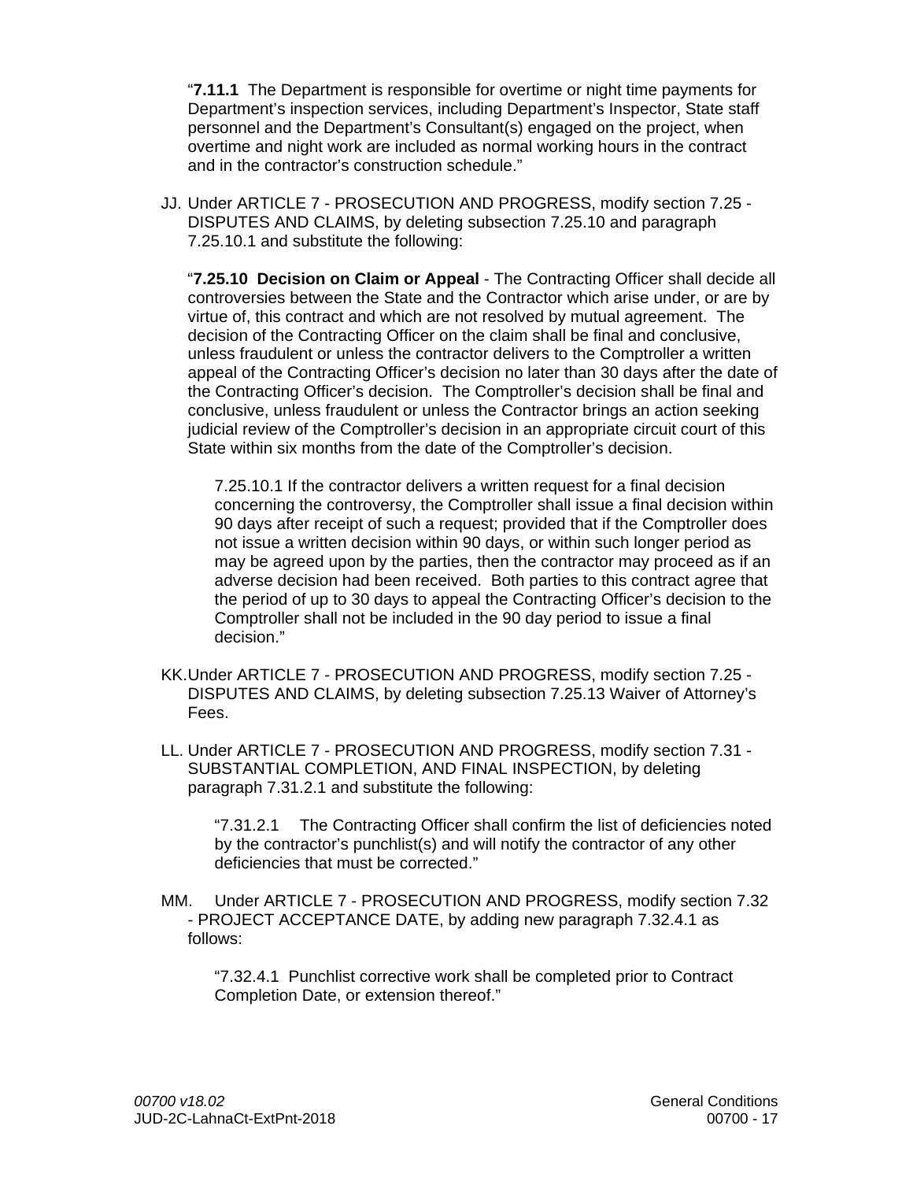"**7.11.1** The Department is responsible for overtime or night time payments for Department's inspection services, including Department's Inspector, State staff personnel and the Department's Consultant(s) engaged on the project, when overtime and night work are included as normal working hours in the contract and in the contractor's construction schedule."

JJ. Under ARTICLE 7 - PROSECUTION AND PROGRESS, modify section 7.25 - DISPUTES AND CLAIMS, by deleting subsection 7.25.10 and paragraph 7.25.10.1 and substitute the following:

"**7.25.10 Decision on Claim or Appeal** - The Contracting Officer shall decide all controversies between the State and the Contractor which arise under, or are by virtue of, this contract and which are not resolved by mutual agreement. The decision of the Contracting Officer on the claim shall be final and conclusive, unless fraudulent or unless the contractor delivers to the Comptroller a written appeal of the Contracting Officer's decision no later than 30 days after the date of the Contracting Officer's decision. The Comptroller's decision shall be final and conclusive, unless fraudulent or unless the Contractor brings an action seeking judicial review of the Comptroller's decision in an appropriate circuit court of this State within six months from the date of the Comptroller's decision.

7.25.10.1 If the contractor delivers a written request for a final decision concerning the controversy, the Comptroller shall issue a final decision within 90 days after receipt of such a request; provided that if the Comptroller does not issue a written decision within 90 days, or within such longer period as may be agreed upon by the parties, then the contractor may proceed as if an adverse decision had been received. Both parties to this contract agree that the period of up to 30 days to appeal the Contracting Officer's decision to the Comptroller shall not be included in the 90 day period to issue a final decision."

KK. Under ARTICLE 7 - PROSECUTION AND PROGRESS, modify section 7.25 - DISPUTES AND CLAIMS, by deleting subsection 7.25.13 Waiver of Attorney's Fees.

LL. Under ARTICLE 7 - PROSECUTION AND PROGRESS, modify section 7.31 - SUBSTANTIAL COMPLETION, AND FINAL INSPECTION, by deleting paragraph 7.31.2.1 and substitute the following:

"7.31.2.1 The Contracting Officer shall confirm the list of deficiencies noted by the contractor's punchlist(s) and will notify the contractor of any other deficiencies that must be corrected."

MM. Under ARTICLE 7 - PROSECUTION AND PROGRESS, modify section 7.32 - PROJECT ACCEPTANCE DATE, by adding new paragraph 7.32.4.1 as follows:

"7.32.4.1 Punchlist corrective work shall be completed prior to Contract Completion Date, or extension thereof."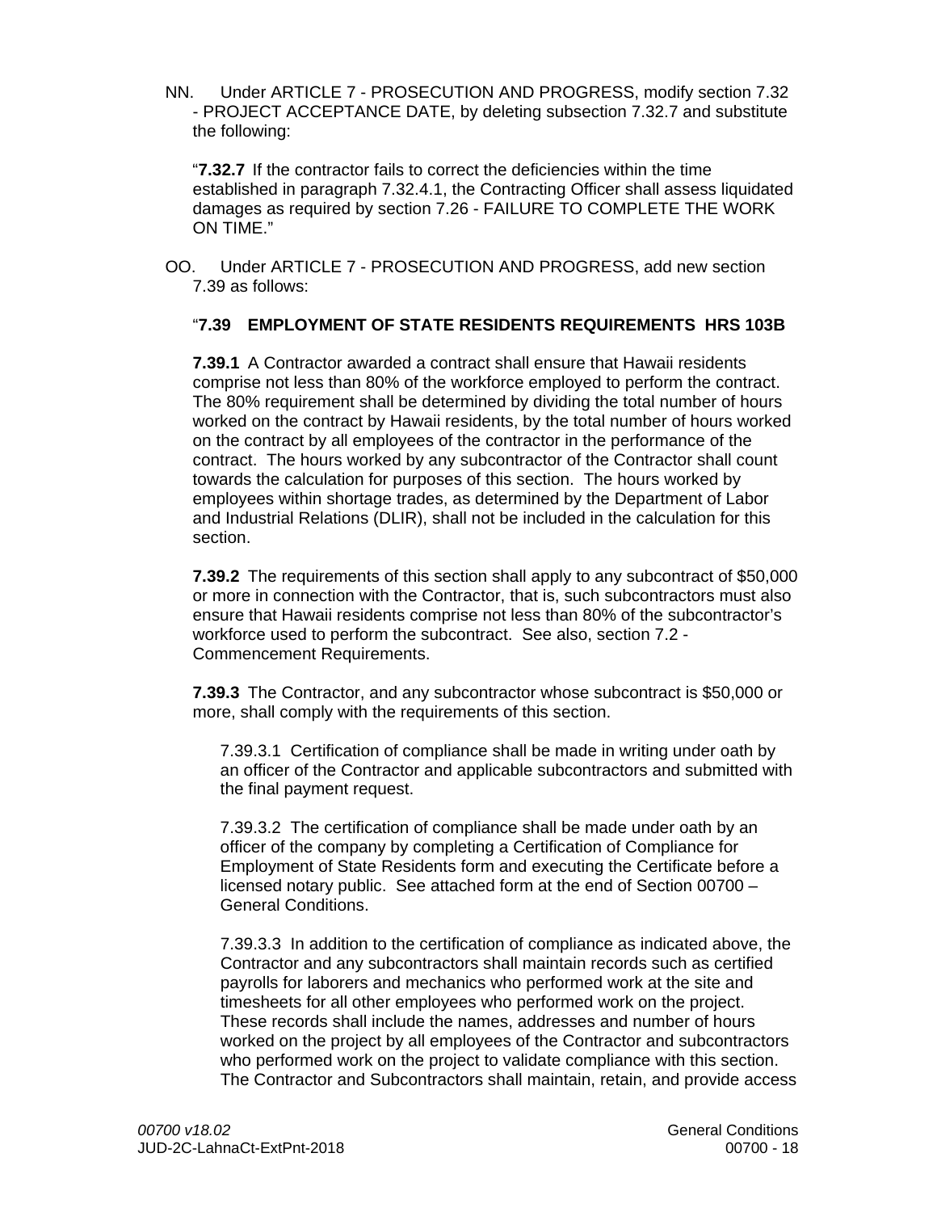NN. Under ARTICLE 7 - PROSECUTION AND PROGRESS, modify section 7.32 - PROJECT ACCEPTANCE DATE, by deleting subsection 7.32.7 and substitute the following:

"**7.32.7** If the contractor fails to correct the deficiencies within the time established in paragraph 7.32.4.1, the Contracting Officer shall assess liquidated damages as required by section 7.26 - FAILURE TO COMPLETE THE WORK ON TIME."

OO. Under ARTICLE 7 - PROSECUTION AND PROGRESS, add new section 7.39 as follows:

"**7.39 EMPLOYMENT OF STATE RESIDENTS REQUIREMENTS HRS 103B**

**7.39.1** A Contractor awarded a contract shall ensure that Hawaii residents comprise not less than 80% of the workforce employed to perform the contract. The 80% requirement shall be determined by dividing the total number of hours worked on the contract by Hawaii residents, by the total number of hours worked on the contract by all employees of the contractor in the performance of the contract. The hours worked by any subcontractor of the Contractor shall count towards the calculation for purposes of this section. The hours worked by employees within shortage trades, as determined by the Department of Labor and Industrial Relations (DLIR), shall not be included in the calculation for this section.

**7.39.2** The requirements of this section shall apply to any subcontract of $50,000 or more in connection with the Contractor, that is, such subcontractors must also ensure that Hawaii residents comprise not less than 80% of the subcontractor's workforce used to perform the subcontract. See also, section 7.2 - Commencement Requirements.

**7.39.3** The Contractor, and any subcontractor whose subcontract is $50,000 or more, shall comply with the requirements of this section.

7.39.3.1 Certification of compliance shall be made in writing under oath by an officer of the Contractor and applicable subcontractors and submitted with the final payment request.

7.39.3.2 The certification of compliance shall be made under oath by an officer of the company by completing a Certification of Compliance for Employment of State Residents form and executing the Certificate before a licensed notary public. See attached form at the end of Section 00700 – General Conditions.

7.39.3.3 In addition to the certification of compliance as indicated above, the Contractor and any subcontractors shall maintain records such as certified payrolls for laborers and mechanics who performed work at the site and timesheets for all other employees who performed work on the project. These records shall include the names, addresses and number of hours worked on the project by all employees of the Contractor and subcontractors who performed work on the project to validate compliance with this section. The Contractor and Subcontractors shall maintain, retain, and provide access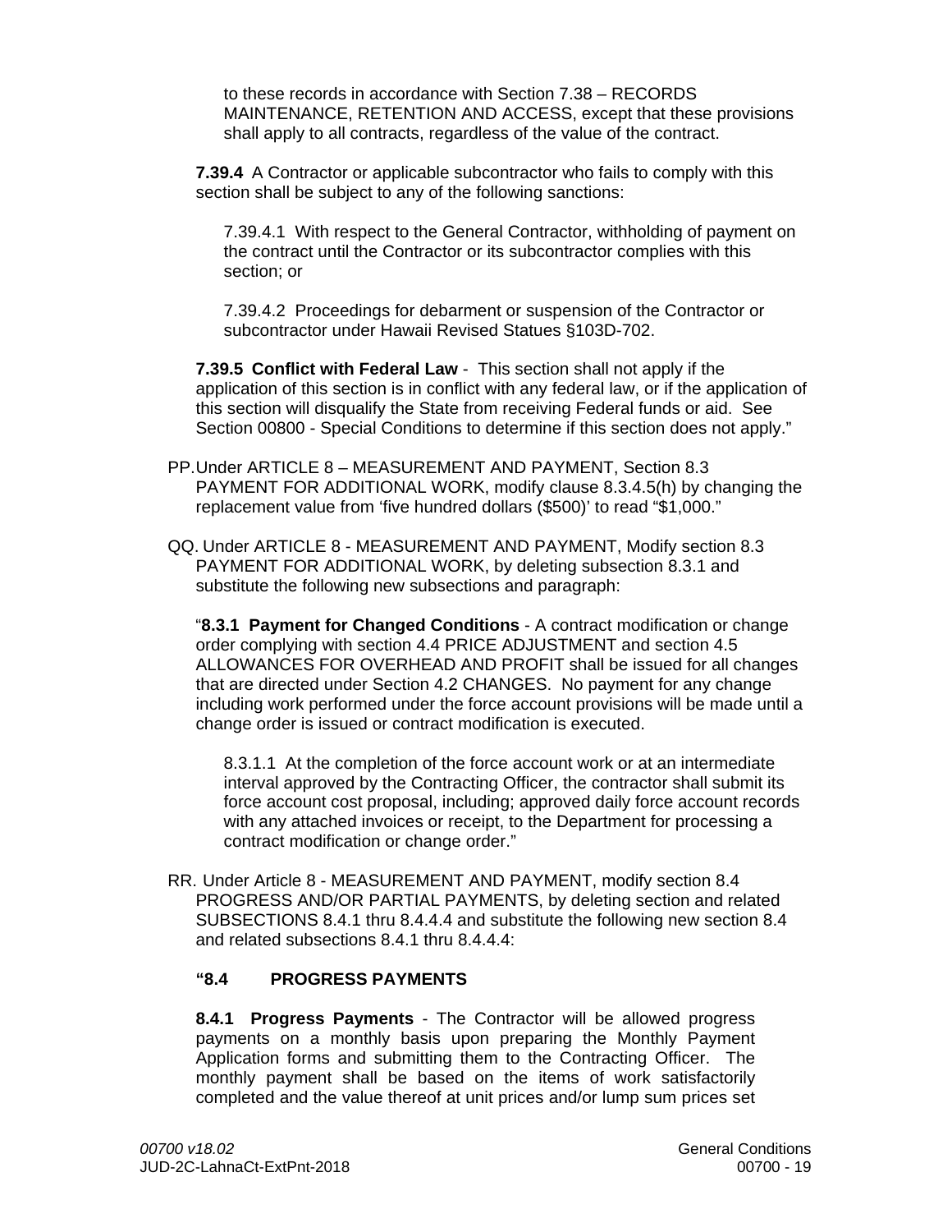to these records in accordance with Section 7.38 – RECORDS MAINTENANCE, RETENTION AND ACCESS, except that these provisions shall apply to all contracts, regardless of the value of the contract.

**7.39.4** A Contractor or applicable subcontractor who fails to comply with this section shall be subject to any of the following sanctions:

7.39.4.1 With respect to the General Contractor, withholding of payment on the contract until the Contractor or its subcontractor complies with this section; or

7.39.4.2 Proceedings for debarment or suspension of the Contractor or subcontractor under Hawaii Revised Statues §103D-702.

**7.39.5 Conflict with Federal Law** - This section shall not apply if the application of this section is in conflict with any federal law, or if the application of this section will disqualify the State from receiving Federal funds or aid. See Section 00800 - Special Conditions to determine if this section does not apply."

PP. Under ARTICLE 8 – MEASUREMENT AND PAYMENT, Section 8.3 PAYMENT FOR ADDITIONAL WORK, modify clause 8.3.4.5(h) by changing the replacement value from 'five hundred dollars ($500)' to read "$1,000."

QQ. Under ARTICLE 8 - MEASUREMENT AND PAYMENT, Modify section 8.3 PAYMENT FOR ADDITIONAL WORK, by deleting subsection 8.3.1 and substitute the following new subsections and paragraph:

"**8.3.1 Payment for Changed Conditions** - A contract modification or change order complying with section 4.4 PRICE ADJUSTMENT and section 4.5 ALLOWANCES FOR OVERHEAD AND PROFIT shall be issued for all changes that are directed under Section 4.2 CHANGES. No payment for any change including work performed under the force account provisions will be made until a change order is issued or contract modification is executed.

8.3.1.1 At the completion of the force account work or at an intermediate interval approved by the Contracting Officer, the contractor shall submit its force account cost proposal, including; approved daily force account records with any attached invoices or receipt, to the Department for processing a contract modification or change order."

RR. Under Article 8 - MEASUREMENT AND PAYMENT, modify section 8.4 PROGRESS AND/OR PARTIAL PAYMENTS, by deleting section and related SUBSECTIONS 8.4.1 thru 8.4.4.4 and substitute the following new section 8.4 and related subsections 8.4.1 thru 8.4.4.4:

**"8.4 PROGRESS PAYMENTS**

**8.4.1 Progress Payments** - The Contractor will be allowed progress payments on a monthly basis upon preparing the Monthly Payment Application forms and submitting them to the Contracting Officer. The monthly payment shall be based on the items of work satisfactorily completed and the value thereof at unit prices and/or lump sum prices set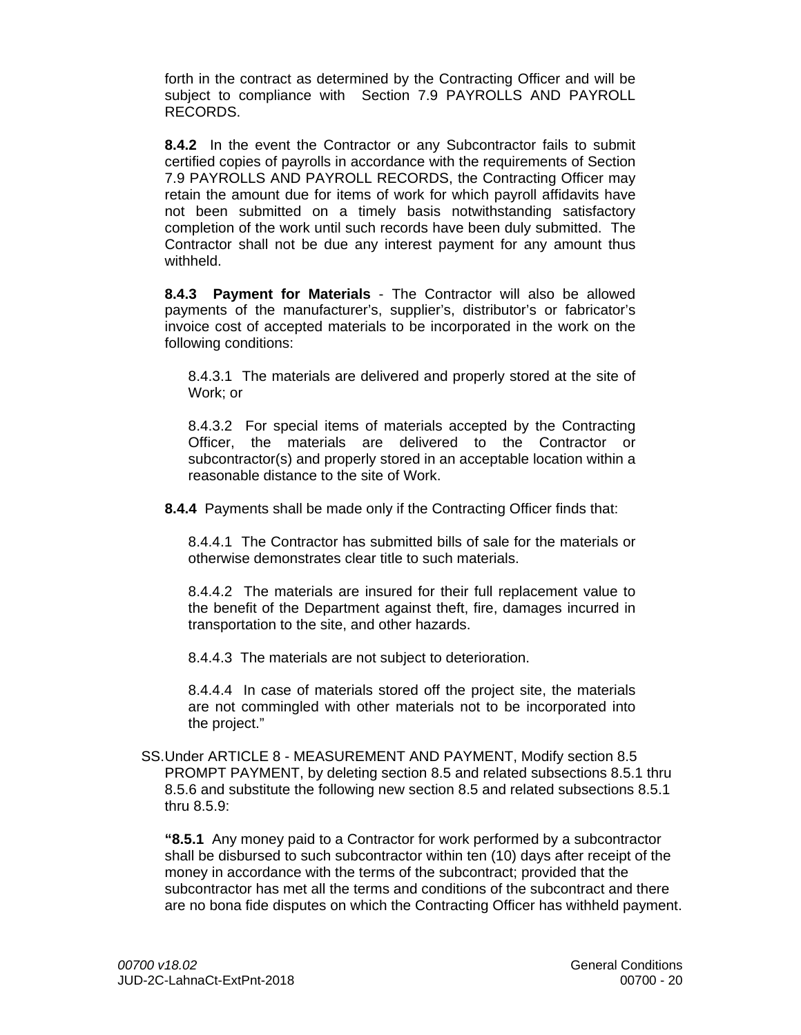forth in the contract as determined by the Contracting Officer and will be subject to compliance with Section 7.9 PAYROLLS AND PAYROLL RECORDS.

**8.4.2** In the event the Contractor or any Subcontractor fails to submit certified copies of payrolls in accordance with the requirements of Section 7.9 PAYROLLS AND PAYROLL RECORDS, the Contracting Officer may retain the amount due for items of work for which payroll affidavits have not been submitted on a timely basis notwithstanding satisfactory completion of the work until such records have been duly submitted. The Contractor shall not be due any interest payment for any amount thus withheld.

**8.4.3 Payment for Materials** - The Contractor will also be allowed payments of the manufacturer's, supplier's, distributor's or fabricator's invoice cost of accepted materials to be incorporated in the work on the following conditions:

8.4.3.1 The materials are delivered and properly stored at the site of Work; or

8.4.3.2 For special items of materials accepted by the Contracting Officer, the materials are delivered to the Contractor or subcontractor(s) and properly stored in an acceptable location within a reasonable distance to the site of Work.

**8.4.4** Payments shall be made only if the Contracting Officer finds that:

8.4.4.1 The Contractor has submitted bills of sale for the materials or otherwise demonstrates clear title to such materials.

8.4.4.2 The materials are insured for their full replacement value to the benefit of the Department against theft, fire, damages incurred in transportation to the site, and other hazards.

8.4.4.3 The materials are not subject to deterioration.

8.4.4.4 In case of materials stored off the project site, the materials are not commingled with other materials not to be incorporated into the project."

SS. Under ARTICLE 8 - MEASUREMENT AND PAYMENT, Modify section 8.5 PROMPT PAYMENT, by deleting section 8.5 and related subsections 8.5.1 thru 8.5.6 and substitute the following new section 8.5 and related subsections 8.5.1 thru 8.5.9:

**"8.5.1** Any money paid to a Contractor for work performed by a subcontractor shall be disbursed to such subcontractor within ten (10) days after receipt of the money in accordance with the terms of the subcontract; provided that the subcontractor has met all the terms and conditions of the subcontract and there are no bona fide disputes on which the Contracting Officer has withheld payment.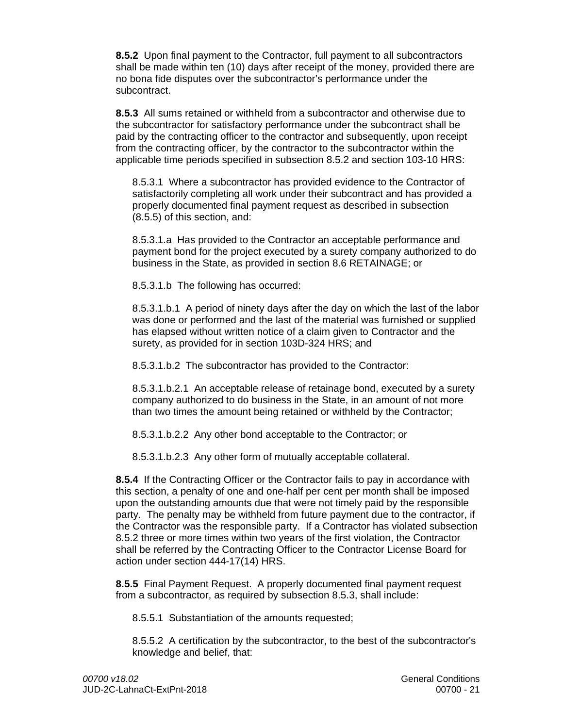**8.5.2** Upon final payment to the Contractor, full payment to all subcontractors shall be made within ten (10) days after receipt of the money, provided there are no bona fide disputes over the subcontractor's performance under the subcontract.

**8.5.3** All sums retained or withheld from a subcontractor and otherwise due to the subcontractor for satisfactory performance under the subcontract shall be paid by the contracting officer to the contractor and subsequently, upon receipt from the contracting officer, by the contractor to the subcontractor within the applicable time periods specified in subsection 8.5.2 and section 103-10 HRS:

8.5.3.1 Where a subcontractor has provided evidence to the Contractor of satisfactorily completing all work under their subcontract and has provided a properly documented final payment request as described in subsection (8.5.5) of this section, and:

8.5.3.1.a Has provided to the Contractor an acceptable performance and payment bond for the project executed by a surety company authorized to do business in the State, as provided in section 8.6 RETAINAGE; or

8.5.3.1.b The following has occurred:

8.5.3.1.b.1 A period of ninety days after the day on which the last of the labor was done or performed and the last of the material was furnished or supplied has elapsed without written notice of a claim given to Contractor and the surety, as provided for in section 103D-324 HRS; and

8.5.3.1.b.2 The subcontractor has provided to the Contractor:

8.5.3.1.b.2.1 An acceptable release of retainage bond, executed by a surety company authorized to do business in the State, in an amount of not more than two times the amount being retained or withheld by the Contractor;

8.5.3.1.b.2.2 Any other bond acceptable to the Contractor; or

8.5.3.1.b.2.3 Any other form of mutually acceptable collateral.

**8.5.4** If the Contracting Officer or the Contractor fails to pay in accordance with this section, a penalty of one and one-half per cent per month shall be imposed upon the outstanding amounts due that were not timely paid by the responsible party. The penalty may be withheld from future payment due to the contractor, if the Contractor was the responsible party. If a Contractor has violated subsection 8.5.2 three or more times within two years of the first violation, the Contractor shall be referred by the Contracting Officer to the Contractor License Board for action under section 444-17(14) HRS.

**8.5.5** Final Payment Request. A properly documented final payment request from a subcontractor, as required by subsection 8.5.3, shall include:

8.5.5.1 Substantiation of the amounts requested;

8.5.5.2 A certification by the subcontractor, to the best of the subcontractor's knowledge and belief, that: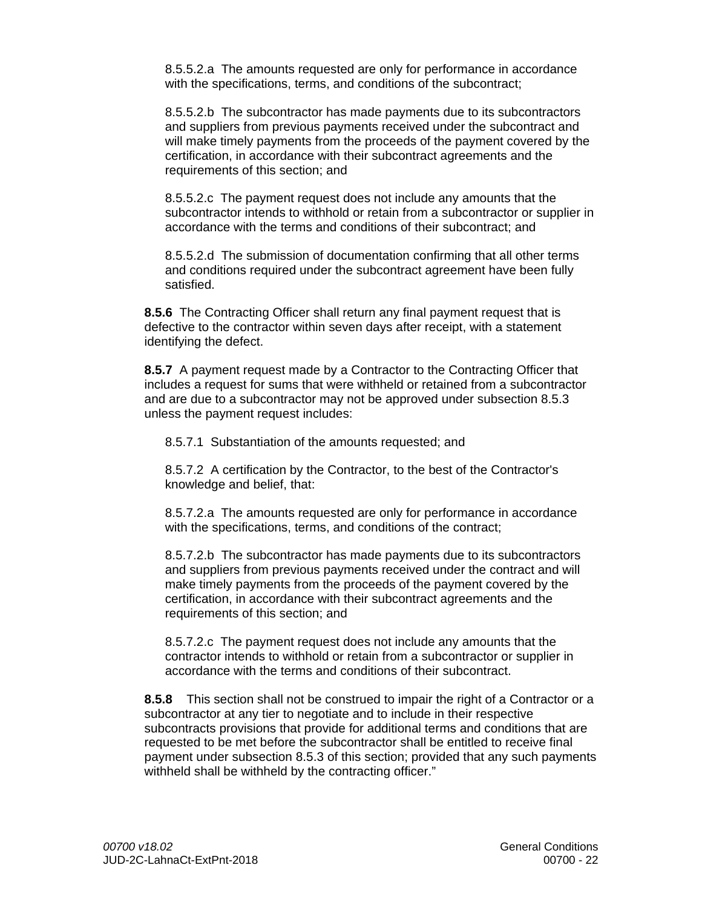8.5.5.2.a  The amounts requested are only for performance in accordance with the specifications, terms, and conditions of the subcontract;

8.5.5.2.b  The subcontractor has made payments due to its subcontractors and suppliers from previous payments received under the subcontract and will make timely payments from the proceeds of the payment covered by the certification, in accordance with their subcontract agreements and the requirements of this section; and

8.5.5.2.c  The payment request does not include any amounts that the subcontractor intends to withhold or retain from a subcontractor or supplier in accordance with the terms and conditions of their subcontract; and

8.5.5.2.d  The submission of documentation confirming that all other terms and conditions required under the subcontract agreement have been fully satisfied.

**8.5.6**  The Contracting Officer shall return any final payment request that is defective to the contractor within seven days after receipt, with a statement identifying the defect.

**8.5.7**  A payment request made by a Contractor to the Contracting Officer that includes a request for sums that were withheld or retained from a subcontractor and are due to a subcontractor may not be approved under subsection 8.5.3 unless the payment request includes:

8.5.7.1  Substantiation of the amounts requested; and

8.5.7.2  A certification by the Contractor, to the best of the Contractor's knowledge and belief, that:

8.5.7.2.a  The amounts requested are only for performance in accordance with the specifications, terms, and conditions of the contract;

8.5.7.2.b  The subcontractor has made payments due to its subcontractors and suppliers from previous payments received under the contract and will make timely payments from the proceeds of the payment covered by the certification, in accordance with their subcontract agreements and the requirements of this section; and

8.5.7.2.c  The payment request does not include any amounts that the contractor intends to withhold or retain from a subcontractor or supplier in accordance with the terms and conditions of their subcontract.

**8.5.8**  This section shall not be construed to impair the right of a Contractor or a subcontractor at any tier to negotiate and to include in their respective subcontracts provisions that provide for additional terms and conditions that are requested to be met before the subcontractor shall be entitled to receive final payment under subsection 8.5.3 of this section; provided that any such payments withheld shall be withheld by the contracting officer."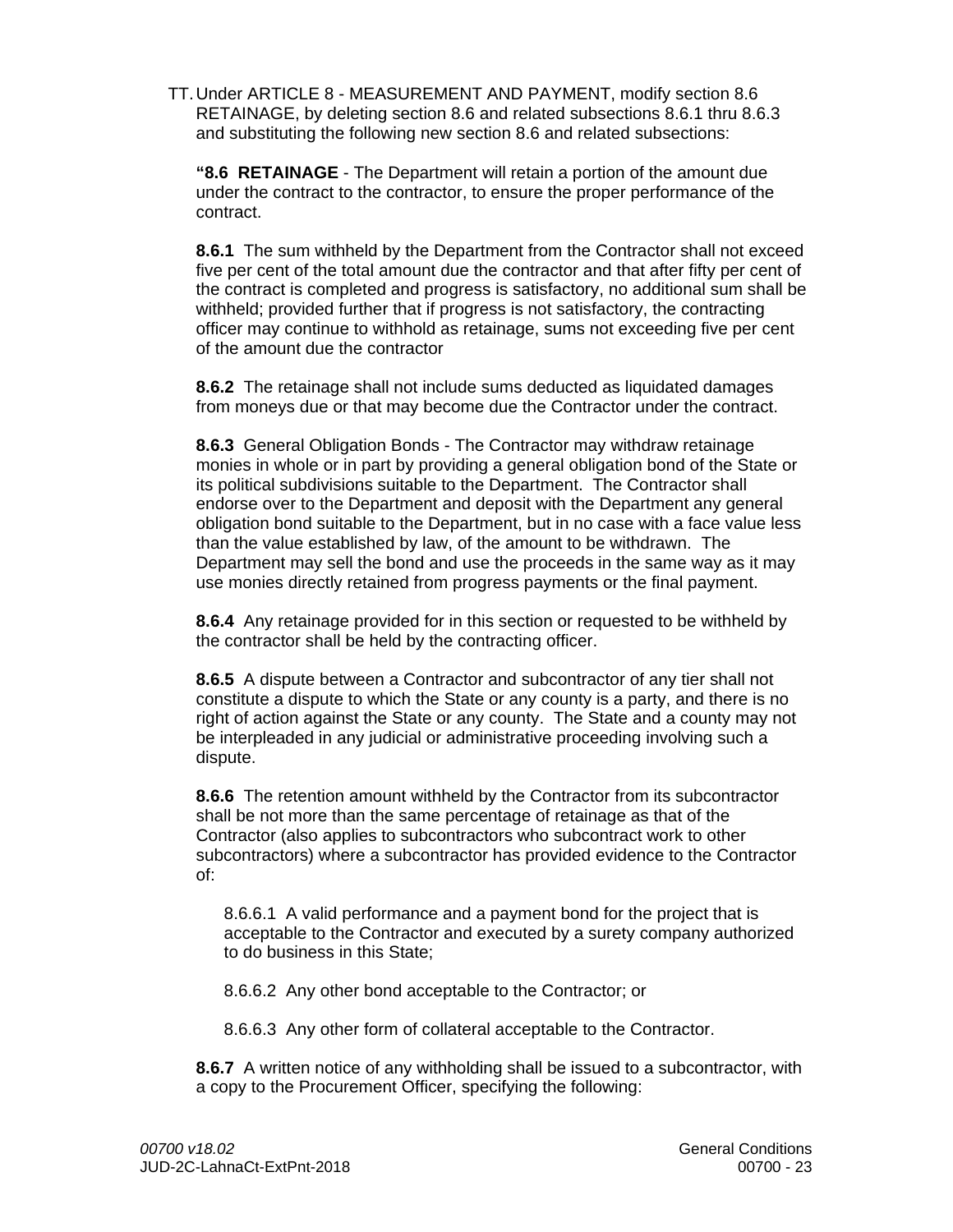TT. Under ARTICLE 8 - MEASUREMENT AND PAYMENT, modify section 8.6 RETAINAGE, by deleting section 8.6 and related subsections 8.6.1 thru 8.6.3 and substituting the following new section 8.6 and related subsections:

**"8.6 RETAINAGE** - The Department will retain a portion of the amount due under the contract to the contractor, to ensure the proper performance of the contract.

**8.6.1** The sum withheld by the Department from the Contractor shall not exceed five per cent of the total amount due the contractor and that after fifty per cent of the contract is completed and progress is satisfactory, no additional sum shall be withheld; provided further that if progress is not satisfactory, the contracting officer may continue to withhold as retainage, sums not exceeding five per cent of the amount due the contractor

**8.6.2** The retainage shall not include sums deducted as liquidated damages from moneys due or that may become due the Contractor under the contract.

**8.6.3** General Obligation Bonds - The Contractor may withdraw retainage monies in whole or in part by providing a general obligation bond of the State or its political subdivisions suitable to the Department. The Contractor shall endorse over to the Department and deposit with the Department any general obligation bond suitable to the Department, but in no case with a face value less than the value established by law, of the amount to be withdrawn. The Department may sell the bond and use the proceeds in the same way as it may use monies directly retained from progress payments or the final payment.

**8.6.4** Any retainage provided for in this section or requested to be withheld by the contractor shall be held by the contracting officer.

**8.6.5** A dispute between a Contractor and subcontractor of any tier shall not constitute a dispute to which the State or any county is a party, and there is no right of action against the State or any county. The State and a county may not be interpleaded in any judicial or administrative proceeding involving such a dispute.

**8.6.6** The retention amount withheld by the Contractor from its subcontractor shall be not more than the same percentage of retainage as that of the Contractor (also applies to subcontractors who subcontract work to other subcontractors) where a subcontractor has provided evidence to the Contractor of:

8.6.6.1 A valid performance and a payment bond for the project that is acceptable to the Contractor and executed by a surety company authorized to do business in this State;

8.6.6.2 Any other bond acceptable to the Contractor; or

8.6.6.3 Any other form of collateral acceptable to the Contractor.

**8.6.7** A written notice of any withholding shall be issued to a subcontractor, with a copy to the Procurement Officer, specifying the following: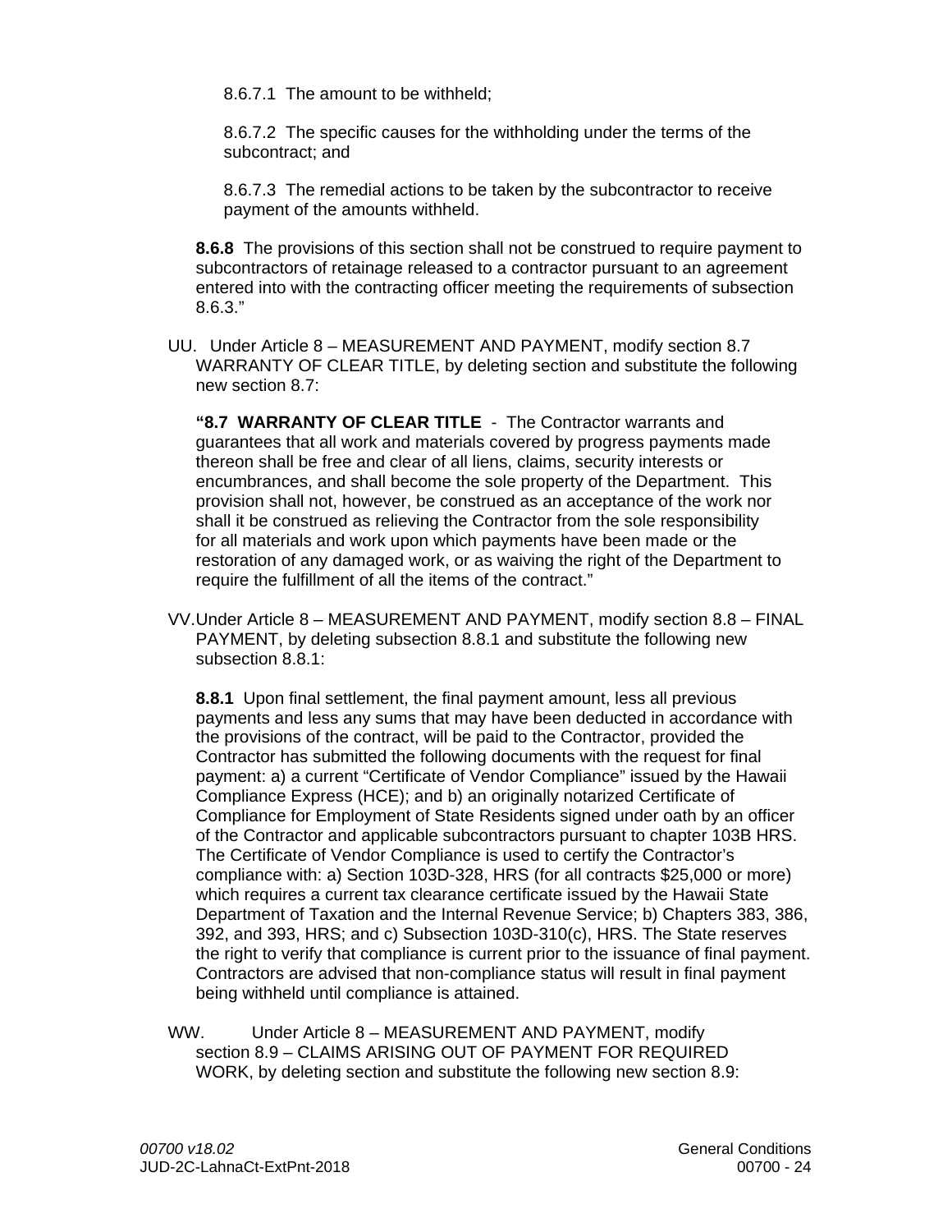8.6.7.1 The amount to be withheld;

8.6.7.2 The specific causes for the withholding under the terms of the subcontract; and

8.6.7.3 The remedial actions to be taken by the subcontractor to receive payment of the amounts withheld.

**8.6.8** The provisions of this section shall not be construed to require payment to subcontractors of retainage released to a contractor pursuant to an agreement entered into with the contracting officer meeting the requirements of subsection 8.6.3."

UU. Under Article 8 – MEASUREMENT AND PAYMENT, modify section 8.7 WARRANTY OF CLEAR TITLE, by deleting section and substitute the following new section 8.7:

**"8.7 WARRANTY OF CLEAR TITLE** - The Contractor warrants and guarantees that all work and materials covered by progress payments made thereon shall be free and clear of all liens, claims, security interests or encumbrances, and shall become the sole property of the Department. This provision shall not, however, be construed as an acceptance of the work nor shall it be construed as relieving the Contractor from the sole responsibility for all materials and work upon which payments have been made or the restoration of any damaged work, or as waiving the right of the Department to require the fulfillment of all the items of the contract."

VV. Under Article 8 – MEASUREMENT AND PAYMENT, modify section 8.8 – FINAL PAYMENT, by deleting subsection 8.8.1 and substitute the following new subsection 8.8.1:

**8.8.1** Upon final settlement, the final payment amount, less all previous payments and less any sums that may have been deducted in accordance with the provisions of the contract, will be paid to the Contractor, provided the Contractor has submitted the following documents with the request for final payment: a) a current "Certificate of Vendor Compliance" issued by the Hawaii Compliance Express (HCE); and b) an originally notarized Certificate of Compliance for Employment of State Residents signed under oath by an officer of the Contractor and applicable subcontractors pursuant to chapter 103B HRS. The Certificate of Vendor Compliance is used to certify the Contractor's compliance with: a) Section 103D-328, HRS (for all contracts $25,000 or more) which requires a current tax clearance certificate issued by the Hawaii State Department of Taxation and the Internal Revenue Service; b) Chapters 383, 386, 392, and 393, HRS; and c) Subsection 103D-310(c), HRS. The State reserves the right to verify that compliance is current prior to the issuance of final payment. Contractors are advised that non-compliance status will result in final payment being withheld until compliance is attained.

WW. Under Article 8 – MEASUREMENT AND PAYMENT, modify section 8.9 – CLAIMS ARISING OUT OF PAYMENT FOR REQUIRED WORK, by deleting section and substitute the following new section 8.9: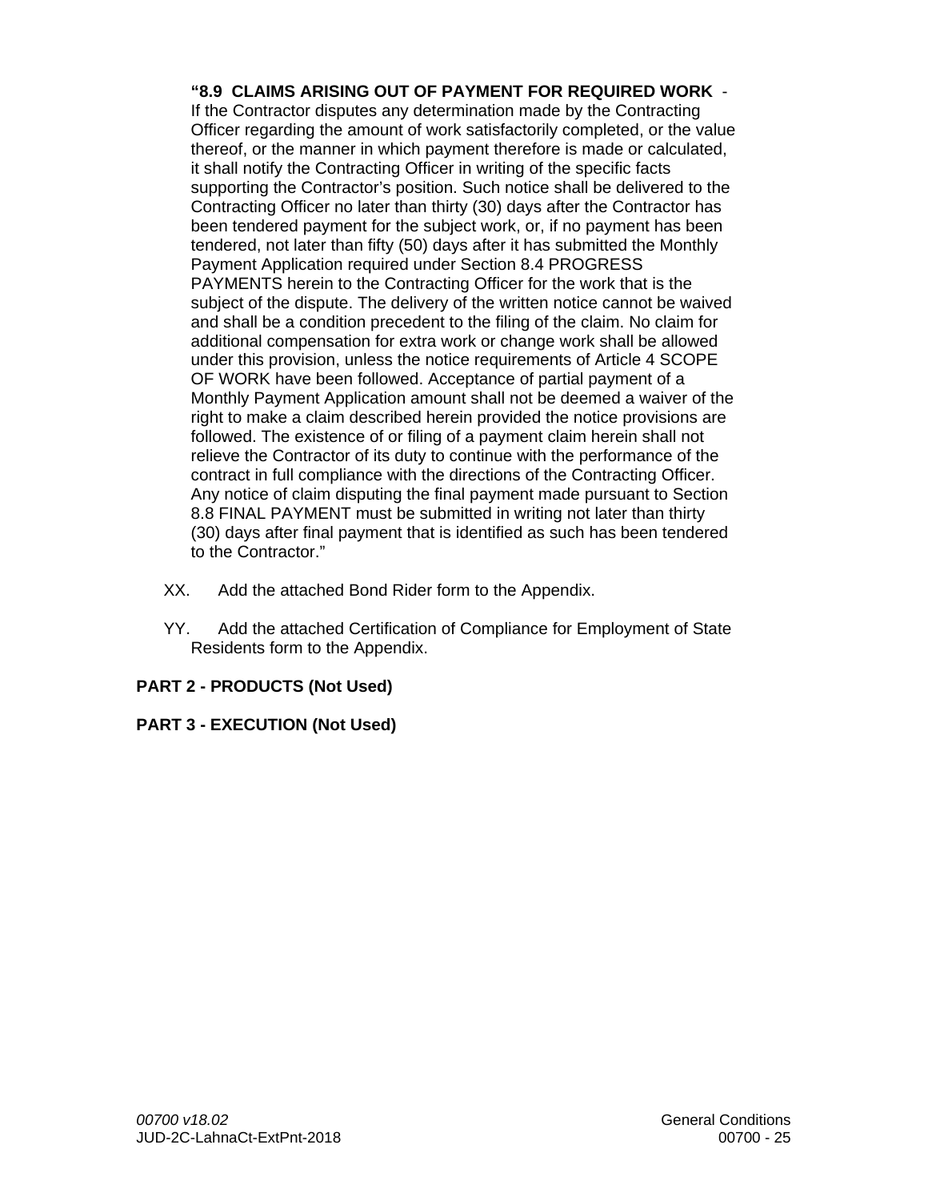**“8.9 CLAIMS ARISING OUT OF PAYMENT FOR REQUIRED WORK** - If the Contractor disputes any determination made by the Contracting Officer regarding the amount of work satisfactorily completed, or the value thereof, or the manner in which payment therefore is made or calculated, it shall notify the Contracting Officer in writing of the specific facts supporting the Contractor’s position. Such notice shall be delivered to the Contracting Officer no later than thirty (30) days after the Contractor has been tendered payment for the subject work, or, if no payment has been tendered, not later than fifty (50) days after it has submitted the Monthly Payment Application required under Section 8.4 PROGRESS PAYMENTS herein to the Contracting Officer for the work that is the subject of the dispute. The delivery of the written notice cannot be waived and shall be a condition precedent to the filing of the claim. No claim for additional compensation for extra work or change work shall be allowed under this provision, unless the notice requirements of Article 4 SCOPE OF WORK have been followed. Acceptance of partial payment of a Monthly Payment Application amount shall not be deemed a waiver of the right to make a claim described herein provided the notice provisions are followed. The existence of or filing of a payment claim herein shall not relieve the Contractor of its duty to continue with the performance of the contract in full compliance with the directions of the Contracting Officer. Any notice of claim disputing the final payment made pursuant to Section 8.8 FINAL PAYMENT must be submitted in writing not later than thirty (30) days after final payment that is identified as such has been tendered to the Contractor.”

XX. Add the attached Bond Rider form to the Appendix.

YY. Add the attached Certification of Compliance for Employment of State Residents form to the Appendix.

## PART 2 - PRODUCTS (Not Used)

## PART 3 - EXECUTION (Not Used)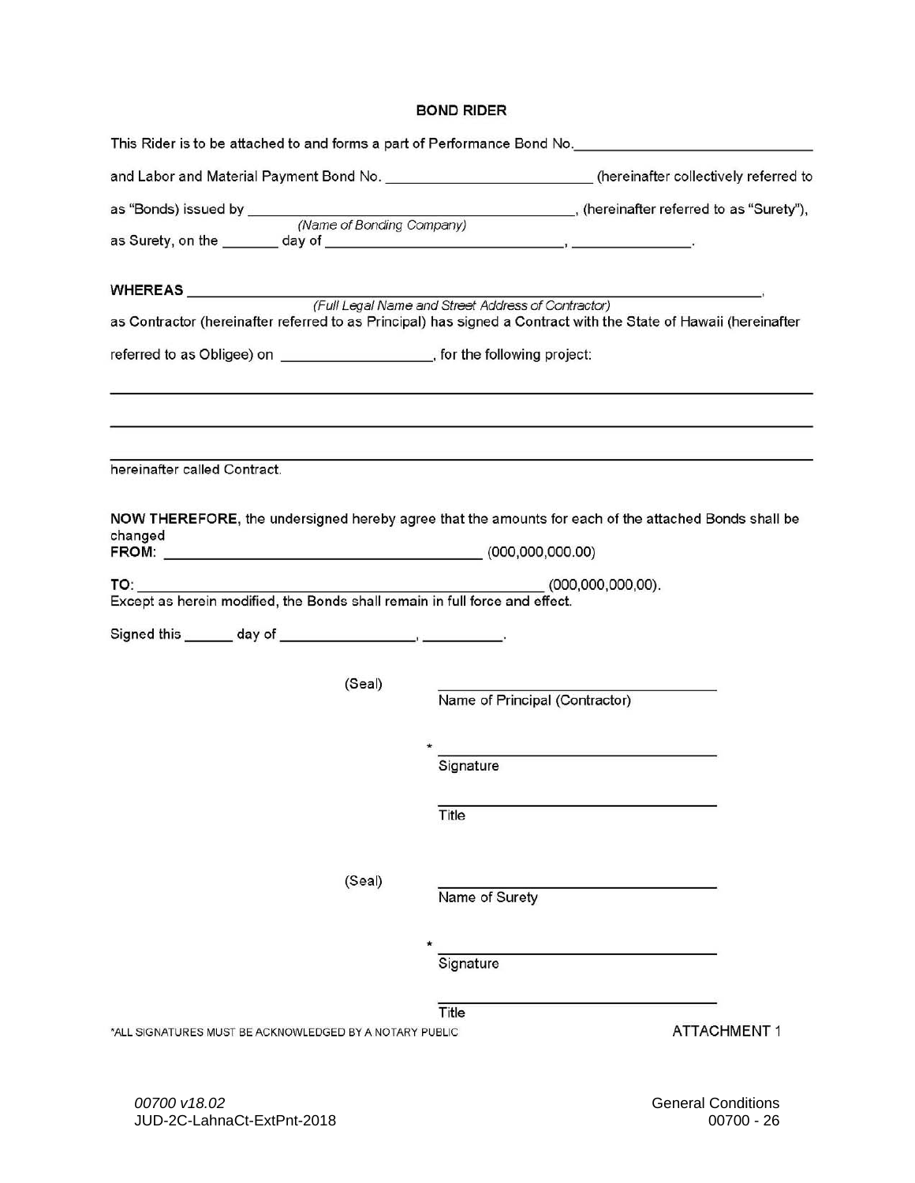## BOND RIDER

This Rider is to be attached to and forms a part of Performance Bond No.______________________________

and Labor and Material Payment Bond No. ___________________________ (hereinafter collectively referred to

as "Bonds) issued by _____________________________________________, (hereinafter referred to as "Surety"),
*(Name of Bonding Company)*
as Surety, on the ________ day of _______________________________, ________________.

**WHEREAS** ___________________________________________________________________________,
*(Full Legal Name and Street Address of Contractor)*
as Contractor (hereinafter referred to as Principal) has signed a Contract with the State of Hawaii (hereinafter

referred to as Obligee) on ____________________, for the following project:

_______________________________________________________________________________________

_______________________________________________________________________________________

_______________________________________________________________________________________
hereinafter called Contract.

**NOW THEREFORE**, the undersigned hereby agree that the amounts for each of the attached Bonds shall be changed
**FROM**: __________________________________________ (000,000,000.00)

**TO**: _______________________________________________________ (000,000,000,00).
Except as herein modified, the Bonds shall remain in full force and effect.

Signed this _______ day of __________________, __________.

(Seal) ______________________________
Name of Principal (Contractor)

\* ______________________________
Signature

______________________________
Title

(Seal) ______________________________
Name of Surety

\* ______________________________
Signature

______________________________
Title

*ALL SIGNATURES MUST BE ACKNOWLEDGED BY A NOTARY PUBLIC

ATTACHMENT 1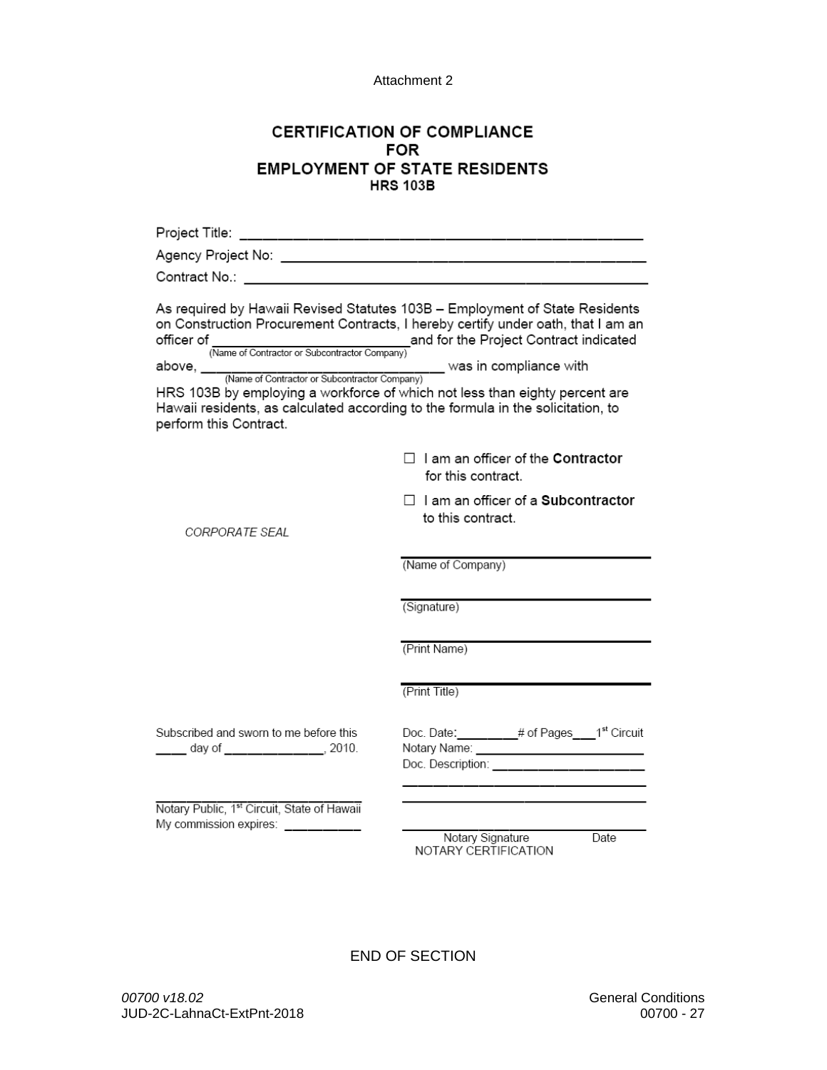Attachment 2

# CERTIFICATION OF COMPLIANCE FOR EMPLOYMENT OF STATE RESIDENTS

## HRS 103B

Project Title: ______________________________________________

Agency Project No: __________________________________________

Contract No.: _______________________________________________

As required by Hawaii Revised Statutes 103B – Employment of State Residents on Construction Procurement Contracts, I hereby certify under oath, that I am an officer of ___________________________ (Name of Contractor or Subcontractor Company) and for the Project Contract indicated above, ___________________________ (Name of Contractor or Subcontractor Company) was in compliance with HRS 103B by employing a workforce of which not less than eighty percent are Hawaii residents, as calculated according to the formula in the solicitation, to perform this Contract.

☐ I am an officer of the **Contractor** for this contract.

☐ I am an officer of a **Subcontractor** to this contract.

*CORPORATE SEAL*

___________________________
(Name of Company)

___________________________
(Signature)

___________________________
(Print Name)

___________________________
(Print Title)

Subscribed and sworn to me before this ____ day of ______________, 2010.

___________________________
Notary Public, 1st Circuit, State of Hawaii
My commission expires: __________

Doc. Date:_________# of Pages___1st Circuit
Notary Name: ________________________
Doc. Description: _____________________
___________________________________
___________________________________

___________________________________
Notary Signature Date
NOTARY CERTIFICATION

END OF SECTION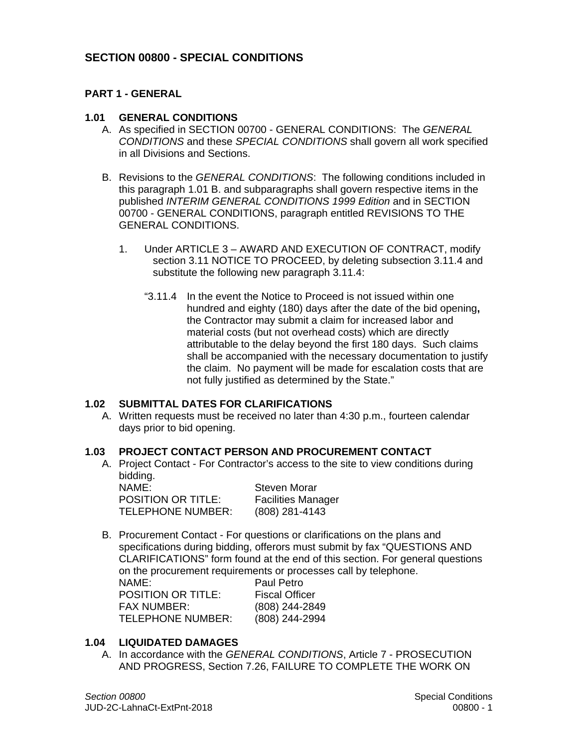# SECTION 00800 - SPECIAL CONDITIONS

## PART 1 - GENERAL

### 1.01 GENERAL CONDITIONS

A. As specified in SECTION 00700 - GENERAL CONDITIONS: The *GENERAL CONDITIONS* and these *SPECIAL CONDITIONS* shall govern all work specified in all Divisions and Sections.

B. Revisions to the *GENERAL CONDITIONS*: The following conditions included in this paragraph 1.01 B. and subparagraphs shall govern respective items in the published *INTERIM GENERAL CONDITIONS 1999 Edition* and in SECTION 00700 - GENERAL CONDITIONS, paragraph entitled REVISIONS TO THE GENERAL CONDITIONS.

1. Under ARTICLE 3 – AWARD AND EXECUTION OF CONTRACT, modify section 3.11 NOTICE TO PROCEED, by deleting subsection 3.11.4 and substitute the following new paragraph 3.11.4:

   "3.11.4 In the event the Notice to Proceed is not issued within one hundred and eighty (180) days after the date of the bid opening**,** the Contractor may submit a claim for increased labor and material costs (but not overhead costs) which are directly attributable to the delay beyond the first 180 days. Such claims shall be accompanied with the necessary documentation to justify the claim. No payment will be made for escalation costs that are not fully justified as determined by the State."

### 1.02 SUBMITTAL DATES FOR CLARIFICATIONS

A. Written requests must be received no later than 4:30 p.m., fourteen calendar days prior to bid opening.

### 1.03 PROJECT CONTACT PERSON AND PROCUREMENT CONTACT

A. Project Contact - For Contractor's access to the site to view conditions during bidding.

| | |
|---|---|
| NAME: | Steven Morar |
| POSITION OR TITLE: | Facilities Manager |
| TELEPHONE NUMBER: | (808) 281-4143 |

B. Procurement Contact - For questions or clarifications on the plans and specifications during bidding, offerors must submit by fax "QUESTIONS AND CLARIFICATIONS" form found at the end of this section. For general questions on the procurement requirements or processes call by telephone.

| | |
|---|---|
| NAME: | Paul Petro |
| POSITION OR TITLE: | Fiscal Officer |
| FAX NUMBER: | (808) 244-2849 |
| TELEPHONE NUMBER: | (808) 244-2994 |

### 1.04 LIQUIDATED DAMAGES

A. In accordance with the *GENERAL CONDITIONS*, Article 7 - PROSECUTION AND PROGRESS, Section 7.26, FAILURE TO COMPLETE THE WORK ON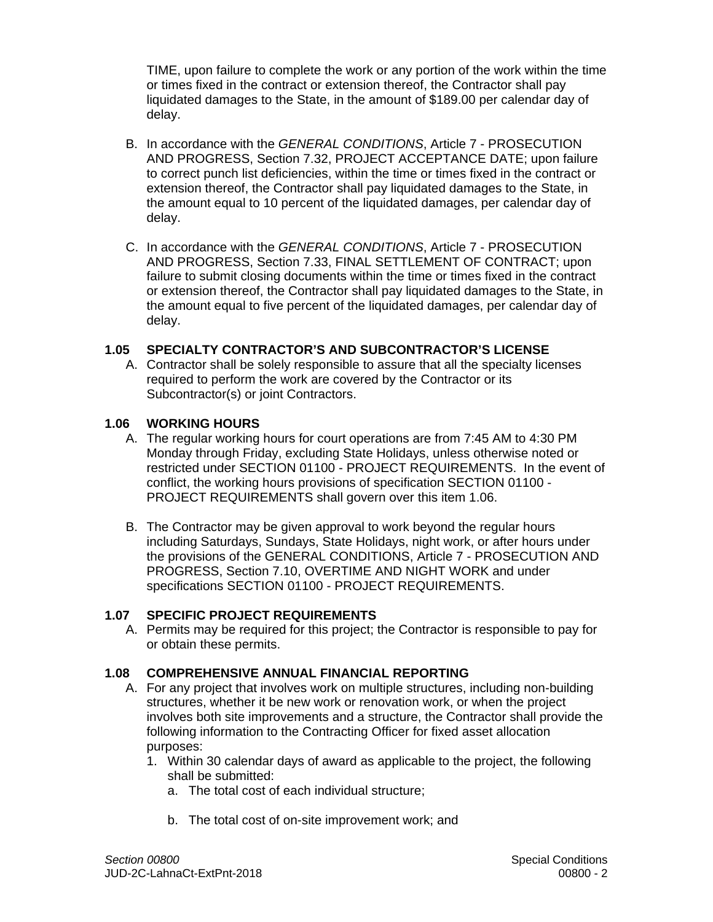TIME, upon failure to complete the work or any portion of the work within the time or times fixed in the contract or extension thereof, the Contractor shall pay liquidated damages to the State, in the amount of $189.00 per calendar day of delay.

B. In accordance with the *GENERAL CONDITIONS*, Article 7 - PROSECUTION AND PROGRESS, Section 7.32, PROJECT ACCEPTANCE DATE; upon failure to correct punch list deficiencies, within the time or times fixed in the contract or extension thereof, the Contractor shall pay liquidated damages to the State, in the amount equal to 10 percent of the liquidated damages, per calendar day of delay.

C. In accordance with the *GENERAL CONDITIONS*, Article 7 - PROSECUTION AND PROGRESS, Section 7.33, FINAL SETTLEMENT OF CONTRACT; upon failure to submit closing documents within the time or times fixed in the contract or extension thereof, the Contractor shall pay liquidated damages to the State, in the amount equal to five percent of the liquidated damages, per calendar day of delay.

### 1.05 SPECIALTY CONTRACTOR'S AND SUBCONTRACTOR'S LICENSE

A. Contractor shall be solely responsible to assure that all the specialty licenses required to perform the work are covered by the Contractor or its Subcontractor(s) or joint Contractors.

### 1.06 WORKING HOURS

A. The regular working hours for court operations are from 7:45 AM to 4:30 PM Monday through Friday, excluding State Holidays, unless otherwise noted or restricted under SECTION 01100 - PROJECT REQUIREMENTS. In the event of conflict, the working hours provisions of specification SECTION 01100 - PROJECT REQUIREMENTS shall govern over this item 1.06.

B. The Contractor may be given approval to work beyond the regular hours including Saturdays, Sundays, State Holidays, night work, or after hours under the provisions of the GENERAL CONDITIONS, Article 7 - PROSECUTION AND PROGRESS, Section 7.10, OVERTIME AND NIGHT WORK and under specifications SECTION 01100 - PROJECT REQUIREMENTS.

### 1.07 SPECIFIC PROJECT REQUIREMENTS

A. Permits may be required for this project; the Contractor is responsible to pay for or obtain these permits.

### 1.08 COMPREHENSIVE ANNUAL FINANCIAL REPORTING

A. For any project that involves work on multiple structures, including non-building structures, whether it be new work or renovation work, or when the project involves both site improvements and a structure, the Contractor shall provide the following information to the Contracting Officer for fixed asset allocation purposes:
   1. Within 30 calendar days of award as applicable to the project, the following shall be submitted:
      a. The total cost of each individual structure;

      b. The total cost of on-site improvement work; and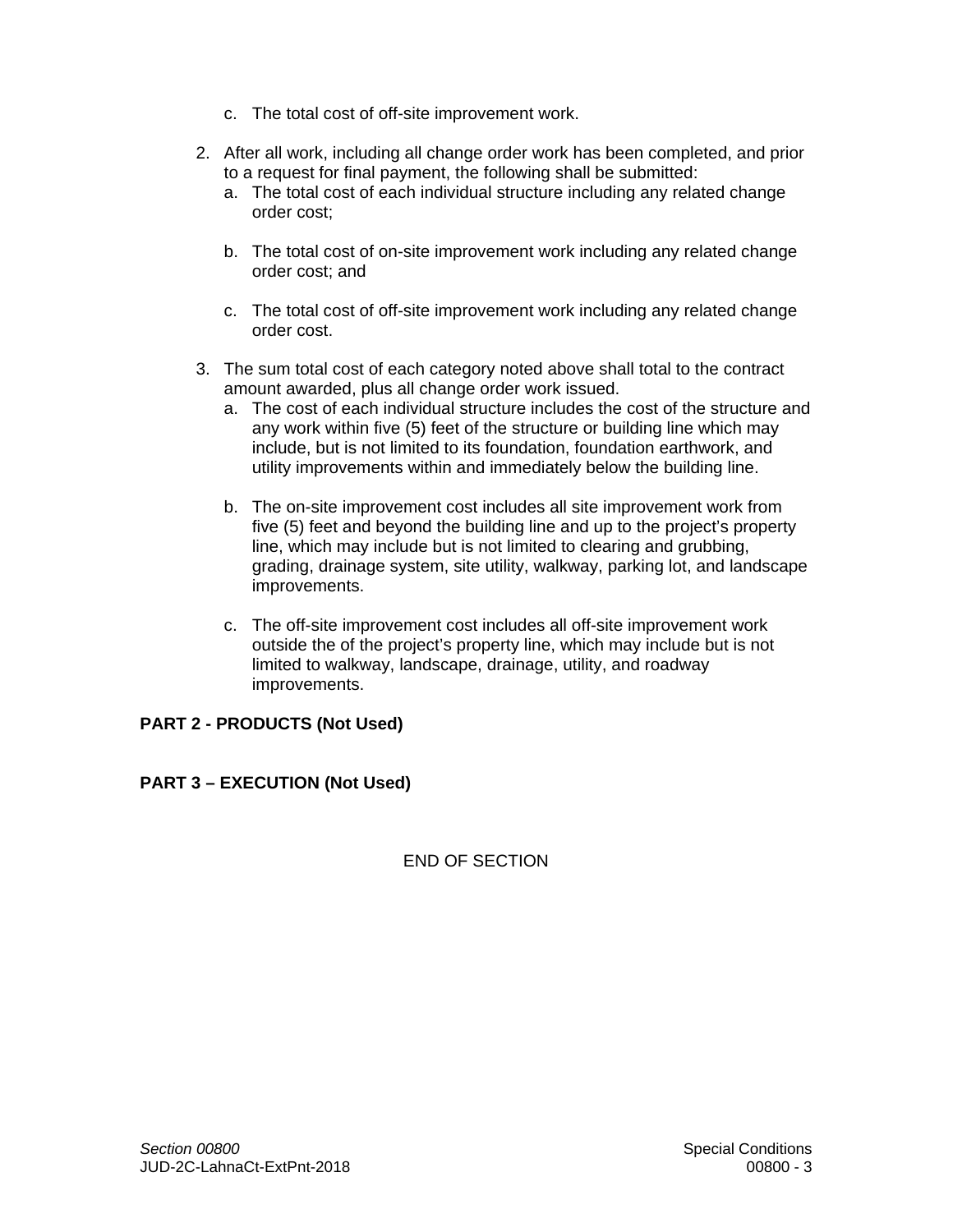c. The total cost of off-site improvement work.

2. After all work, including all change order work has been completed, and prior to a request for final payment, the following shall be submitted:
   a. The total cost of each individual structure including any related change order cost;

   b. The total cost of on-site improvement work including any related change order cost; and

   c. The total cost of off-site improvement work including any related change order cost.

3. The sum total cost of each category noted above shall total to the contract amount awarded, plus all change order work issued.
   a. The cost of each individual structure includes the cost of the structure and any work within five (5) feet of the structure or building line which may include, but is not limited to its foundation, foundation earthwork, and utility improvements within and immediately below the building line.

   b. The on-site improvement cost includes all site improvement work from five (5) feet and beyond the building line and up to the project's property line, which may include but is not limited to clearing and grubbing, grading, drainage system, site utility, walkway, parking lot, and landscape improvements.

   c. The off-site improvement cost includes all off-site improvement work outside the of the project's property line, which may include but is not limited to walkway, landscape, drainage, utility, and roadway improvements.

**PART 2 - PRODUCTS (Not Used)**

**PART 3 – EXECUTION (Not Used)**

END OF SECTION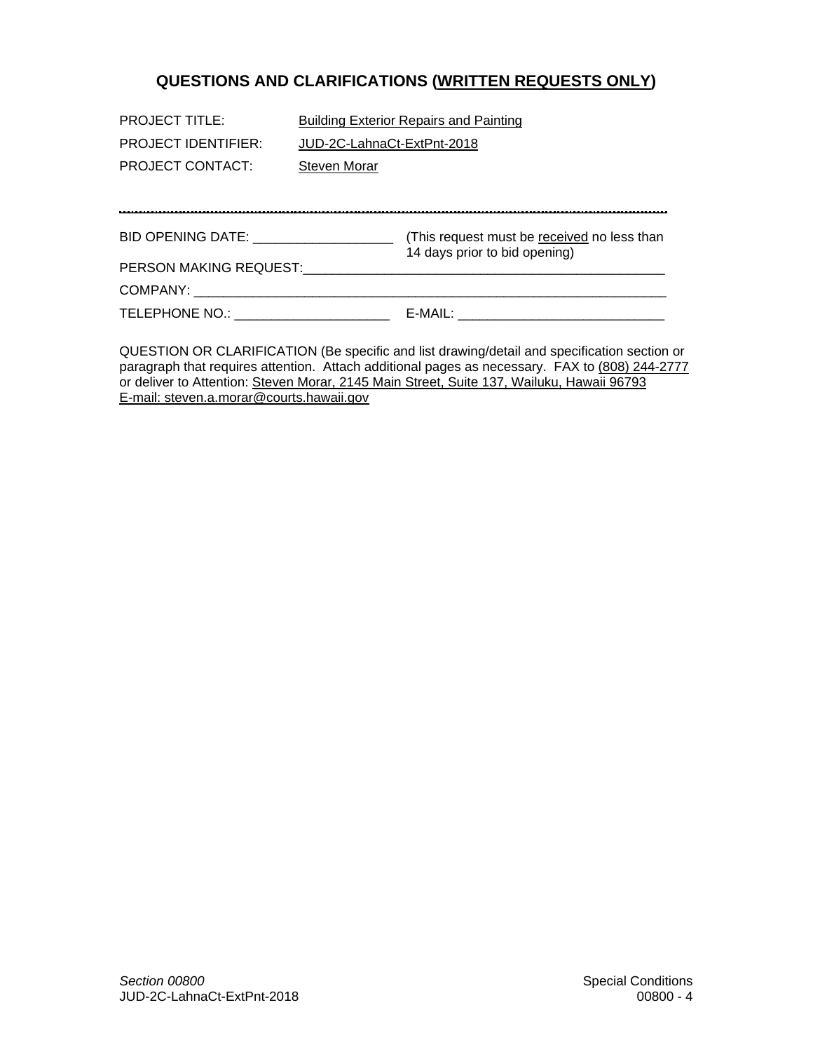## QUESTIONS AND CLARIFICATIONS (WRITTEN REQUESTS ONLY)

PROJECT TITLE: Building Exterior Repairs and Painting

PROJECT IDENTIFIER: JUD-2C-LahnaCt-ExtPnt-2018

PROJECT CONTACT: Steven Morar

---

BID OPENING DATE: ___________________ (This request must be received no less than 14 days prior to bid opening)

PERSON MAKING REQUEST:___________________________________________________

COMPANY: ________________________________________________________________

TELEPHONE NO.: _____________________ E-MAIL: ____________________________

QUESTION OR CLARIFICATION (Be specific and list drawing/detail and specification section or paragraph that requires attention. Attach additional pages as necessary. FAX to (808) 244-2777 or deliver to Attention: Steven Morar, 2145 Main Street, Suite 137, Wailuku, Hawaii 96793 E-mail: steven.a.morar@courts.hawaii.gov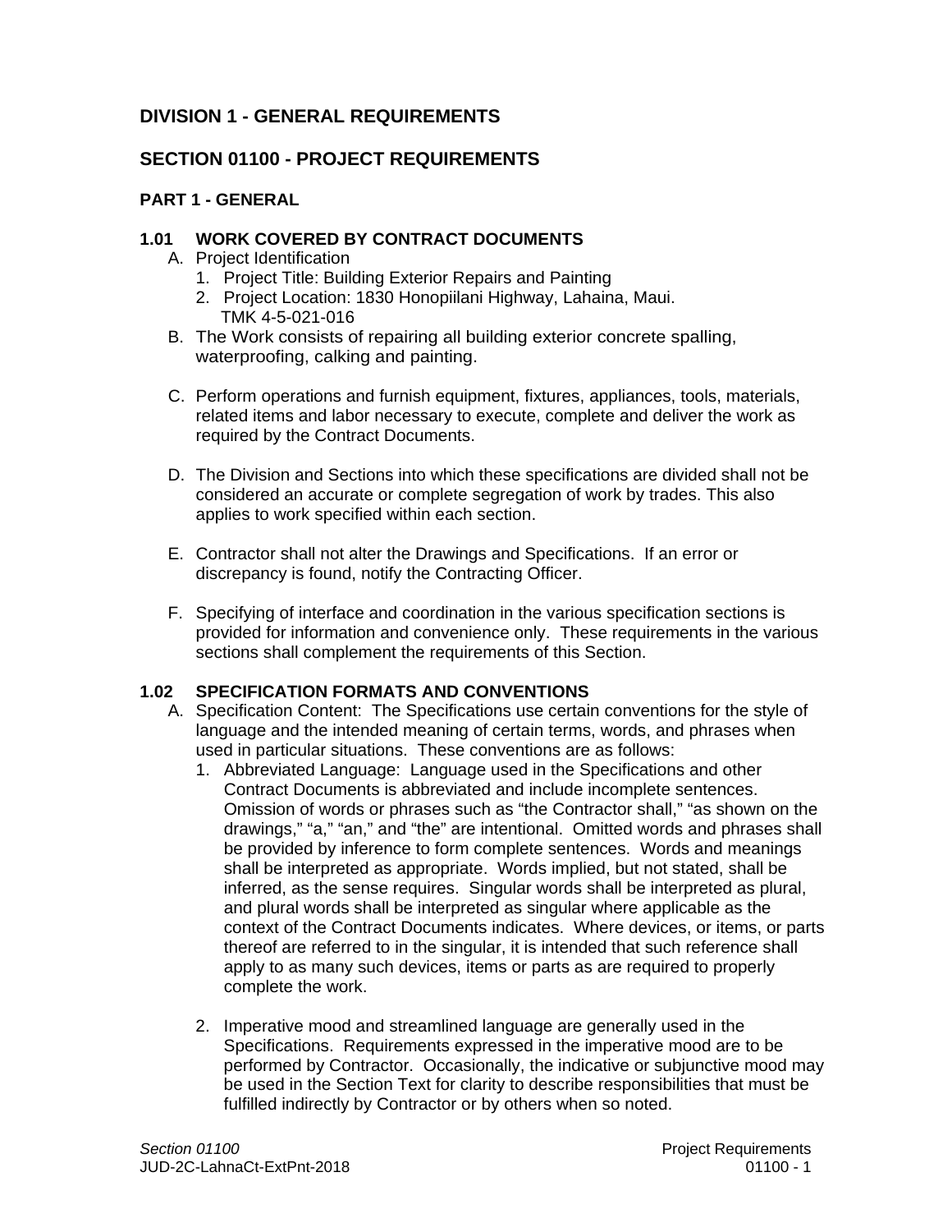# DIVISION 1 - GENERAL REQUIREMENTS

## SECTION 01100 - PROJECT REQUIREMENTS

### PART 1 - GENERAL

#### 1.01 WORK COVERED BY CONTRACT DOCUMENTS

A. Project Identification
   1. Project Title: Building Exterior Repairs and Painting
   2. Project Location: 1830 Honopiilani Highway, Lahaina, Maui.
      TMK 4-5-021-016

B. The Work consists of repairing all building exterior concrete spalling, waterproofing, calking and painting.

C. Perform operations and furnish equipment, fixtures, appliances, tools, materials, related items and labor necessary to execute, complete and deliver the work as required by the Contract Documents.

D. The Division and Sections into which these specifications are divided shall not be considered an accurate or complete segregation of work by trades. This also applies to work specified within each section.

E. Contractor shall not alter the Drawings and Specifications. If an error or discrepancy is found, notify the Contracting Officer.

F. Specifying of interface and coordination in the various specification sections is provided for information and convenience only. These requirements in the various sections shall complement the requirements of this Section.

#### 1.02 SPECIFICATION FORMATS AND CONVENTIONS

A. Specification Content: The Specifications use certain conventions for the style of language and the intended meaning of certain terms, words, and phrases when used in particular situations. These conventions are as follows:
   1. Abbreviated Language: Language used in the Specifications and other Contract Documents is abbreviated and include incomplete sentences. Omission of words or phrases such as “the Contractor shall,” “as shown on the drawings,” “a,” “an,” and “the” are intentional. Omitted words and phrases shall be provided by inference to form complete sentences. Words and meanings shall be interpreted as appropriate. Words implied, but not stated, shall be inferred, as the sense requires. Singular words shall be interpreted as plural, and plural words shall be interpreted as singular where applicable as the context of the Contract Documents indicates. Where devices, or items, or parts thereof are referred to in the singular, it is intended that such reference shall apply to as many such devices, items or parts as are required to properly complete the work.

   2. Imperative mood and streamlined language are generally used in the Specifications. Requirements expressed in the imperative mood are to be performed by Contractor. Occasionally, the indicative or subjunctive mood may be used in the Section Text for clarity to describe responsibilities that must be fulfilled indirectly by Contractor or by others when so noted.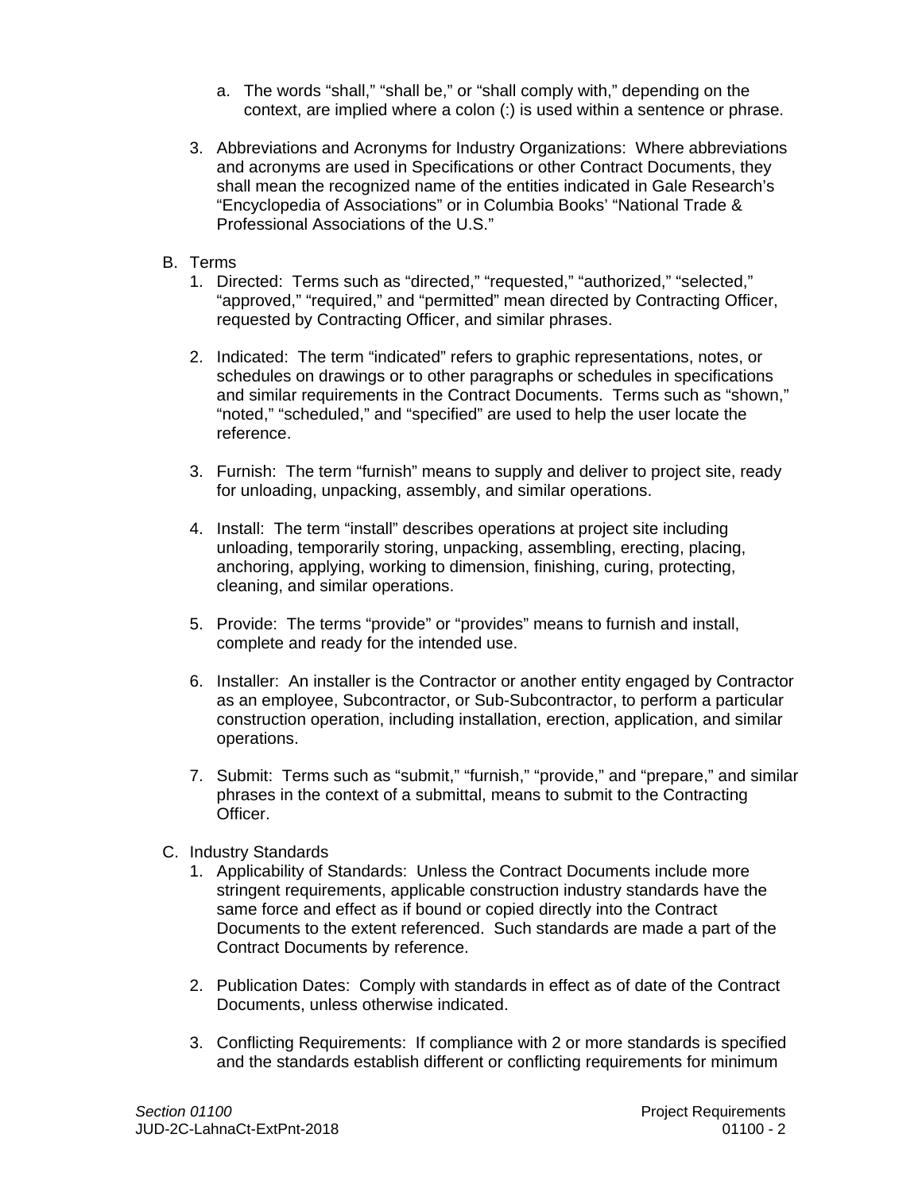a. The words “shall,” “shall be,” or “shall comply with,” depending on the context, are implied where a colon (:) is used within a sentence or phrase.

3. Abbreviations and Acronyms for Industry Organizations: Where abbreviations and acronyms are used in Specifications or other Contract Documents, they shall mean the recognized name of the entities indicated in Gale Research’s “Encyclopedia of Associations” or in Columbia Books’ “National Trade & Professional Associations of the U.S.”

B. Terms

1. Directed: Terms such as “directed,” “requested,” “authorized,” “selected,” “approved,” “required,” and “permitted” mean directed by Contracting Officer, requested by Contracting Officer, and similar phrases.

2. Indicated: The term “indicated” refers to graphic representations, notes, or schedules on drawings or to other paragraphs or schedules in specifications and similar requirements in the Contract Documents. Terms such as “shown,” “noted,” “scheduled,” and “specified” are used to help the user locate the reference.

3. Furnish: The term “furnish” means to supply and deliver to project site, ready for unloading, unpacking, assembly, and similar operations.

4. Install: The term “install” describes operations at project site including unloading, temporarily storing, unpacking, assembling, erecting, placing, anchoring, applying, working to dimension, finishing, curing, protecting, cleaning, and similar operations.

5. Provide: The terms “provide” or “provides” means to furnish and install, complete and ready for the intended use.

6. Installer: An installer is the Contractor or another entity engaged by Contractor as an employee, Subcontractor, or Sub-Subcontractor, to perform a particular construction operation, including installation, erection, application, and similar operations.

7. Submit: Terms such as “submit,” “furnish,” “provide,” and “prepare,” and similar phrases in the context of a submittal, means to submit to the Contracting Officer.

C. Industry Standards

1. Applicability of Standards: Unless the Contract Documents include more stringent requirements, applicable construction industry standards have the same force and effect as if bound or copied directly into the Contract Documents to the extent referenced. Such standards are made a part of the Contract Documents by reference.

2. Publication Dates: Comply with standards in effect as of date of the Contract Documents, unless otherwise indicated.

3. Conflicting Requirements: If compliance with 2 or more standards is specified and the standards establish different or conflicting requirements for minimum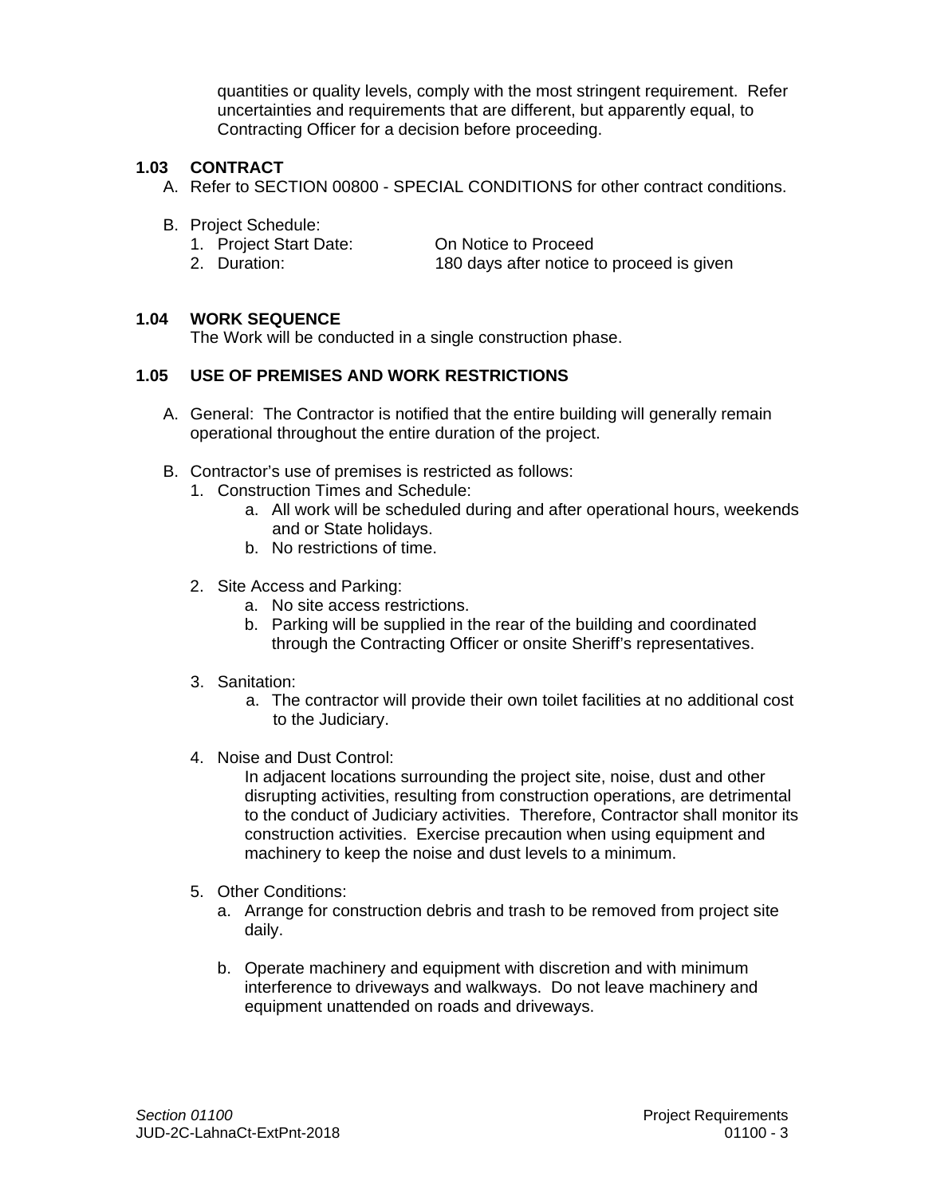quantities or quality levels, comply with the most stringent requirement. Refer uncertainties and requirements that are different, but apparently equal, to Contracting Officer for a decision before proceeding.

**1.03 CONTRACT**

A. Refer to SECTION 00800 - SPECIAL CONDITIONS for other contract conditions.

B. Project Schedule:
   1. Project Start Date: On Notice to Proceed
   2. Duration: 180 days after notice to proceed is given

**1.04 WORK SEQUENCE**

The Work will be conducted in a single construction phase.

**1.05 USE OF PREMISES AND WORK RESTRICTIONS**

A. General: The Contractor is notified that the entire building will generally remain operational throughout the entire duration of the project.

B. Contractor's use of premises is restricted as follows:
   1. Construction Times and Schedule:
      a. All work will be scheduled during and after operational hours, weekends and or State holidays.
      b. No restrictions of time.

   2. Site Access and Parking:
      a. No site access restrictions.
      b. Parking will be supplied in the rear of the building and coordinated through the Contracting Officer or onsite Sheriff's representatives.

   3. Sanitation:
      a. The contractor will provide their own toilet facilities at no additional cost to the Judiciary.

   4. Noise and Dust Control:
      In adjacent locations surrounding the project site, noise, dust and other disrupting activities, resulting from construction operations, are detrimental to the conduct of Judiciary activities. Therefore, Contractor shall monitor its construction activities. Exercise precaution when using equipment and machinery to keep the noise and dust levels to a minimum.

   5. Other Conditions:
      a. Arrange for construction debris and trash to be removed from project site daily.

      b. Operate machinery and equipment with discretion and with minimum interference to driveways and walkways. Do not leave machinery and equipment unattended on roads and driveways.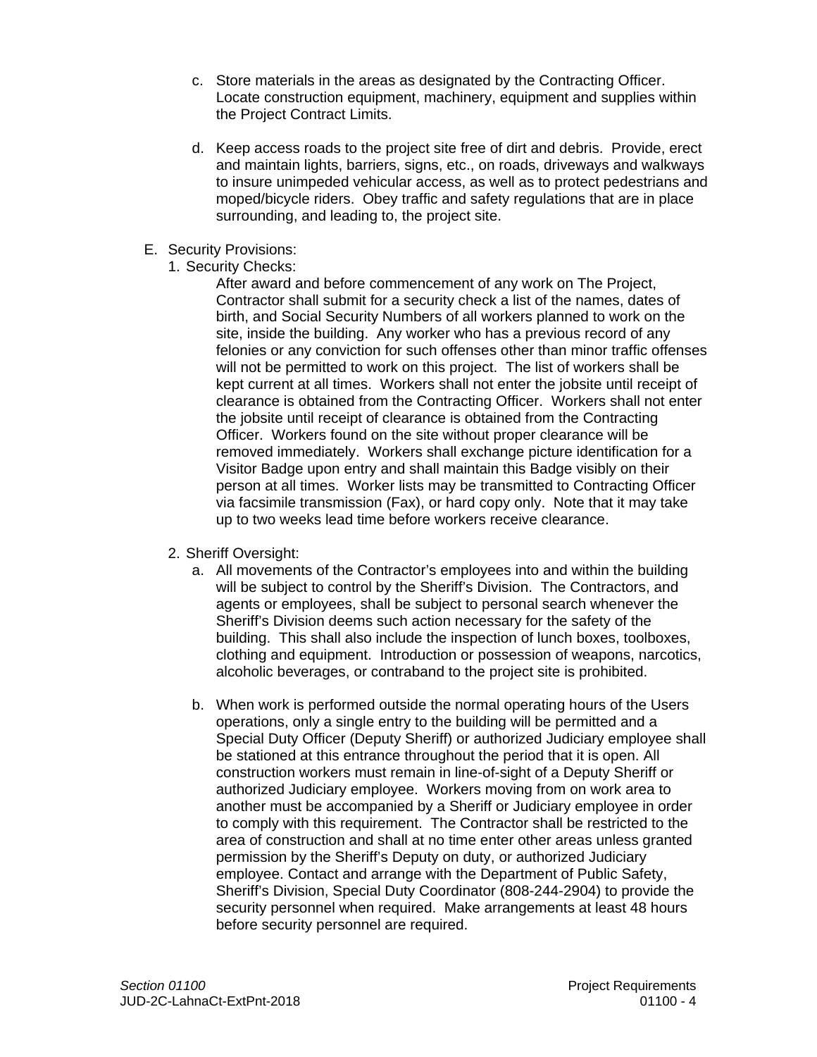c. Store materials in the areas as designated by the Contracting Officer. Locate construction equipment, machinery, equipment and supplies within the Project Contract Limits.

d. Keep access roads to the project site free of dirt and debris. Provide, erect and maintain lights, barriers, signs, etc., on roads, driveways and walkways to insure unimpeded vehicular access, as well as to protect pedestrians and moped/bicycle riders. Obey traffic and safety regulations that are in place surrounding, and leading to, the project site.

E. Security Provisions:

1. Security Checks:

   After award and before commencement of any work on The Project, Contractor shall submit for a security check a list of the names, dates of birth, and Social Security Numbers of all workers planned to work on the site, inside the building. Any worker who has a previous record of any felonies or any conviction for such offenses other than minor traffic offenses will not be permitted to work on this project. The list of workers shall be kept current at all times. Workers shall not enter the jobsite until receipt of clearance is obtained from the Contracting Officer. Workers shall not enter the jobsite until receipt of clearance is obtained from the Contracting Officer. Workers found on the site without proper clearance will be removed immediately. Workers shall exchange picture identification for a Visitor Badge upon entry and shall maintain this Badge visibly on their person at all times. Worker lists may be transmitted to Contracting Officer via facsimile transmission (Fax), or hard copy only. Note that it may take up to two weeks lead time before workers receive clearance.

2. Sheriff Oversight:

   a. All movements of the Contractor's employees into and within the building will be subject to control by the Sheriff's Division. The Contractors, and agents or employees, shall be subject to personal search whenever the Sheriff's Division deems such action necessary for the safety of the building. This shall also include the inspection of lunch boxes, toolboxes, clothing and equipment. Introduction or possession of weapons, narcotics, alcoholic beverages, or contraband to the project site is prohibited.

   b. When work is performed outside the normal operating hours of the Users operations, only a single entry to the building will be permitted and a Special Duty Officer (Deputy Sheriff) or authorized Judiciary employee shall be stationed at this entrance throughout the period that it is open. All construction workers must remain in line-of-sight of a Deputy Sheriff or authorized Judiciary employee. Workers moving from on work area to another must be accompanied by a Sheriff or Judiciary employee in order to comply with this requirement. The Contractor shall be restricted to the area of construction and shall at no time enter other areas unless granted permission by the Sheriff's Deputy on duty, or authorized Judiciary employee. Contact and arrange with the Department of Public Safety, Sheriff's Division, Special Duty Coordinator (808-244-2904) to provide the security personnel when required. Make arrangements at least 48 hours before security personnel are required.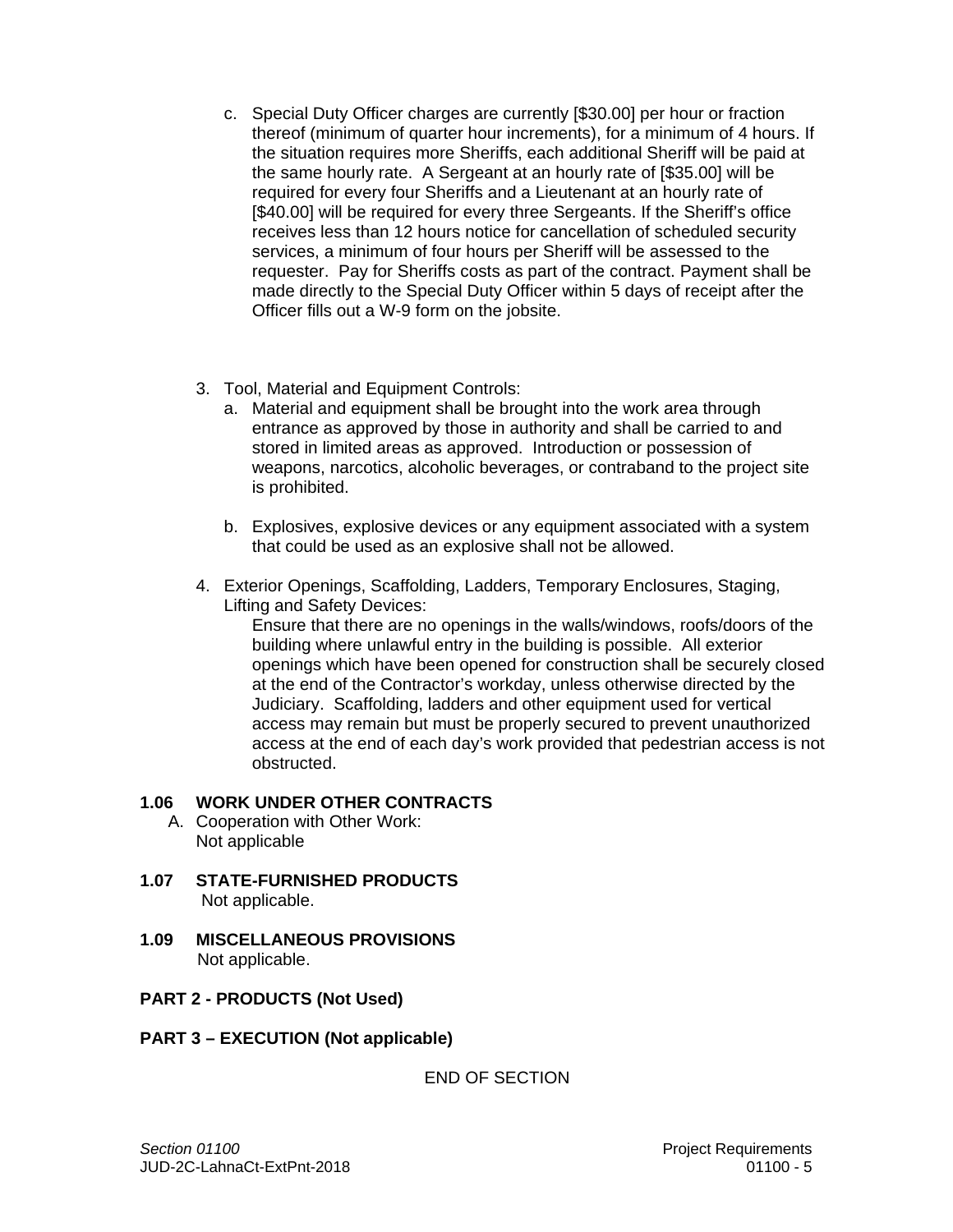c. Special Duty Officer charges are currently [$30.00] per hour or fraction thereof (minimum of quarter hour increments), for a minimum of 4 hours. If the situation requires more Sheriffs, each additional Sheriff will be paid at the same hourly rate. A Sergeant at an hourly rate of [$35.00] will be required for every four Sheriffs and a Lieutenant at an hourly rate of [$40.00] will be required for every three Sergeants. If the Sheriff's office receives less than 12 hours notice for cancellation of scheduled security services, a minimum of four hours per Sheriff will be assessed to the requester. Pay for Sheriffs costs as part of the contract. Payment shall be made directly to the Special Duty Officer within 5 days of receipt after the Officer fills out a W-9 form on the jobsite.

3. Tool, Material and Equipment Controls:
   a. Material and equipment shall be brought into the work area through entrance as approved by those in authority and shall be carried to and stored in limited areas as approved. Introduction or possession of weapons, narcotics, alcoholic beverages, or contraband to the project site is prohibited.

   b. Explosives, explosive devices or any equipment associated with a system that could be used as an explosive shall not be allowed.

4. Exterior Openings, Scaffolding, Ladders, Temporary Enclosures, Staging, Lifting and Safety Devices:
   Ensure that there are no openings in the walls/windows, roofs/doors of the building where unlawful entry in the building is possible. All exterior openings which have been opened for construction shall be securely closed at the end of the Contractor's workday, unless otherwise directed by the Judiciary. Scaffolding, ladders and other equipment used for vertical access may remain but must be properly secured to prevent unauthorized access at the end of each day's work provided that pedestrian access is not obstructed.

**1.06 WORK UNDER OTHER CONTRACTS**

A. Cooperation with Other Work:
   Not applicable

**1.07 STATE-FURNISHED PRODUCTS**

Not applicable.

**1.09 MISCELLANEOUS PROVISIONS**

Not applicable.

**PART 2 - PRODUCTS (Not Used)**

**PART 3 – EXECUTION (Not applicable)**

END OF SECTION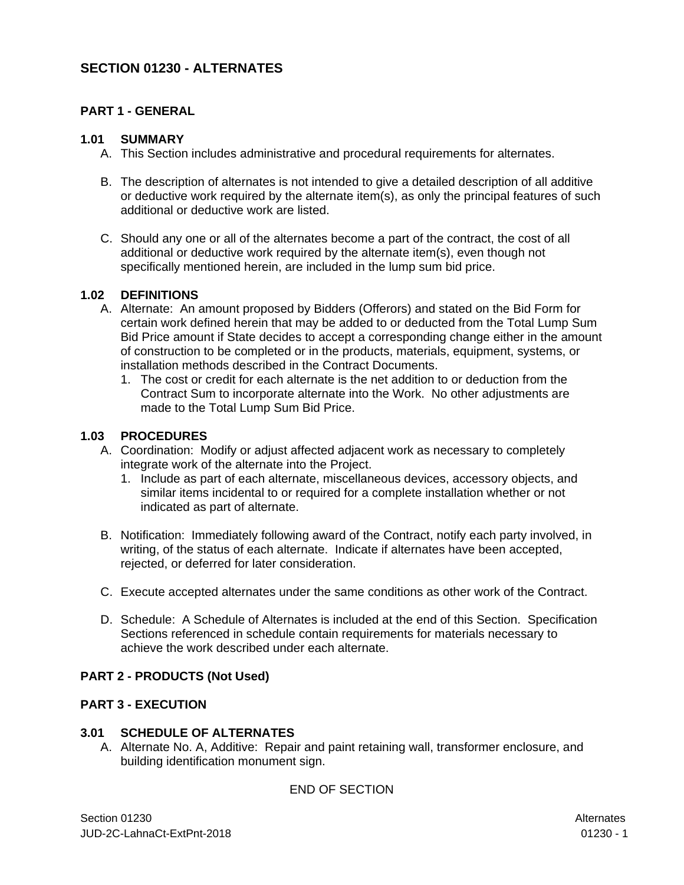# SECTION 01230 - ALTERNATES

## PART 1 - GENERAL

### 1.01 SUMMARY

A. This Section includes administrative and procedural requirements for alternates.

B. The description of alternates is not intended to give a detailed description of all additive or deductive work required by the alternate item(s), as only the principal features of such additional or deductive work are listed.

C. Should any one or all of the alternates become a part of the contract, the cost of all additional or deductive work required by the alternate item(s), even though not specifically mentioned herein, are included in the lump sum bid price.

### 1.02 DEFINITIONS

A. Alternate: An amount proposed by Bidders (Offerors) and stated on the Bid Form for certain work defined herein that may be added to or deducted from the Total Lump Sum Bid Price amount if State decides to accept a corresponding change either in the amount of construction to be completed or in the products, materials, equipment, systems, or installation methods described in the Contract Documents.

1. The cost or credit for each alternate is the net addition to or deduction from the Contract Sum to incorporate alternate into the Work. No other adjustments are made to the Total Lump Sum Bid Price.

### 1.03 PROCEDURES

A. Coordination: Modify or adjust affected adjacent work as necessary to completely integrate work of the alternate into the Project.

1. Include as part of each alternate, miscellaneous devices, accessory objects, and similar items incidental to or required for a complete installation whether or not indicated as part of alternate.

B. Notification: Immediately following award of the Contract, notify each party involved, in writing, of the status of each alternate. Indicate if alternates have been accepted, rejected, or deferred for later consideration.

C. Execute accepted alternates under the same conditions as other work of the Contract.

D. Schedule: A Schedule of Alternates is included at the end of this Section. Specification Sections referenced in schedule contain requirements for materials necessary to achieve the work described under each alternate.

## PART 2 - PRODUCTS (Not Used)

## PART 3 - EXECUTION

### 3.01 SCHEDULE OF ALTERNATES

A. Alternate No. A, Additive: Repair and paint retaining wall, transformer enclosure, and building identification monument sign.

END OF SECTION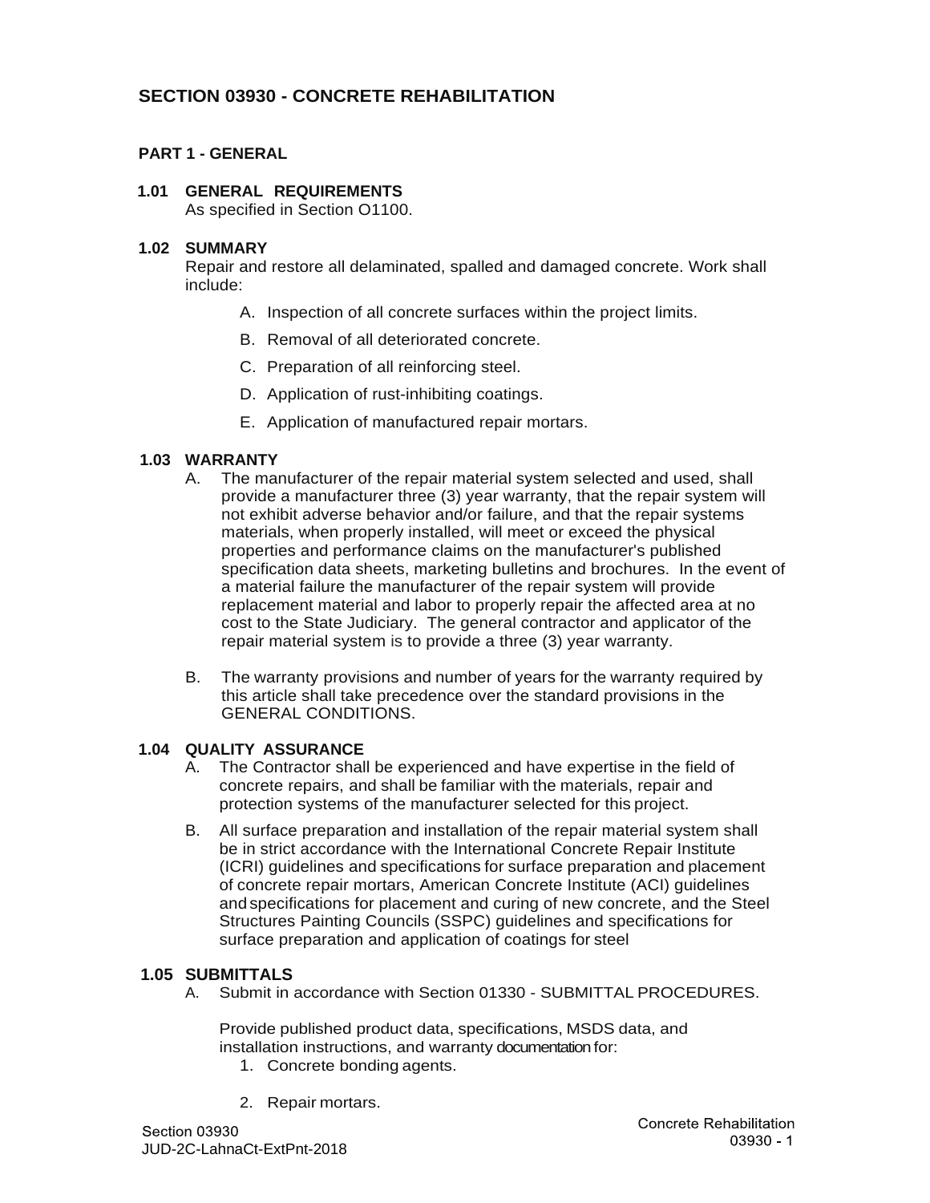# SECTION 03930 - CONCRETE REHABILITATION

## PART 1 - GENERAL

### 1.01 GENERAL REQUIREMENTS

As specified in Section O1100.

### 1.02 SUMMARY

Repair and restore all delaminated, spalled and damaged concrete. Work shall include:

A. Inspection of all concrete surfaces within the project limits.

B. Removal of all deteriorated concrete.

C. Preparation of all reinforcing steel.

D. Application of rust-inhibiting coatings.

E. Application of manufactured repair mortars.

### 1.03 WARRANTY

A. The manufacturer of the repair material system selected and used, shall provide a manufacturer three (3) year warranty, that the repair system will not exhibit adverse behavior and/or failure, and that the repair systems materials, when properly installed, will meet or exceed the physical properties and performance claims on the manufacturer's published specification data sheets, marketing bulletins and brochures. In the event of a material failure the manufacturer of the repair system will provide replacement material and labor to properly repair the affected area at no cost to the State Judiciary. The general contractor and applicator of the repair material system is to provide a three (3) year warranty.

B. The warranty provisions and number of years for the warranty required by this article shall take precedence over the standard provisions in the GENERAL CONDITIONS.

### 1.04 QUALITY ASSURANCE

A. The Contractor shall be experienced and have expertise in the field of concrete repairs, and shall be familiar with the materials, repair and protection systems of the manufacturer selected for this project.

B. All surface preparation and installation of the repair material system shall be in strict accordance with the International Concrete Repair Institute (ICRI) guidelines and specifications for surface preparation and placement of concrete repair mortars, American Concrete Institute (ACI) guidelines and specifications for placement and curing of new concrete, and the Steel Structures Painting Councils (SSPC) guidelines and specifications for surface preparation and application of coatings for steel

### 1.05 SUBMITTALS

A. Submit in accordance with Section 01330 - SUBMITTAL PROCEDURES.

Provide published product data, specifications, MSDS data, and installation instructions, and warranty documentation for:

1. Concrete bonding agents.

2. Repair mortars.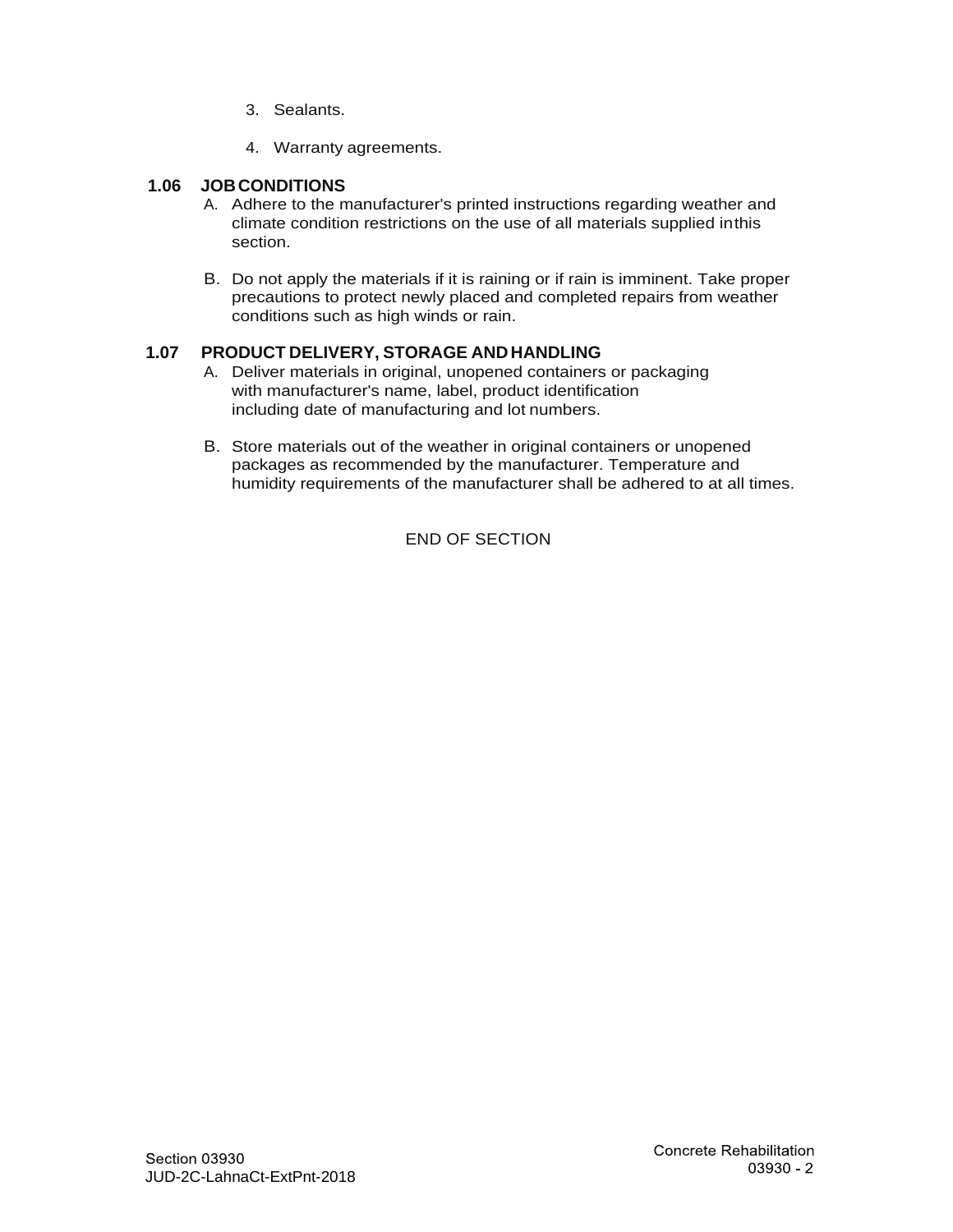3. Sealants.

4. Warranty agreements.

## 1.06 JOB CONDITIONS

A. Adhere to the manufacturer's printed instructions regarding weather and climate condition restrictions on the use of all materials supplied in this section.

B. Do not apply the materials if it is raining or if rain is imminent. Take proper precautions to protect newly placed and completed repairs from weather conditions such as high winds or rain.

## 1.07 PRODUCT DELIVERY, STORAGE AND HANDLING

A. Deliver materials in original, unopened containers or packaging with manufacturer's name, label, product identification including date of manufacturing and lot numbers.

B. Store materials out of the weather in original containers or unopened packages as recommended by the manufacturer. Temperature and humidity requirements of the manufacturer shall be adhered to at all times.

END OF SECTION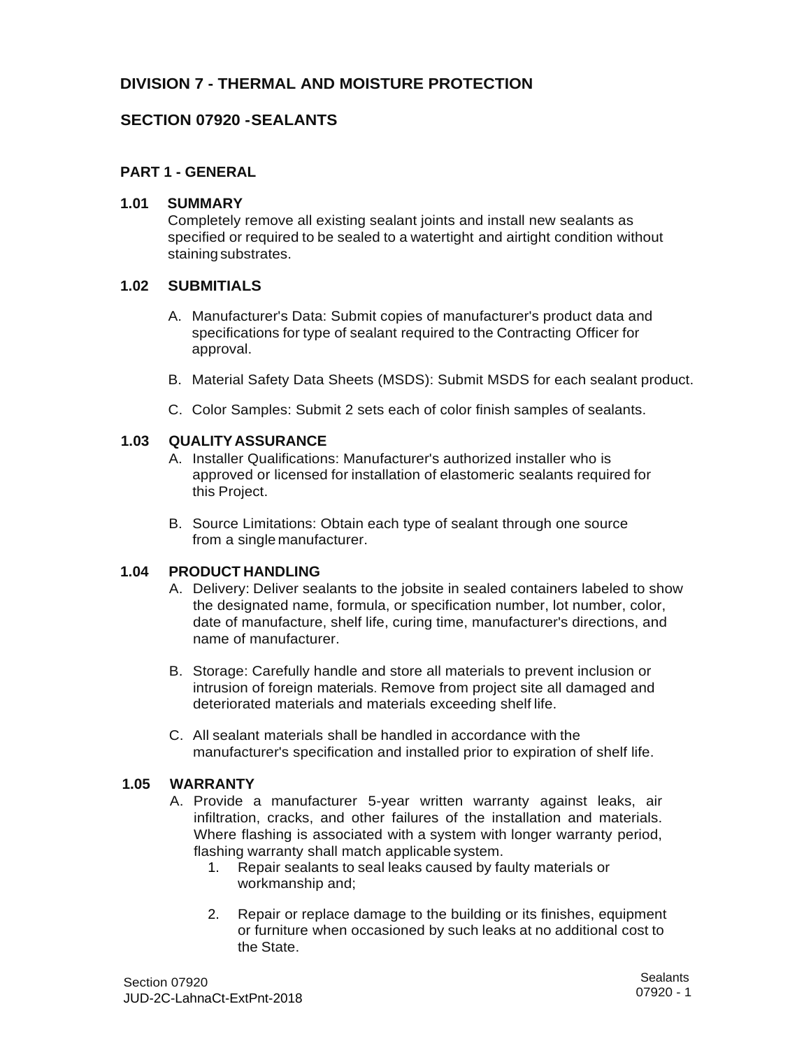# DIVISION 7 - THERMAL AND MOISTURE PROTECTION

## SECTION 07920 -SEALANTS

### PART 1 - GENERAL

#### 1.01 SUMMARY

Completely remove all existing sealant joints and install new sealants as specified or required to be sealed to a watertight and airtight condition without staining substrates.

#### 1.02 SUBMITIALS

A. Manufacturer's Data: Submit copies of manufacturer's product data and specifications for type of sealant required to the Contracting Officer for approval.

B. Material Safety Data Sheets (MSDS): Submit MSDS for each sealant product.

C. Color Samples: Submit 2 sets each of color finish samples of sealants.

#### 1.03 QUALITY ASSURANCE

A. Installer Qualifications: Manufacturer's authorized installer who is approved or licensed for installation of elastomeric sealants required for this Project.

B. Source Limitations: Obtain each type of sealant through one source from a single manufacturer.

#### 1.04 PRODUCT HANDLING

A. Delivery: Deliver sealants to the jobsite in sealed containers labeled to show the designated name, formula, or specification number, lot number, color, date of manufacture, shelf life, curing time, manufacturer's directions, and name of manufacturer.

B. Storage: Carefully handle and store all materials to prevent inclusion or intrusion of foreign materials. Remove from project site all damaged and deteriorated materials and materials exceeding shelf life.

C. All sealant materials shall be handled in accordance with the manufacturer's specification and installed prior to expiration of shelf life.

#### 1.05 WARRANTY

A. Provide a manufacturer 5-year written warranty against leaks, air infiltration, cracks, and other failures of the installation and materials. Where flashing is associated with a system with longer warranty period, flashing warranty shall match applicable system.

1. Repair sealants to seal leaks caused by faulty materials or workmanship and;

2. Repair or replace damage to the building or its finishes, equipment or furniture when occasioned by such leaks at no additional cost to the State.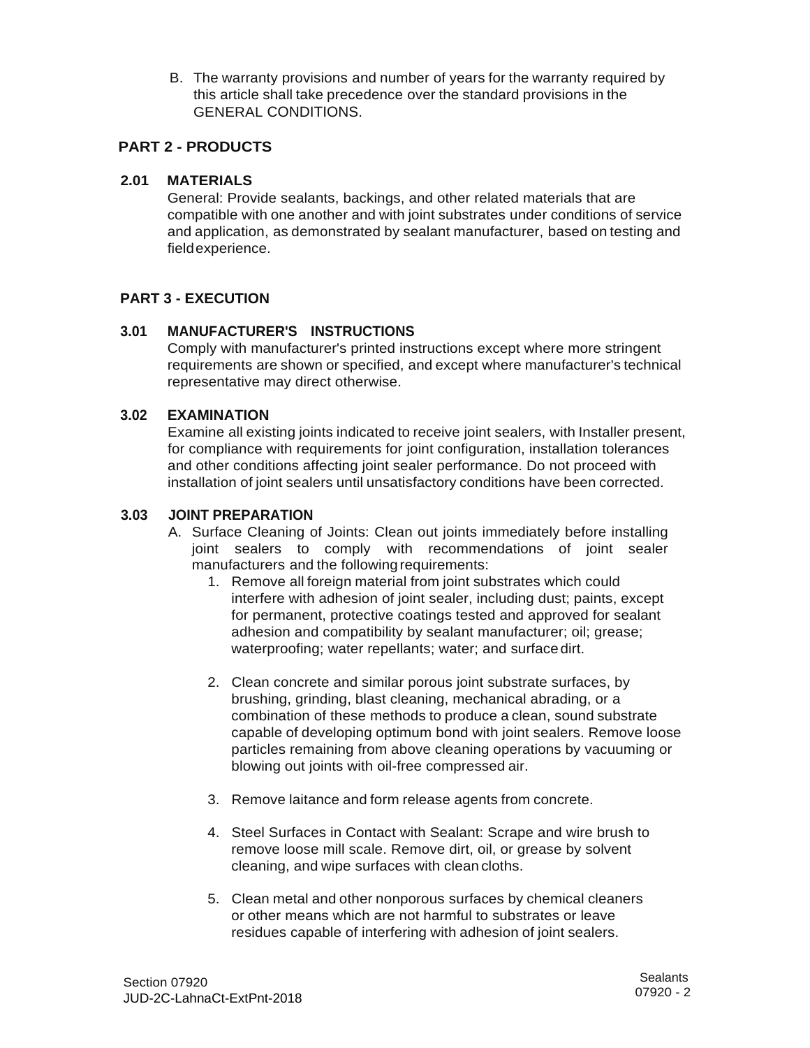B. The warranty provisions and number of years for the warranty required by this article shall take precedence over the standard provisions in the GENERAL CONDITIONS.

## PART 2 - PRODUCTS

### 2.01 MATERIALS

General: Provide sealants, backings, and other related materials that are compatible with one another and with joint substrates under conditions of service and application, as demonstrated by sealant manufacturer, based on testing and field experience.

## PART 3 - EXECUTION

### 3.01 MANUFACTURER'S INSTRUCTIONS

Comply with manufacturer's printed instructions except where more stringent requirements are shown or specified, and except where manufacturer's technical representative may direct otherwise.

### 3.02 EXAMINATION

Examine all existing joints indicated to receive joint sealers, with Installer present, for compliance with requirements for joint configuration, installation tolerances and other conditions affecting joint sealer performance. Do not proceed with installation of joint sealers until unsatisfactory conditions have been corrected.

### 3.03 JOINT PREPARATION

A. Surface Cleaning of Joints: Clean out joints immediately before installing joint sealers to comply with recommendations of joint sealer manufacturers and the following requirements:

1. Remove all foreign material from joint substrates which could interfere with adhesion of joint sealer, including dust; paints, except for permanent, protective coatings tested and approved for sealant adhesion and compatibility by sealant manufacturer; oil; grease; waterproofing; water repellants; water; and surface dirt.

2. Clean concrete and similar porous joint substrate surfaces, by brushing, grinding, blast cleaning, mechanical abrading, or a combination of these methods to produce a clean, sound substrate capable of developing optimum bond with joint sealers. Remove loose particles remaining from above cleaning operations by vacuuming or blowing out joints with oil-free compressed air.

3. Remove laitance and form release agents from concrete.

4. Steel Surfaces in Contact with Sealant: Scrape and wire brush to remove loose mill scale. Remove dirt, oil, or grease by solvent cleaning, and wipe surfaces with clean cloths.

5. Clean metal and other nonporous surfaces by chemical cleaners or other means which are not harmful to substrates or leave residues capable of interfering with adhesion of joint sealers.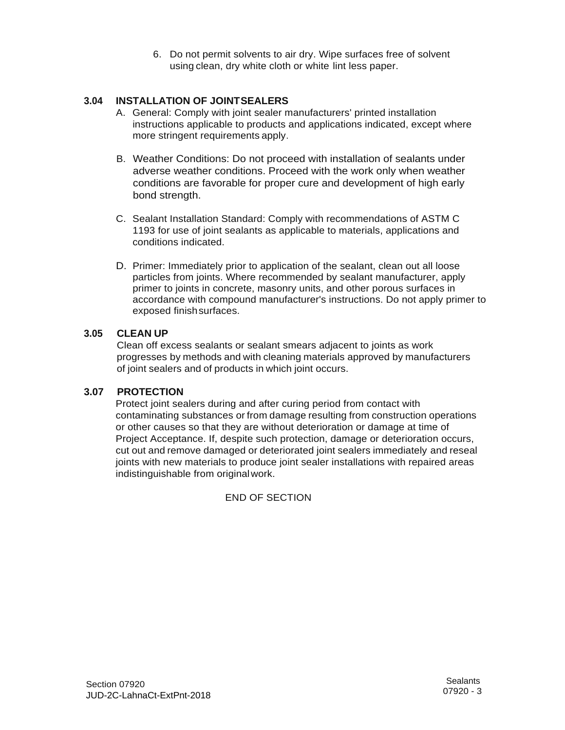6. Do not permit solvents to air dry. Wipe surfaces free of solvent using clean, dry white cloth or white lint less paper.

### 3.04 INSTALLATION OF JOINTSEALERS

A. General: Comply with joint sealer manufacturers' printed installation instructions applicable to products and applications indicated, except where more stringent requirements apply.

B. Weather Conditions: Do not proceed with installation of sealants under adverse weather conditions. Proceed with the work only when weather conditions are favorable for proper cure and development of high early bond strength.

C. Sealant Installation Standard: Comply with recommendations of ASTM C 1193 for use of joint sealants as applicable to materials, applications and conditions indicated.

D. Primer: Immediately prior to application of the sealant, clean out all loose particles from joints. Where recommended by sealant manufacturer, apply primer to joints in concrete, masonry units, and other porous surfaces in accordance with compound manufacturer's instructions. Do not apply primer to exposed finishsurfaces.

### 3.05 CLEAN UP

Clean off excess sealants or sealant smears adjacent to joints as work progresses by methods and with cleaning materials approved by manufacturers of joint sealers and of products in which joint occurs.

### 3.07 PROTECTION

Protect joint sealers during and after curing period from contact with contaminating substances or from damage resulting from construction operations or other causes so that they are without deterioration or damage at time of Project Acceptance. If, despite such protection, damage or deterioration occurs, cut out and remove damaged or deteriorated joint sealers immediately and reseal joints with new materials to produce joint sealer installations with repaired areas indistinguishable from originalwork.

END OF SECTION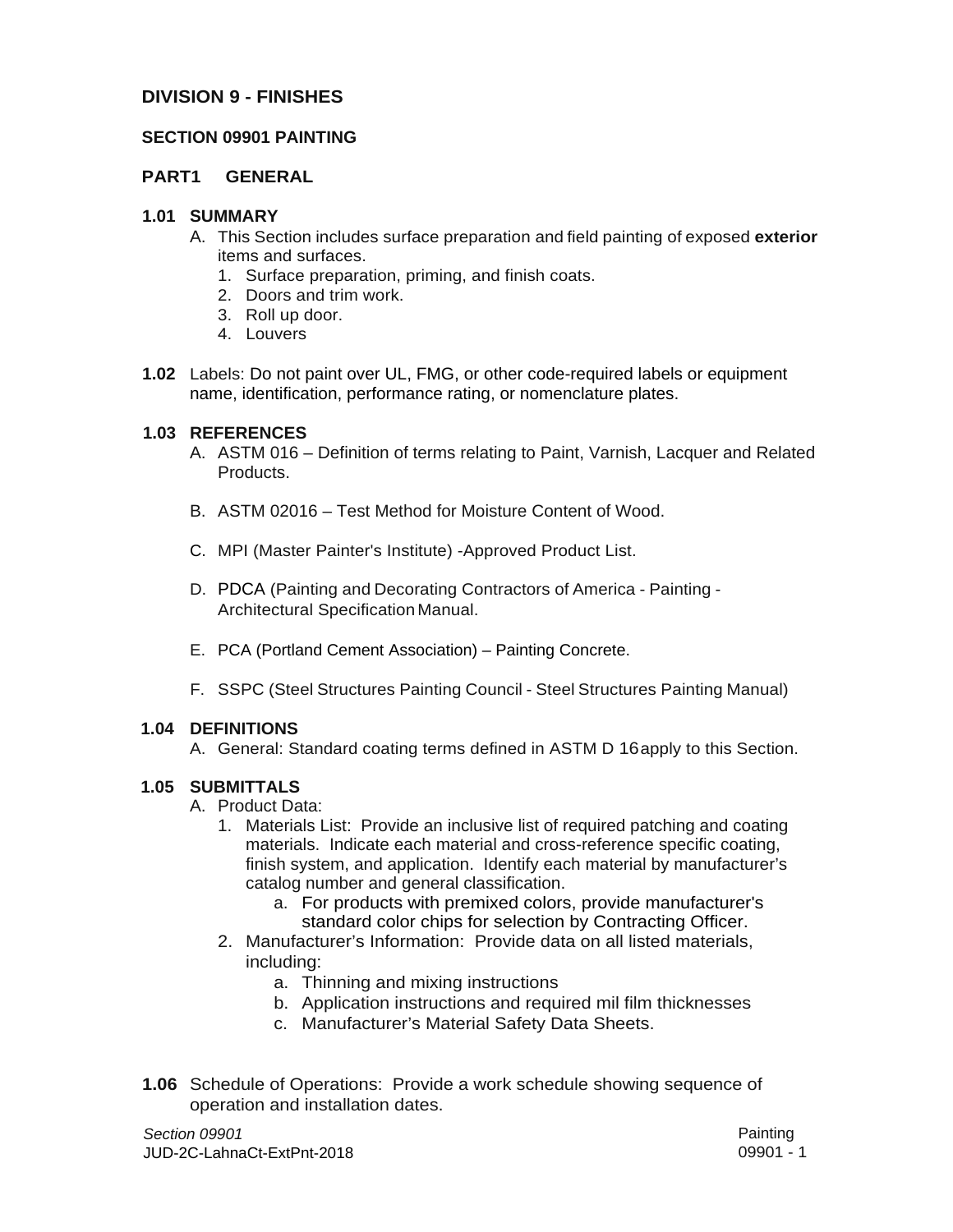# DIVISION 9 - FINISHES

## SECTION 09901 PAINTING

## PART1 GENERAL

### 1.01 SUMMARY

A. This Section includes surface preparation and field painting of exposed **exterior** items and surfaces.
   1. Surface preparation, priming, and finish coats.
   2. Doors and trim work.
   3. Roll up door.
   4. Louvers

**1.02** Labels: Do not paint over UL, FMG, or other code-required labels or equipment name, identification, performance rating, or nomenclature plates.

### 1.03 REFERENCES

A. ASTM 016 – Definition of terms relating to Paint, Varnish, Lacquer and Related Products.

B. ASTM 02016 – Test Method for Moisture Content of Wood.

C. MPI (Master Painter's Institute) -Approved Product List.

D. PDCA (Painting and Decorating Contractors of America - Painting - Architectural Specification Manual.

E. PCA (Portland Cement Association) – Painting Concrete.

F. SSPC (Steel Structures Painting Council - Steel Structures Painting Manual)

### 1.04 DEFINITIONS

A. General: Standard coating terms defined in ASTM D 16 apply to this Section.

### 1.05 SUBMITTALS

A. Product Data:
   1. Materials List: Provide an inclusive list of required patching and coating materials. Indicate each material and cross-reference specific coating, finish system, and application. Identify each material by manufacturer's catalog number and general classification.
      a. For products with premixed colors, provide manufacturer's standard color chips for selection by Contracting Officer.
   2. Manufacturer's Information: Provide data on all listed materials, including:
      a. Thinning and mixing instructions
      b. Application instructions and required mil film thicknesses
      c. Manufacturer's Material Safety Data Sheets.

**1.06** Schedule of Operations: Provide a work schedule showing sequence of operation and installation dates.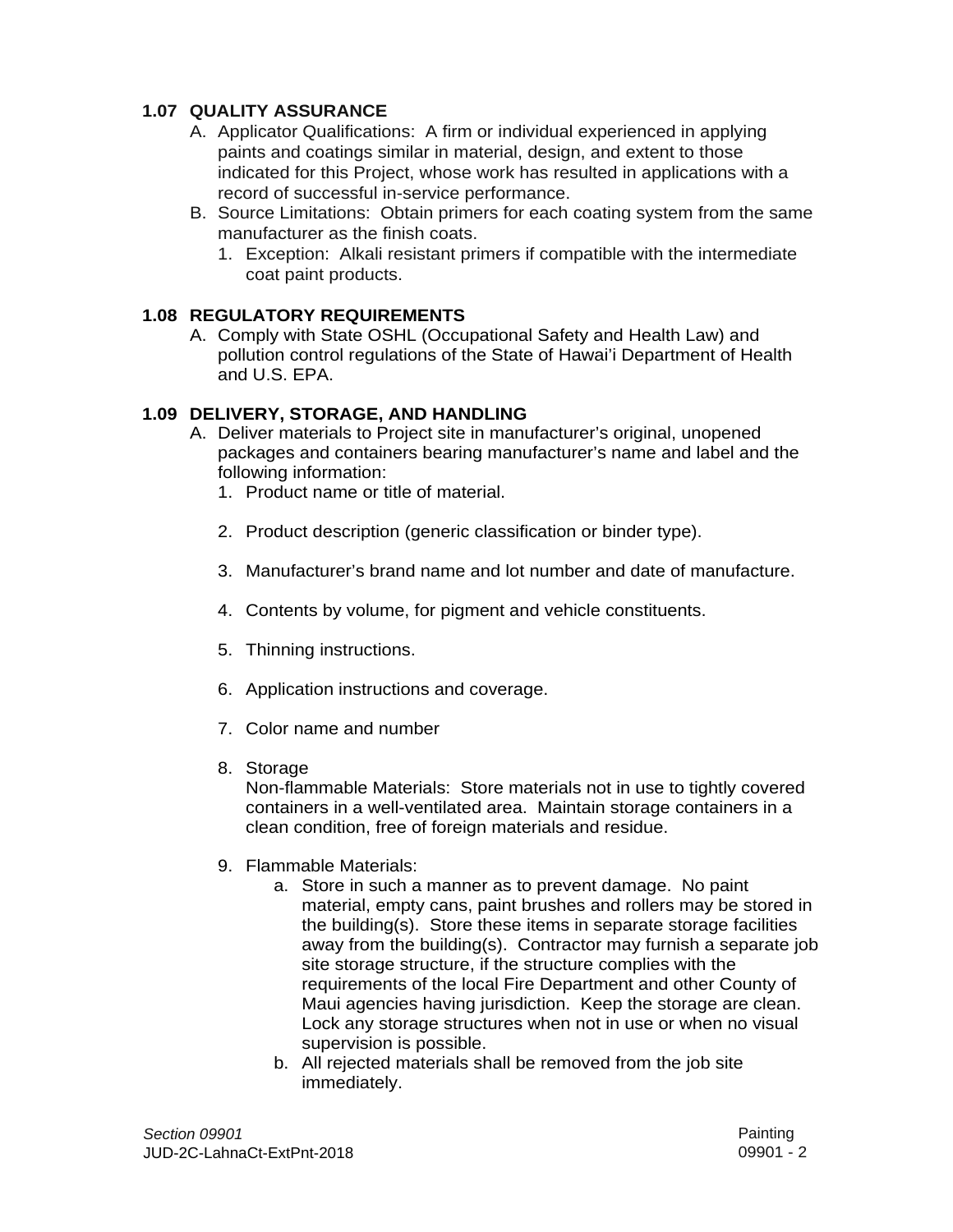### 1.07 QUALITY ASSURANCE

A. Applicator Qualifications: A firm or individual experienced in applying paints and coatings similar in material, design, and extent to those indicated for this Project, whose work has resulted in applications with a record of successful in-service performance.

B. Source Limitations: Obtain primers for each coating system from the same manufacturer as the finish coats.

   1. Exception: Alkali resistant primers if compatible with the intermediate coat paint products.

### 1.08 REGULATORY REQUIREMENTS

A. Comply with State OSHL (Occupational Safety and Health Law) and pollution control regulations of the State of Hawai'i Department of Health and U.S. EPA.

### 1.09 DELIVERY, STORAGE, AND HANDLING

A. Deliver materials to Project site in manufacturer's original, unopened packages and containers bearing manufacturer's name and label and the following information:

   1. Product name or title of material.

   2. Product description (generic classification or binder type).

   3. Manufacturer's brand name and lot number and date of manufacture.

   4. Contents by volume, for pigment and vehicle constituents.

   5. Thinning instructions.

   6. Application instructions and coverage.

   7. Color name and number

   8. Storage
      Non-flammable Materials: Store materials not in use to tightly covered containers in a well-ventilated area. Maintain storage containers in a clean condition, free of foreign materials and residue.

   9. Flammable Materials:

      a. Store in such a manner as to prevent damage. No paint material, empty cans, paint brushes and rollers may be stored in the building(s). Store these items in separate storage facilities away from the building(s). Contractor may furnish a separate job site storage structure, if the structure complies with the requirements of the local Fire Department and other County of Maui agencies having jurisdiction. Keep the storage are clean. Lock any storage structures when not in use or when no visual supervision is possible.

      b. All rejected materials shall be removed from the job site immediately.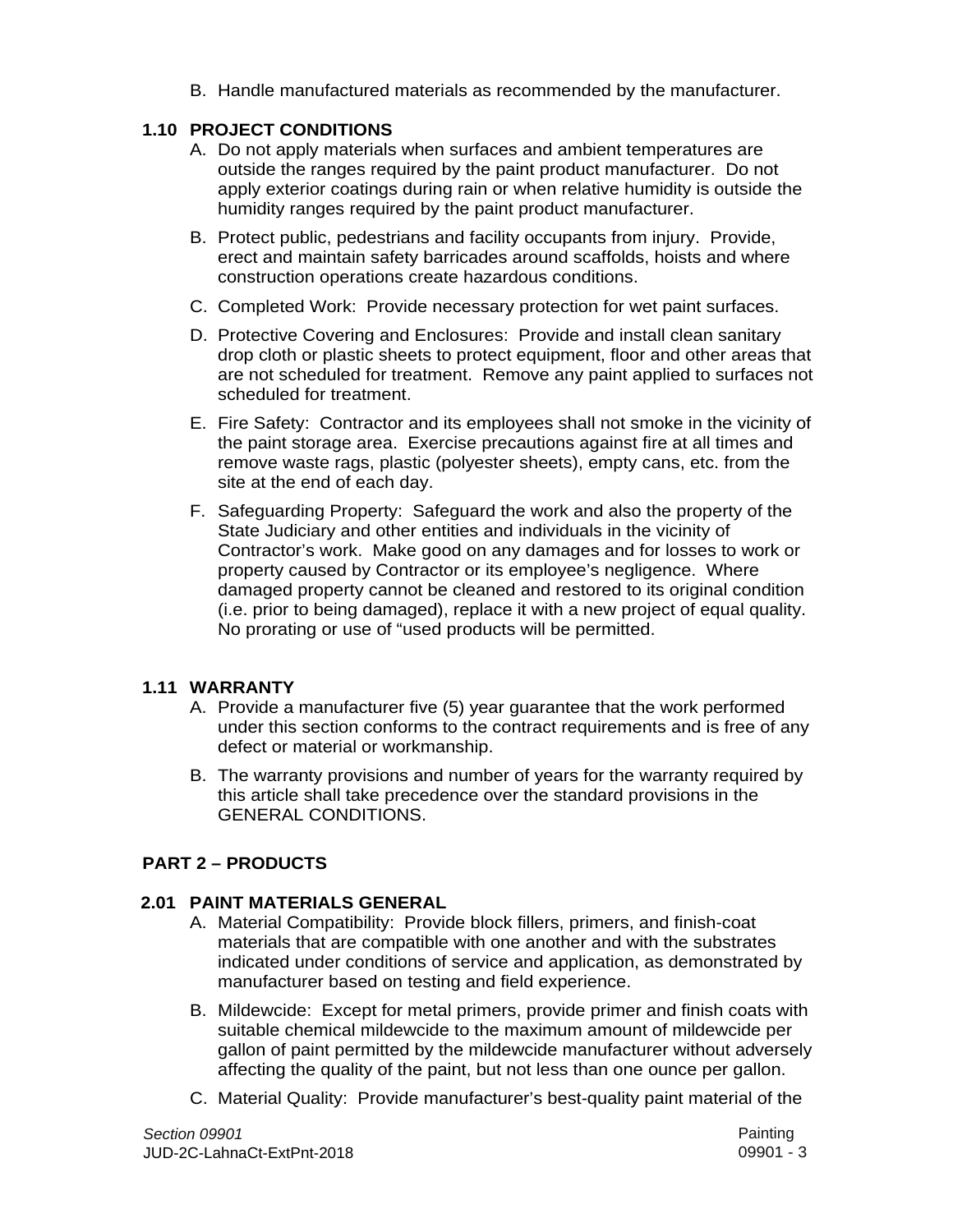B. Handle manufactured materials as recommended by the manufacturer.

### 1.10 PROJECT CONDITIONS

A. Do not apply materials when surfaces and ambient temperatures are outside the ranges required by the paint product manufacturer. Do not apply exterior coatings during rain or when relative humidity is outside the humidity ranges required by the paint product manufacturer.

B. Protect public, pedestrians and facility occupants from injury. Provide, erect and maintain safety barricades around scaffolds, hoists and where construction operations create hazardous conditions.

C. Completed Work: Provide necessary protection for wet paint surfaces.

D. Protective Covering and Enclosures: Provide and install clean sanitary drop cloth or plastic sheets to protect equipment, floor and other areas that are not scheduled for treatment. Remove any paint applied to surfaces not scheduled for treatment.

E. Fire Safety: Contractor and its employees shall not smoke in the vicinity of the paint storage area. Exercise precautions against fire at all times and remove waste rags, plastic (polyester sheets), empty cans, etc. from the site at the end of each day.

F. Safeguarding Property: Safeguard the work and also the property of the State Judiciary and other entities and individuals in the vicinity of Contractor's work. Make good on any damages and for losses to work or property caused by Contractor or its employee's negligence. Where damaged property cannot be cleaned and restored to its original condition (i.e. prior to being damaged), replace it with a new project of equal quality. No prorating or use of "used products will be permitted.

### 1.11 WARRANTY

A. Provide a manufacturer five (5) year guarantee that the work performed under this section conforms to the contract requirements and is free of any defect or material or workmanship.

B. The warranty provisions and number of years for the warranty required by this article shall take precedence over the standard provisions in the GENERAL CONDITIONS.

## PART 2 – PRODUCTS

### 2.01 PAINT MATERIALS GENERAL

A. Material Compatibility: Provide block fillers, primers, and finish-coat materials that are compatible with one another and with the substrates indicated under conditions of service and application, as demonstrated by manufacturer based on testing and field experience.

B. Mildewcide: Except for metal primers, provide primer and finish coats with suitable chemical mildewcide to the maximum amount of mildewcide per gallon of paint permitted by the mildewcide manufacturer without adversely affecting the quality of the paint, but not less than one ounce per gallon.

C. Material Quality: Provide manufacturer's best-quality paint material of the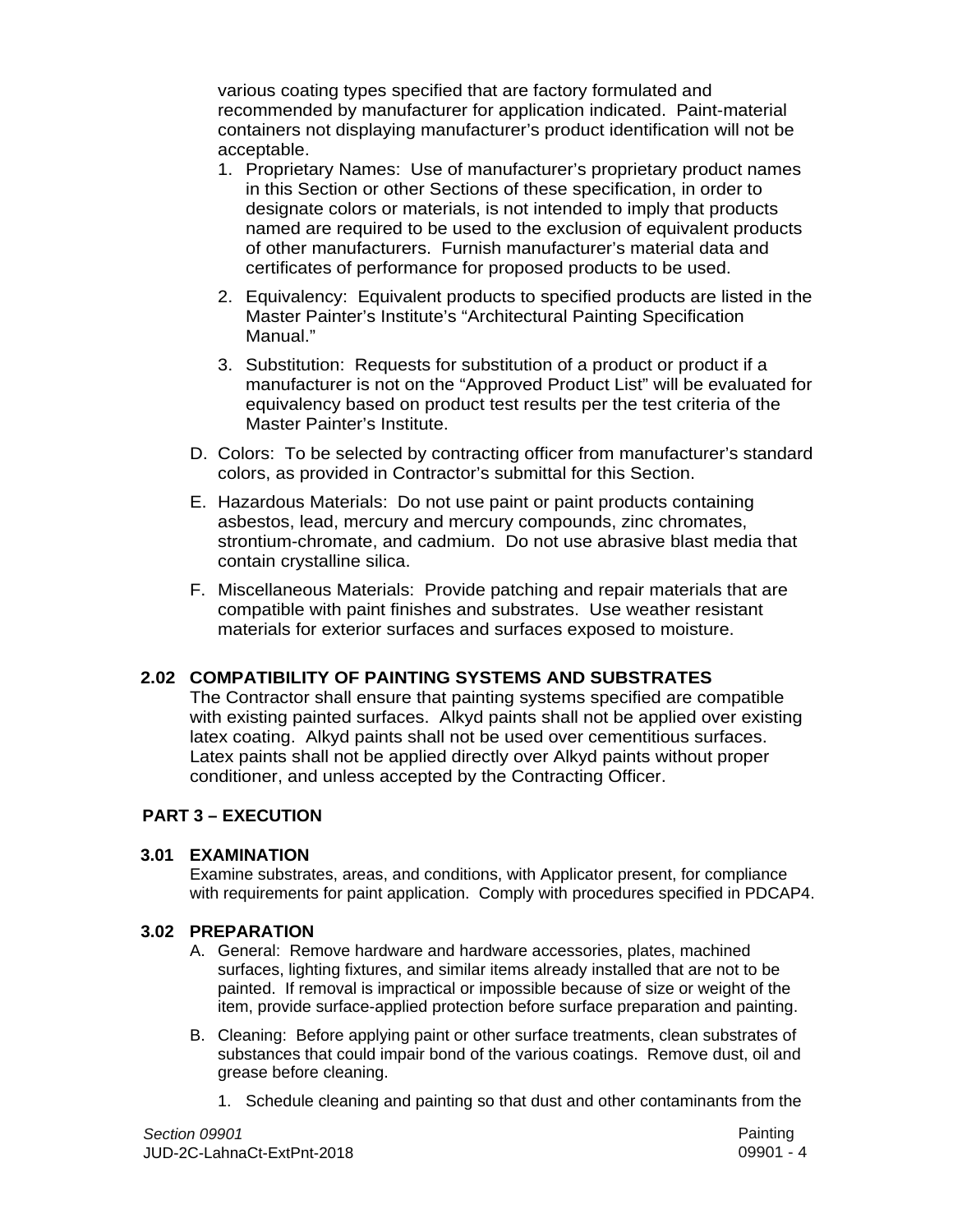various coating types specified that are factory formulated and recommended by manufacturer for application indicated. Paint-material containers not displaying manufacturer's product identification will not be acceptable.

1. Proprietary Names: Use of manufacturer's proprietary product names in this Section or other Sections of these specification, in order to designate colors or materials, is not intended to imply that products named are required to be used to the exclusion of equivalent products of other manufacturers. Furnish manufacturer's material data and certificates of performance for proposed products to be used.
2. Equivalency: Equivalent products to specified products are listed in the Master Painter's Institute's "Architectural Painting Specification Manual."
3. Substitution: Requests for substitution of a product or product if a manufacturer is not on the "Approved Product List" will be evaluated for equivalency based on product test results per the test criteria of the Master Painter's Institute.

D. Colors: To be selected by contracting officer from manufacturer's standard colors, as provided in Contractor's submittal for this Section.

E. Hazardous Materials: Do not use paint or paint products containing asbestos, lead, mercury and mercury compounds, zinc chromates, strontium-chromate, and cadmium. Do not use abrasive blast media that contain crystalline silica.

F. Miscellaneous Materials: Provide patching and repair materials that are compatible with paint finishes and substrates. Use weather resistant materials for exterior surfaces and surfaces exposed to moisture.

### 2.02 COMPATIBILITY OF PAINTING SYSTEMS AND SUBSTRATES

The Contractor shall ensure that painting systems specified are compatible with existing painted surfaces. Alkyd paints shall not be applied over existing latex coating. Alkyd paints shall not be used over cementitious surfaces. Latex paints shall not be applied directly over Alkyd paints without proper conditioner, and unless accepted by the Contracting Officer.

## PART 3 – EXECUTION

### 3.01 EXAMINATION

Examine substrates, areas, and conditions, with Applicator present, for compliance with requirements for paint application. Comply with procedures specified in PDCAP4.

### 3.02 PREPARATION

A. General: Remove hardware and hardware accessories, plates, machined surfaces, lighting fixtures, and similar items already installed that are not to be painted. If removal is impractical or impossible because of size or weight of the item, provide surface-applied protection before surface preparation and painting.

B. Cleaning: Before applying paint or other surface treatments, clean substrates of substances that could impair bond of the various coatings. Remove dust, oil and grease before cleaning.

1. Schedule cleaning and painting so that dust and other contaminants from the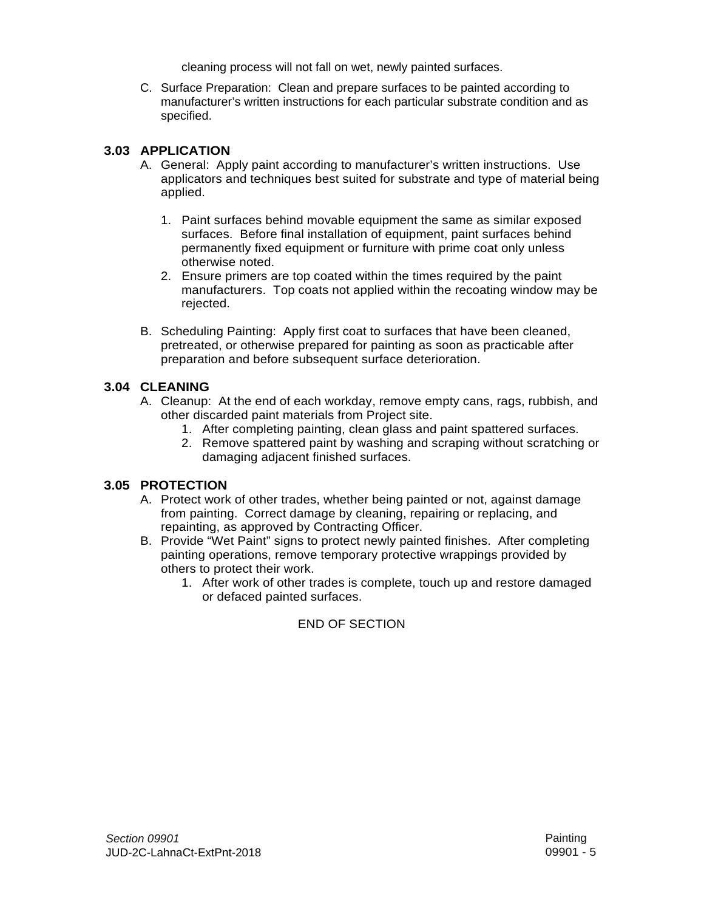cleaning process will not fall on wet, newly painted surfaces.

C. Surface Preparation: Clean and prepare surfaces to be painted according to manufacturer's written instructions for each particular substrate condition and as specified.

### 3.03 APPLICATION

A. General: Apply paint according to manufacturer's written instructions. Use applicators and techniques best suited for substrate and type of material being applied.

1. Paint surfaces behind movable equipment the same as similar exposed surfaces. Before final installation of equipment, paint surfaces behind permanently fixed equipment or furniture with prime coat only unless otherwise noted.
2. Ensure primers are top coated within the times required by the paint manufacturers. Top coats not applied within the recoating window may be rejected.

B. Scheduling Painting: Apply first coat to surfaces that have been cleaned, pretreated, or otherwise prepared for painting as soon as practicable after preparation and before subsequent surface deterioration.

### 3.04 CLEANING

A. Cleanup: At the end of each workday, remove empty cans, rags, rubbish, and other discarded paint materials from Project site.

1. After completing painting, clean glass and paint spattered surfaces.
2. Remove spattered paint by washing and scraping without scratching or damaging adjacent finished surfaces.

### 3.05 PROTECTION

A. Protect work of other trades, whether being painted or not, against damage from painting. Correct damage by cleaning, repairing or replacing, and repainting, as approved by Contracting Officer.

B. Provide "Wet Paint" signs to protect newly painted finishes. After completing painting operations, remove temporary protective wrappings provided by others to protect their work.

1. After work of other trades is complete, touch up and restore damaged or defaced painted surfaces.

END OF SECTION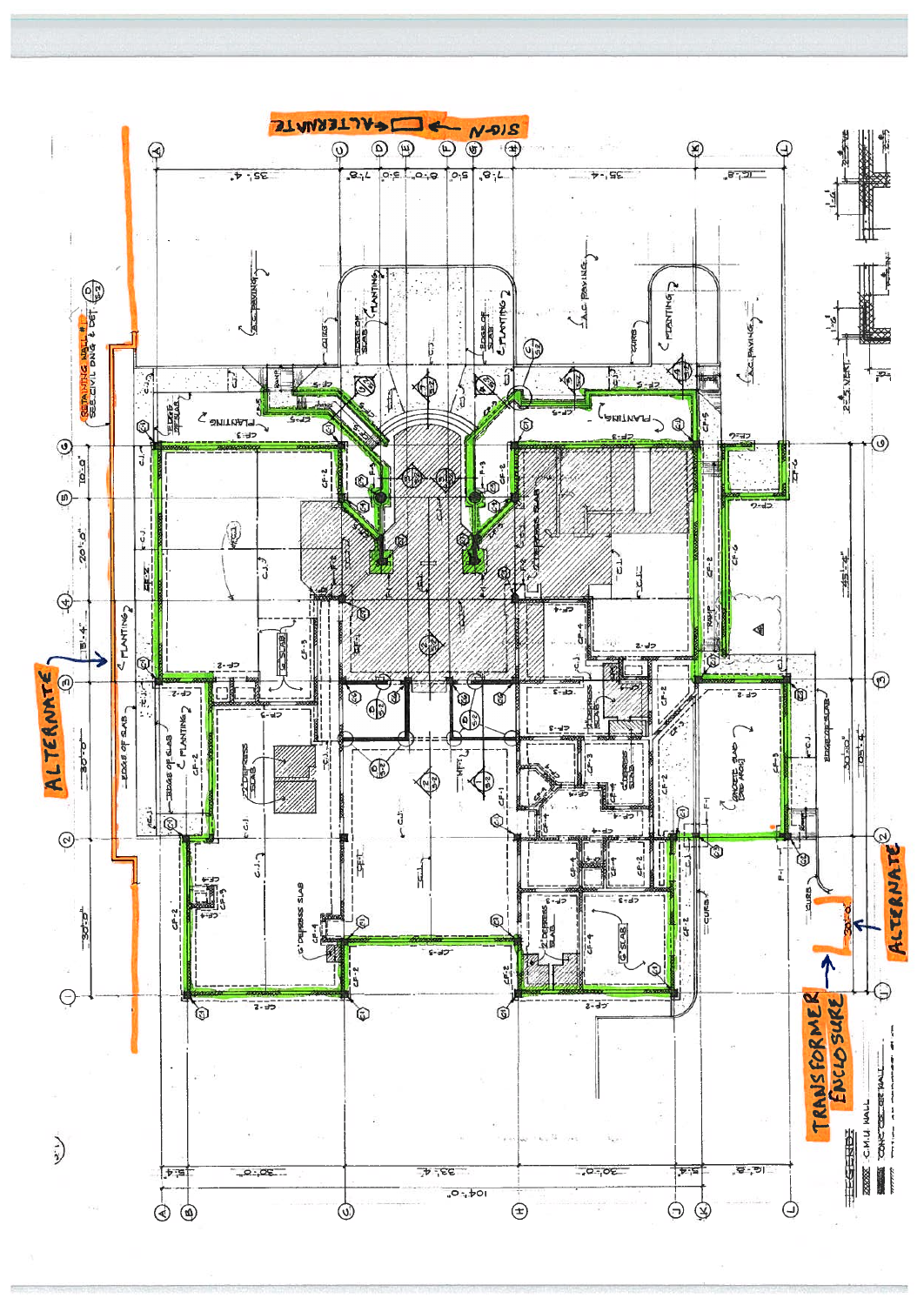SIGN ← ▭ ← ALTERNATE

RETAINING WALL #1 SEE CIVIL DWG & DET

ALTERNATE

ALTERNATE

TRANSFORMER ENCLOSURE

LEGEND:

C.M.U. WALL

CONCRETE WALL